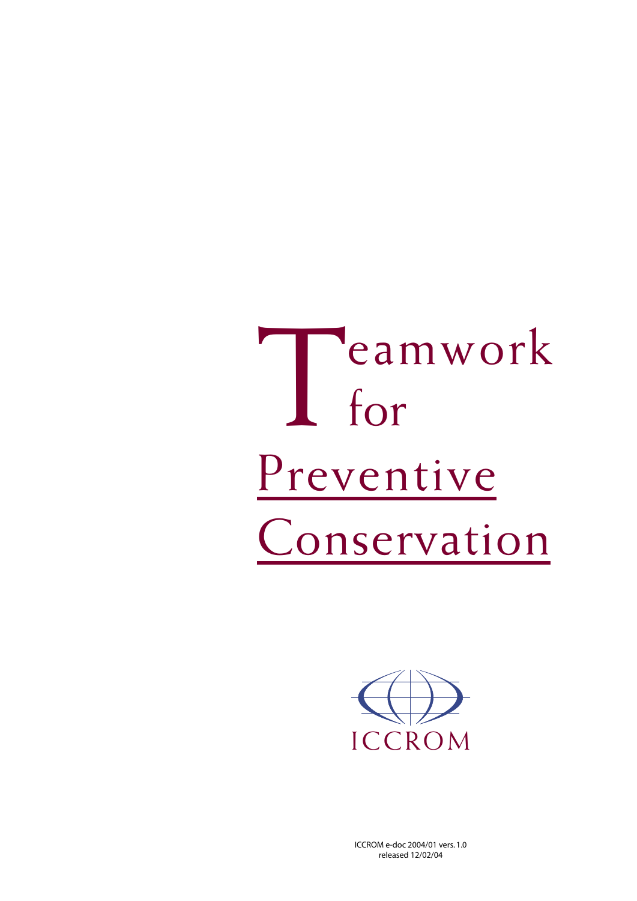# Teamwork for Preventive Conservation

ICCROM

ICCROM e-doc 2004/01 vers. 1.0
released 12/02/04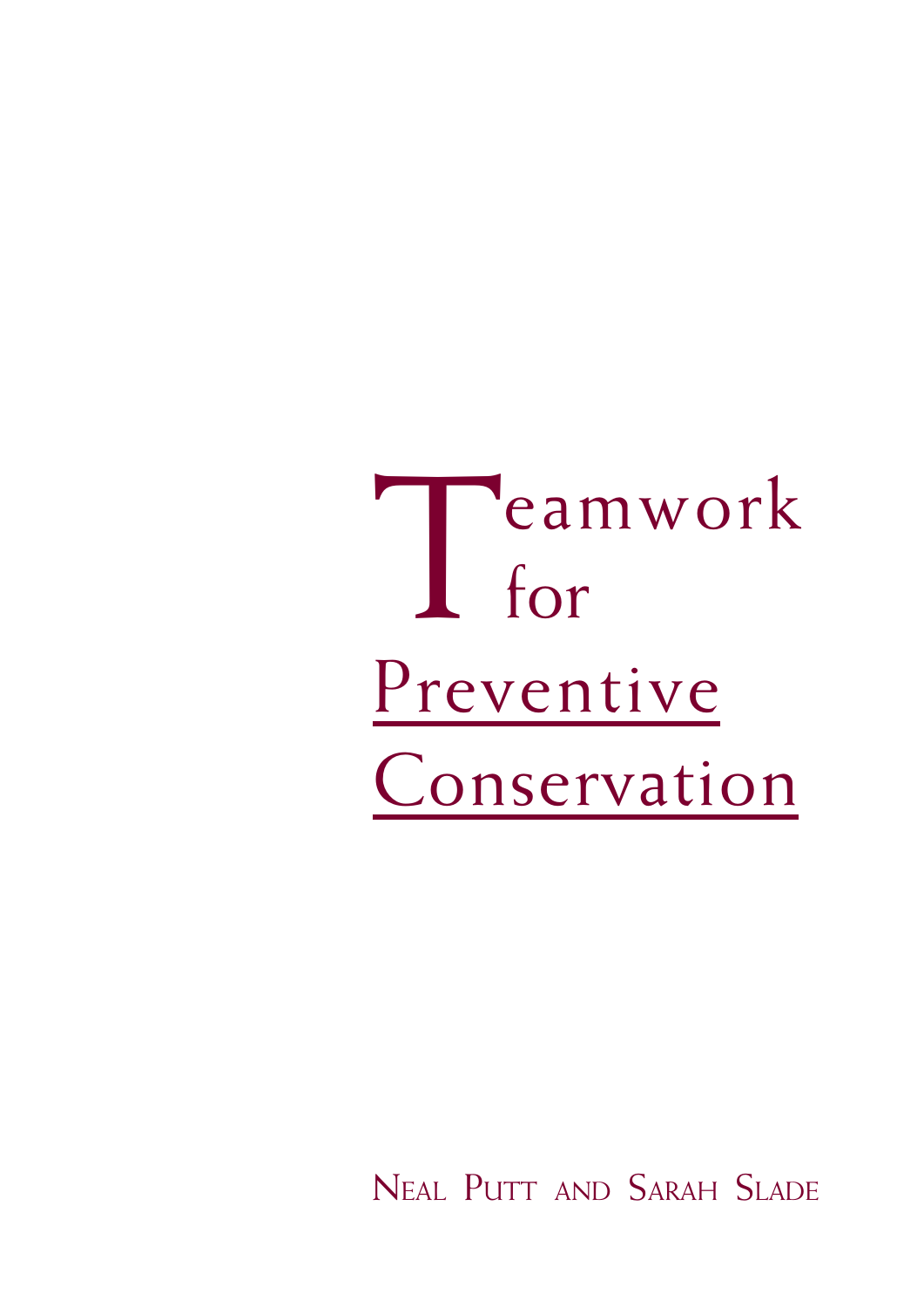# Teamwork for Preventive Conservation

Neal Putt and Sarah Slade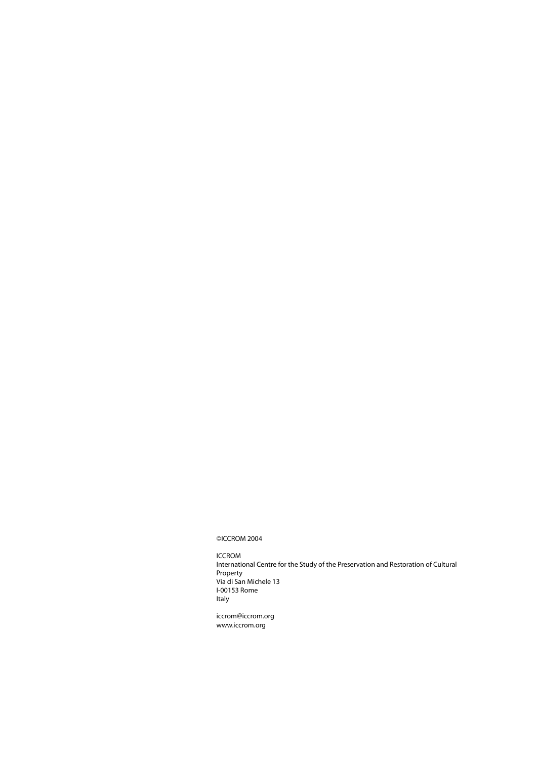©ICCROM 2004

ICCROM
International Centre for the Study of the Preservation and Restoration of Cultural Property
Via di San Michele 13
I-00153 Rome
Italy

iccrom@iccrom.org
www.iccrom.org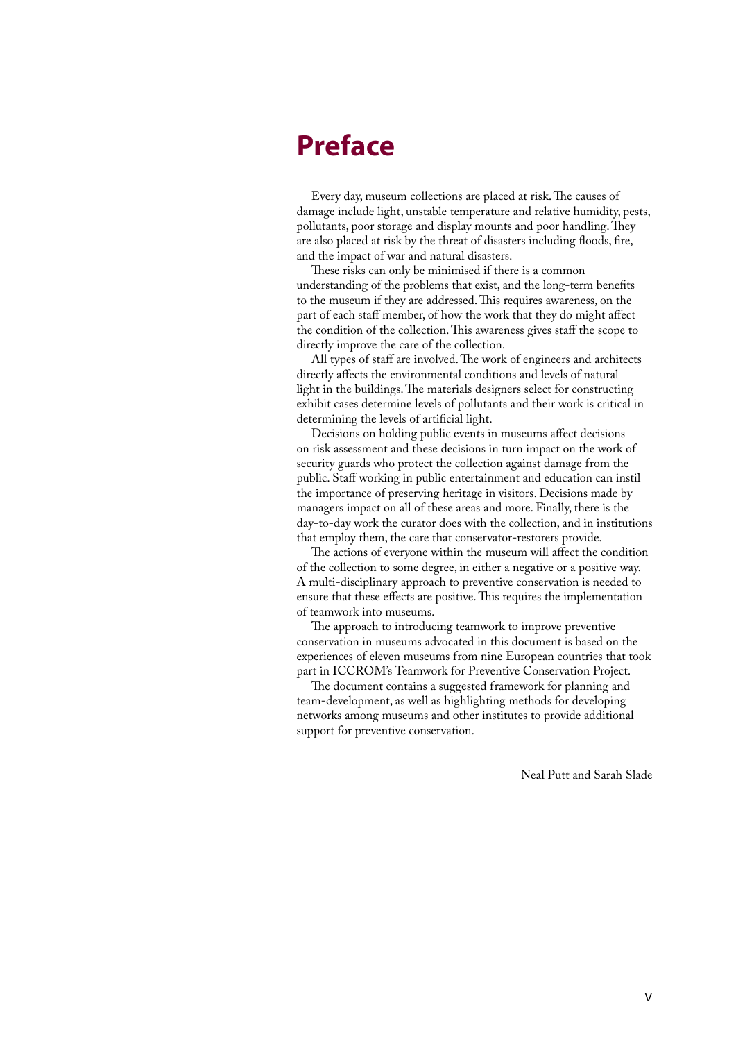# Preface

Every day, museum collections are placed at risk. The causes of damage include light, unstable temperature and relative humidity, pests, pollutants, poor storage and display mounts and poor handling. They are also placed at risk by the threat of disasters including floods, fire, and the impact of war and natural disasters.

These risks can only be minimised if there is a common understanding of the problems that exist, and the long-term benefits to the museum if they are addressed. This requires awareness, on the part of each staff member, of how the work that they do might affect the condition of the collection. This awareness gives staff the scope to directly improve the care of the collection.

All types of staff are involved. The work of engineers and architects directly affects the environmental conditions and levels of natural light in the buildings. The materials designers select for constructing exhibit cases determine levels of pollutants and their work is critical in determining the levels of artificial light.

Decisions on holding public events in museums affect decisions on risk assessment and these decisions in turn impact on the work of security guards who protect the collection against damage from the public. Staff working in public entertainment and education can instil the importance of preserving heritage in visitors. Decisions made by managers impact on all of these areas and more. Finally, there is the day-to-day work the curator does with the collection, and in institutions that employ them, the care that conservator-restorers provide.

The actions of everyone within the museum will affect the condition of the collection to some degree, in either a negative or a positive way. A multi-disciplinary approach to preventive conservation is needed to ensure that these effects are positive. This requires the implementation of teamwork into museums.

The approach to introducing teamwork to improve preventive conservation in museums advocated in this document is based on the experiences of eleven museums from nine European countries that took part in ICCROM's Teamwork for Preventive Conservation Project.

The document contains a suggested framework for planning and team-development, as well as highlighting methods for developing networks among museums and other institutes to provide additional support for preventive conservation.

Neal Putt and Sarah Slade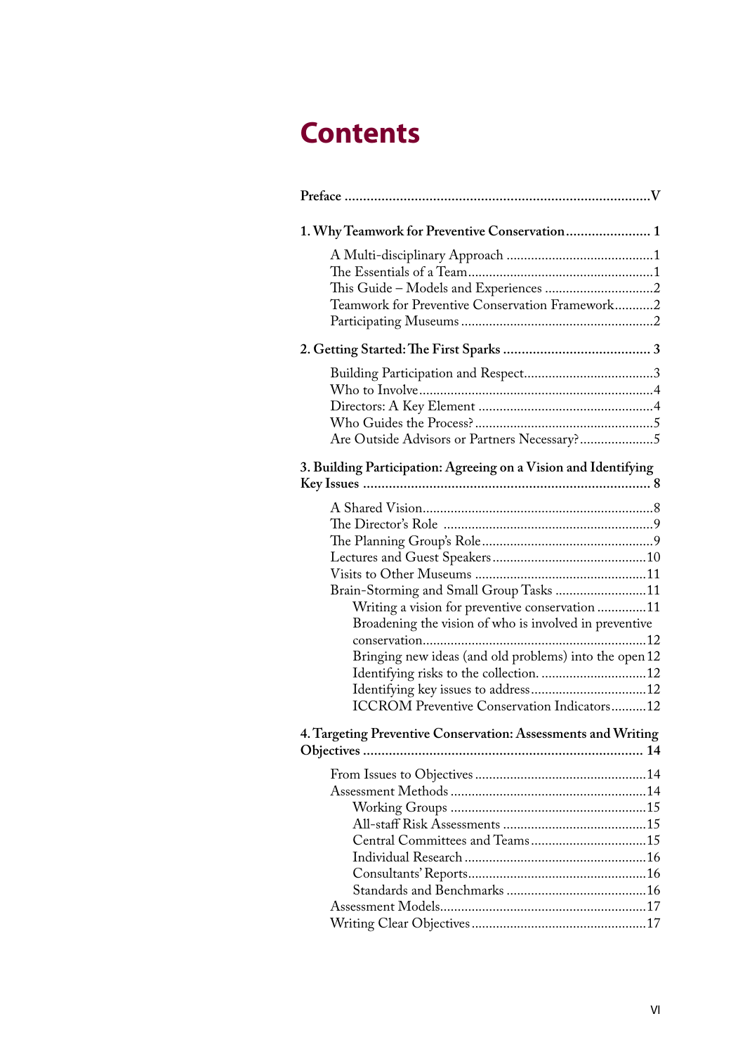# Contents

**Preface** .................................................................................V

**1. Why Teamwork for Preventive Conservation** ....................... 1

- A Multi-disciplinary Approach ..........................................1
- The Essentials of a Team....................................................1
- This Guide – Models and Experiences ...............................2
- Teamwork for Preventive Conservation Framework...........2
- Participating Museums ......................................................2

**2. Getting Started: The First Sparks** ........................................ 3

- Building Participation and Respect.....................................3
- Who to Involve..................................................................4
- Directors: A Key Element ..................................................4
- Who Guides the Process?...................................................5
- Are Outside Advisors or Partners Necessary?.....................5

**3. Building Participation: Agreeing on a Vision and Identifying Key Issues** ............................................................................. 8

- A Shared Vision.................................................................8
- The Director's Role ...........................................................9
- The Planning Group's Role................................................9
- Lectures and Guest Speakers............................................10
- Visits to Other Museums .................................................11
- Brain-Storming and Small Group Tasks ..........................11
  - Writing a vision for preventive conservation ..............11
  - Broadening the vision of who is involved in preventive conservation...............................................................12
  - Bringing new ideas (and old problems) into the open 12
  - Identifying risks to the collection. ..............................12
  - Identifying key issues to address.................................12
  - ICCROM Preventive Conservation Indicators..........12

**4. Targeting Preventive Conservation: Assessments and Writing Objectives** ............................................................................ 14

- From Issues to Objectives .................................................14
- Assessment Methods ........................................................14
  - Working Groups ........................................................15
  - All-staff Risk Assessments .........................................15
  - Central Committees and Teams .................................15
  - Individual Research ...................................................16
  - Consultants' Reports..................................................16
  - Standards and Benchmarks ........................................16
- Assessment Models..........................................................17
- Writing Clear Objectives .................................................17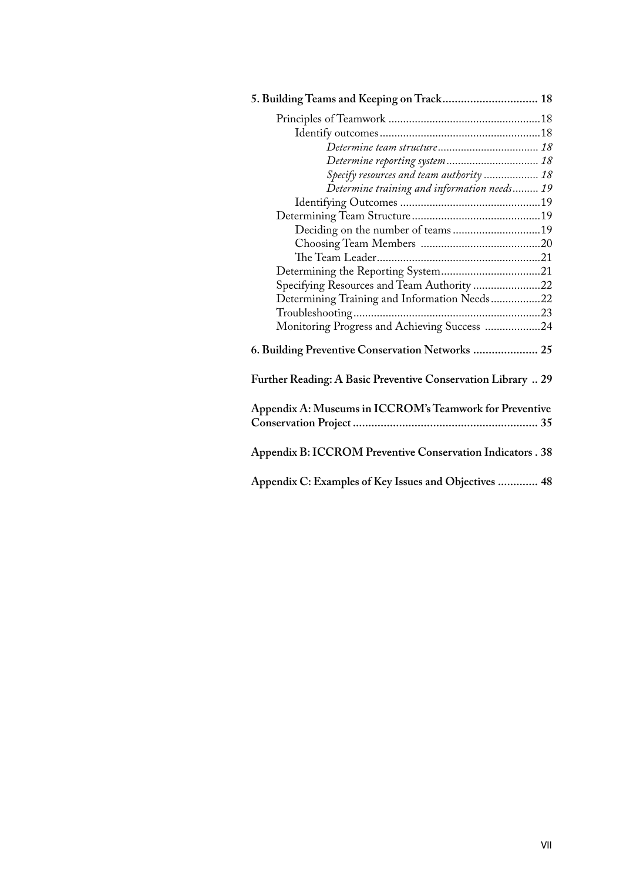**5. Building Teams and Keeping on Track............................... 18**

- Principles of Teamwork .....................................................18
  - Identify outcomes.......................................................18
    - *Determine team structure................................... 18*
    - *Determine reporting system................................ 18*
    - *Specify resources and team authority ................... 18*
    - *Determine training and information needs......... 19*
  - Identifying Outcomes ................................................19
- Determining Team Structure............................................19
  - Deciding on the number of teams ..............................19
  - Choosing Team Members .........................................20
  - The Team Leader........................................................21
- Determining the Reporting System..................................21
- Specifying Resources and Team Authority .......................22
- Determining Training and Information Needs.................22
- Troubleshooting................................................................23
- Monitoring Progress and Achieving Success ...................24

**6. Building Preventive Conservation Networks ..................... 25**

**Further Reading: A Basic Preventive Conservation Library .. 29**

**Appendix A: Museums in ICCROM's Teamwork for Preventive Conservation Project ............................................................ 35**

**Appendix B: ICCROM Preventive Conservation Indicators . 38**

**Appendix C: Examples of Key Issues and Objectives ............. 48**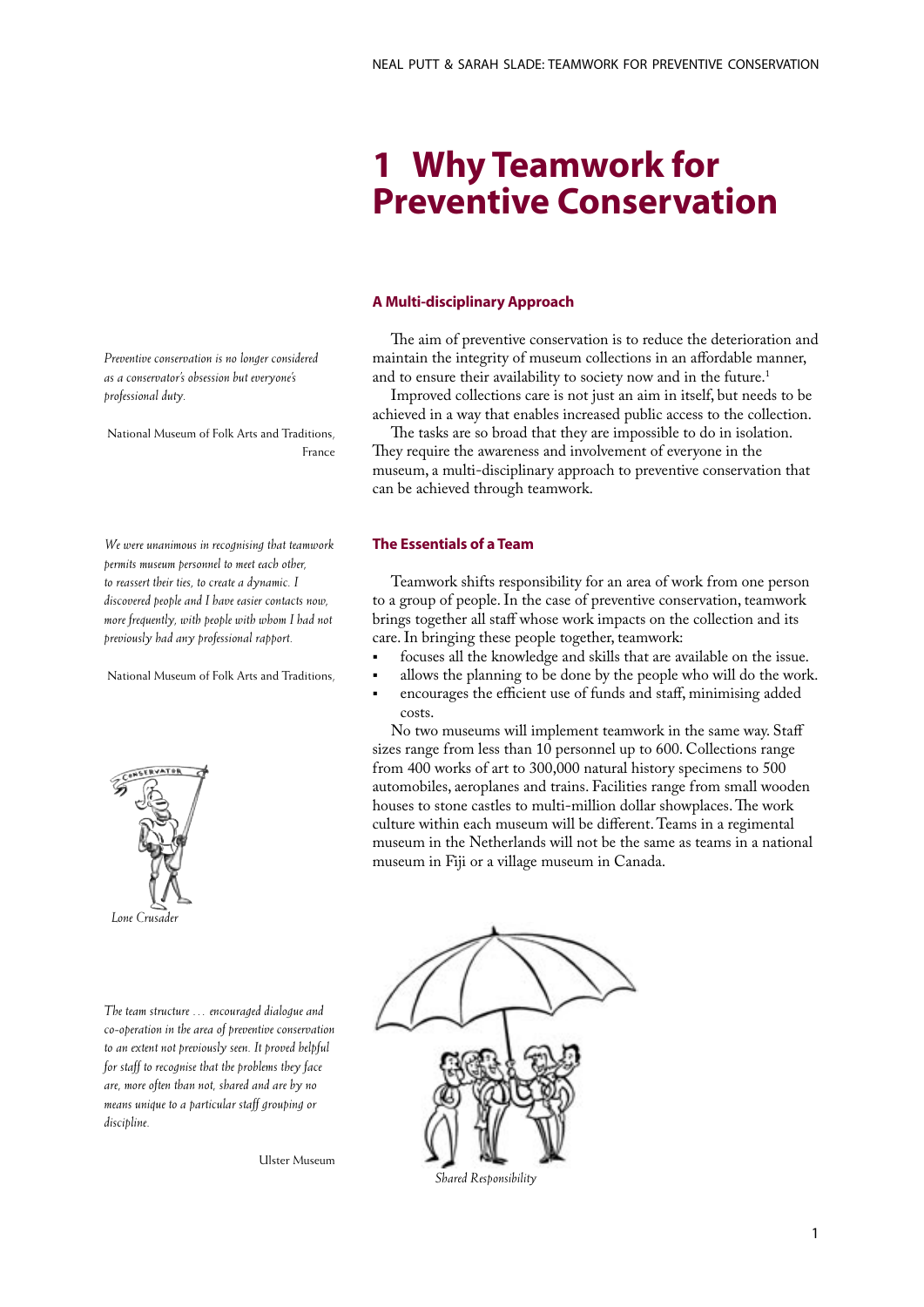# 1 Why Teamwork for Preventive Conservation

## A Multi-disciplinary Approach

*Preventive conservation is no longer considered as a conservator's obsession but everyone's professional duty.*

National Museum of Folk Arts and Traditions, France

The aim of preventive conservation is to reduce the deterioration and maintain the integrity of museum collections in an affordable manner, and to ensure their availability to society now and in the future.[1]

Improved collections care is not just an aim in itself, but needs to be achieved in a way that enables increased public access to the collection.

The tasks are so broad that they are impossible to do in isolation. They require the awareness and involvement of everyone in the museum, a multi-disciplinary approach to preventive conservation that can be achieved through teamwork.

## The Essentials of a Team

*We were unanimous in recognising that teamwork permits museum personnel to meet each other, to reassert their ties, to create a dynamic. I discovered people and I have easier contacts now, more frequently, with people with whom I had not previously had any professional rapport.*

National Museum of Folk Arts and Traditions,

Teamwork shifts responsibility for an area of work from one person to a group of people. In the case of preventive conservation, teamwork brings together all staff whose work impacts on the collection and its care. In bringing these people together, teamwork:

- focuses all the knowledge and skills that are available on the issue.
- allows the planning to be done by the people who will do the work.
- encourages the efficient use of funds and staff, minimising added costs.

No two museums will implement teamwork in the same way. Staff sizes range from less than 10 personnel up to 600. Collections range from 400 works of art to 300,000 natural history specimens to 500 automobiles, aeroplanes and trains. Facilities range from small wooden houses to stone castles to multi-million dollar showplaces. The work culture within each museum will be different. Teams in a regimental museum in the Netherlands will not be the same as teams in a national museum in Fiji or a village museum in Canada.

*Lone Crusader*

*The team structure … encouraged dialogue and co-operation in the area of preventive conservation to an extent not previously seen. It proved helpful for staff to recognise that the problems they face are, more often than not, shared and are by no means unique to a particular staff grouping or discipline.*

Ulster Museum

*Shared Responsibility*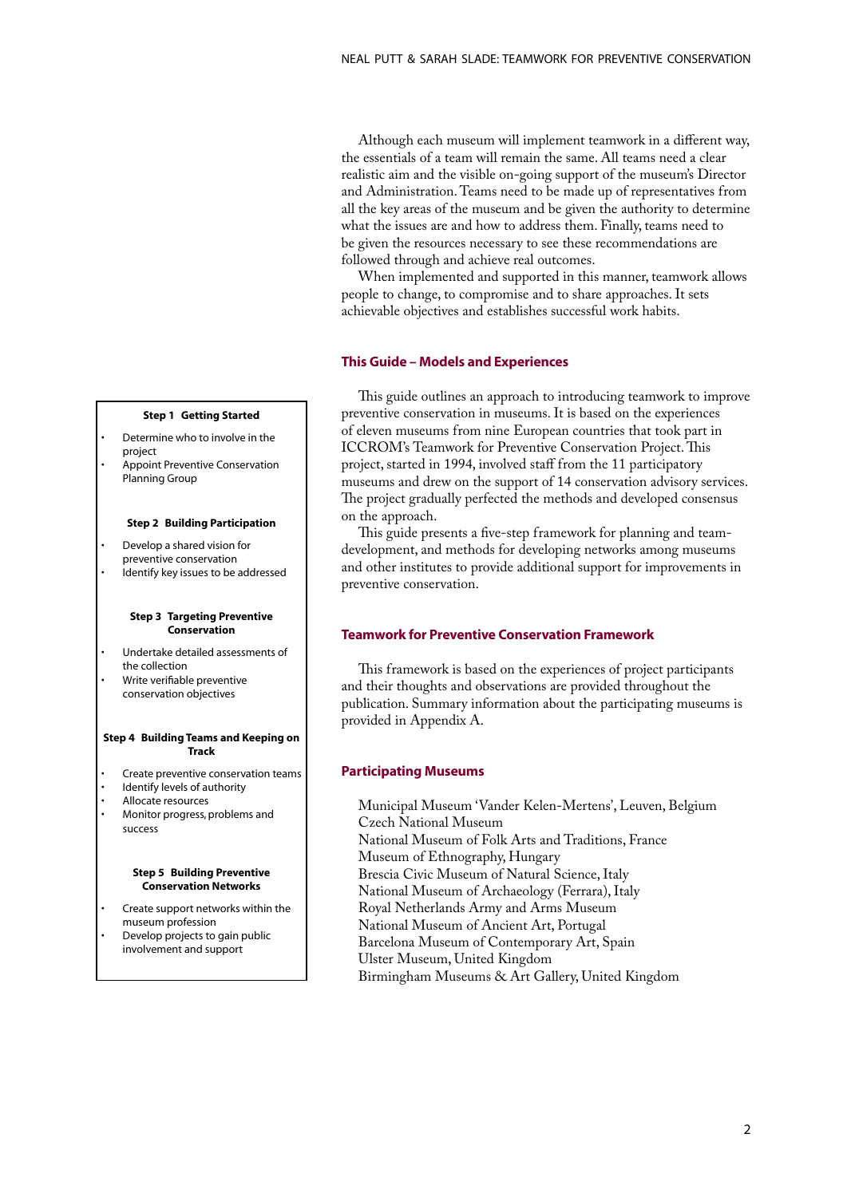Although each museum will implement teamwork in a different way, the essentials of a team will remain the same. All teams need a clear realistic aim and the visible on-going support of the museum's Director and Administration. Teams need to be made up of representatives from all the key areas of the museum and be given the authority to determine what the issues are and how to address them. Finally, teams need to be given the resources necessary to see these recommendations are followed through and achieve real outcomes.

When implemented and supported in this manner, teamwork allows people to change, to compromise and to share approaches. It sets achievable objectives and establishes successful work habits.

## This Guide – Models and Experiences

This guide outlines an approach to introducing teamwork to improve preventive conservation in museums. It is based on the experiences of eleven museums from nine European countries that took part in ICCROM's Teamwork for Preventive Conservation Project. This project, started in 1994, involved staff from the 11 participatory museums and drew on the support of 14 conservation advisory services. The project gradually perfected the methods and developed consensus on the approach.

This guide presents a five-step framework for planning and team-development, and methods for developing networks among museums and other institutes to provide additional support for improvements in preventive conservation.

**Step 1 Getting Started**

- Determine who to involve in the project
- Appoint Preventive Conservation Planning Group

**Step 2 Building Participation**

- Develop a shared vision for preventive conservation
- Identify key issues to be addressed

**Step 3 Targeting Preventive Conservation**

- Undertake detailed assessments of the collection
- Write verifiable preventive conservation objectives

**Step 4 Building Teams and Keeping on Track**

- Create preventive conservation teams
- Identify levels of authority
- Allocate resources
- Monitor progress, problems and success

**Step 5 Building Preventive Conservation Networks**

- Create support networks within the museum profession
- Develop projects to gain public involvement and support

## Teamwork for Preventive Conservation Framework

This framework is based on the experiences of project participants and their thoughts and observations are provided throughout the publication. Summary information about the participating museums is provided in Appendix A.

## Participating Museums

Municipal Museum 'Vander Kelen-Mertens', Leuven, Belgium
Czech National Museum
National Museum of Folk Arts and Traditions, France
Museum of Ethnography, Hungary
Brescia Civic Museum of Natural Science, Italy
National Museum of Archaeology (Ferrara), Italy
Royal Netherlands Army and Arms Museum
National Museum of Ancient Art, Portugal
Barcelona Museum of Contemporary Art, Spain
Ulster Museum, United Kingdom
Birmingham Museums & Art Gallery, United Kingdom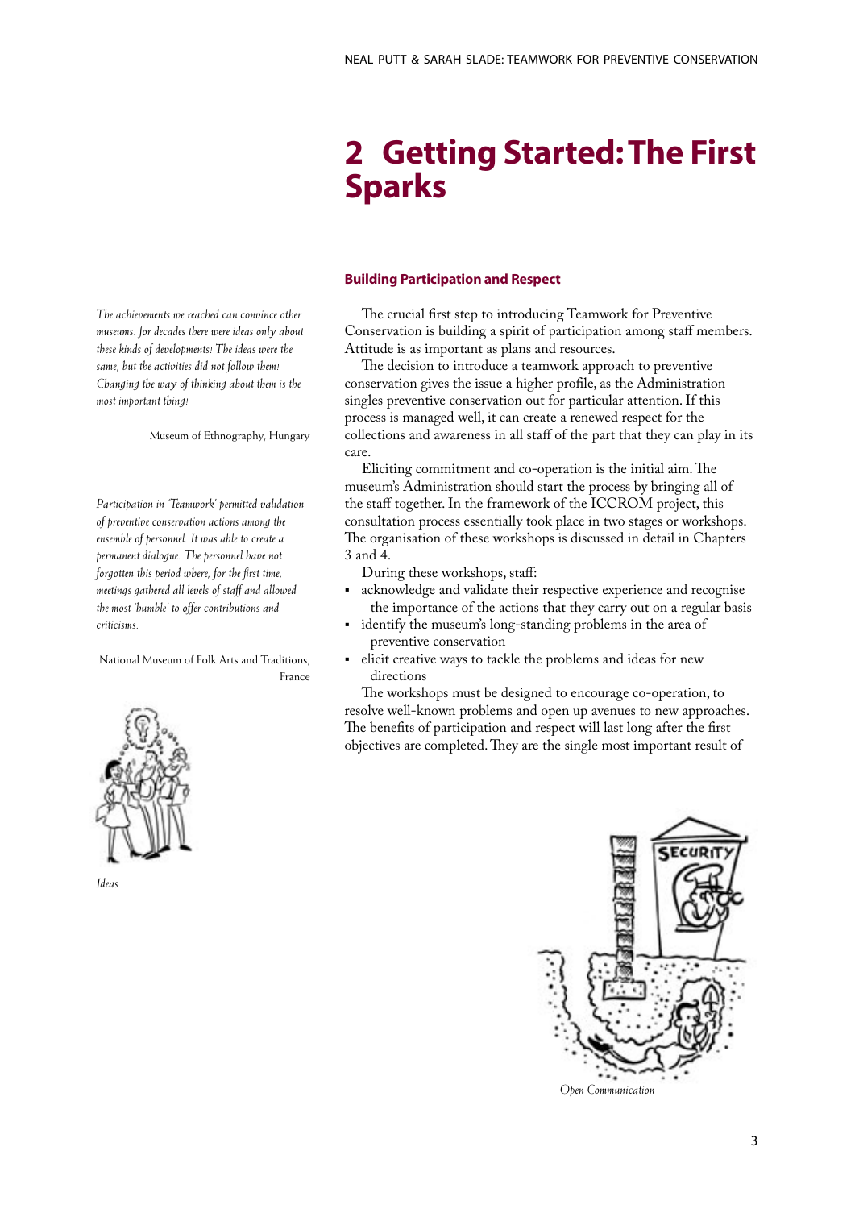# 2 Getting Started: The First Sparks

*The achievements we reached can convince other museums: for decades there were ideas only about these kinds of developments! The ideas were the same, but the activities did not follow them! Changing the way of thinking about them is the most important thing!*

Museum of Ethnography, Hungary

*Participation in 'Teamwork' permitted validation of preventive conservation actions among the ensemble of personnel. It was able to create a permanent dialogue. The personnel have not forgotten this period where, for the first time, meetings gathered all levels of staff and allowed the most 'humble' to offer contributions and criticisms.*

National Museum of Folk Arts and Traditions, France

*Ideas*

### Building Participation and Respect

The crucial first step to introducing Teamwork for Preventive Conservation is building a spirit of participation among staff members. Attitude is as important as plans and resources.

The decision to introduce a teamwork approach to preventive conservation gives the issue a higher profile, as the Administration singles preventive conservation out for particular attention. If this process is managed well, it can create a renewed respect for the collections and awareness in all staff of the part that they can play in its care.

Eliciting commitment and co-operation is the initial aim. The museum's Administration should start the process by bringing all of the staff together. In the framework of the ICCROM project, this consultation process essentially took place in two stages or workshops. The organisation of these workshops is discussed in detail in Chapters 3 and 4.

During these workshops, staff:

- acknowledge and validate their respective experience and recognise the importance of the actions that they carry out on a regular basis
- identify the museum's long-standing problems in the area of preventive conservation
- elicit creative ways to tackle the problems and ideas for new directions

The workshops must be designed to encourage co-operation, to resolve well-known problems and open up avenues to new approaches. The benefits of participation and respect will last long after the first objectives are completed. They are the single most important result of

*Open Communication*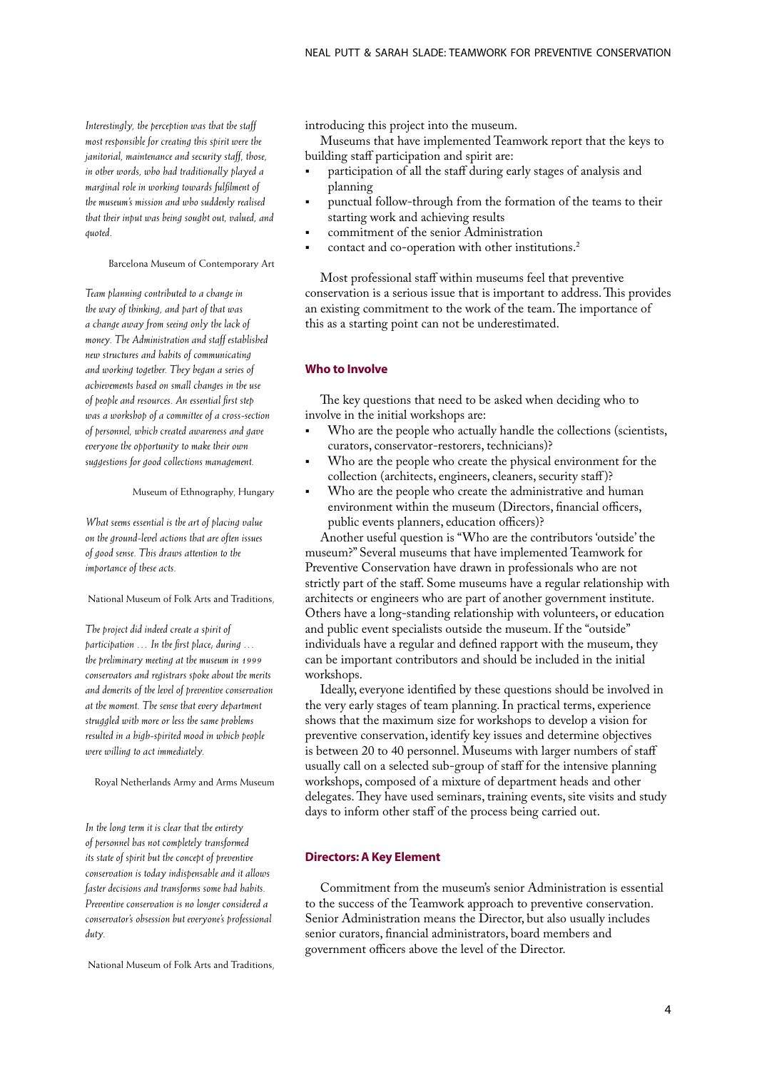*Interestingly, the perception was that the staff most responsible for creating this spirit were the janitorial, maintenance and security staff, those, in other words, who had traditionally played a marginal role in working towards fulfilment of the museum's mission and who suddenly realised that their input was being sought out, valued, and quoted.*

Barcelona Museum of Contemporary Art

*Team planning contributed to a change in the way of thinking, and part of that was a change away from seeing only the lack of money. The Administration and staff established new structures and habits of communicating and working together. They began a series of achievements based on small changes in the use of people and resources. An essential first step was a workshop of a committee of a cross-section of personnel, which created awareness and gave everyone the opportunity to make their own suggestions for good collections management.*

Museum of Ethnography, Hungary

*What seems essential is the art of placing value on the ground-level actions that are often issues of good sense. This draws attention to the importance of these acts.*

National Museum of Folk Arts and Traditions,

*The project did indeed create a spirit of participation … In the first place, during … the preliminary meeting at the museum in 1999 conservators and registrars spoke about the merits and demerits of the level of preventive conservation at the moment. The sense that every department struggled with more or less the same problems resulted in a high-spirited mood in which people were willing to act immediately.*

Royal Netherlands Army and Arms Museum

*In the long term it is clear that the entirety of personnel has not completely transformed its state of spirit but the concept of preventive conservation is today indispensable and it allows faster decisions and transforms some bad habits. Preventive conservation is no longer considered a conservator's obsession but everyone's professional duty.*

National Museum of Folk Arts and Traditions,

introducing this project into the museum.

Museums that have implemented Teamwork report that the keys to building staff participation and spirit are:

- participation of all the staff during early stages of analysis and planning
- punctual follow-through from the formation of the teams to their starting work and achieving results
- commitment of the senior Administration
- contact and co-operation with other institutions.[2]

Most professional staff within museums feel that preventive conservation is a serious issue that is important to address. This provides an existing commitment to the work of the team. The importance of this as a starting point can not be underestimated.

## Who to Involve

The key questions that need to be asked when deciding who to involve in the initial workshops are:

- Who are the people who actually handle the collections (scientists, curators, conservator-restorers, technicians)?
- Who are the people who create the physical environment for the collection (architects, engineers, cleaners, security staff)?
- Who are the people who create the administrative and human environment within the museum (Directors, financial officers, public events planners, education officers)?

Another useful question is "Who are the contributors 'outside' the museum?" Several museums that have implemented Teamwork for Preventive Conservation have drawn in professionals who are not strictly part of the staff. Some museums have a regular relationship with architects or engineers who are part of another government institute. Others have a long-standing relationship with volunteers, or education and public event specialists outside the museum. If the "outside" individuals have a regular and defined rapport with the museum, they can be important contributors and should be included in the initial workshops.

Ideally, everyone identified by these questions should be involved in the very early stages of team planning. In practical terms, experience shows that the maximum size for workshops to develop a vision for preventive conservation, identify key issues and determine objectives is between 20 to 40 personnel. Museums with larger numbers of staff usually call on a selected sub-group of staff for the intensive planning workshops, composed of a mixture of department heads and other delegates. They have used seminars, training events, site visits and study days to inform other staff of the process being carried out.

## Directors: A Key Element

Commitment from the museum's senior Administration is essential to the success of the Teamwork approach to preventive conservation. Senior Administration means the Director, but also usually includes senior curators, financial administrators, board members and government officers above the level of the Director.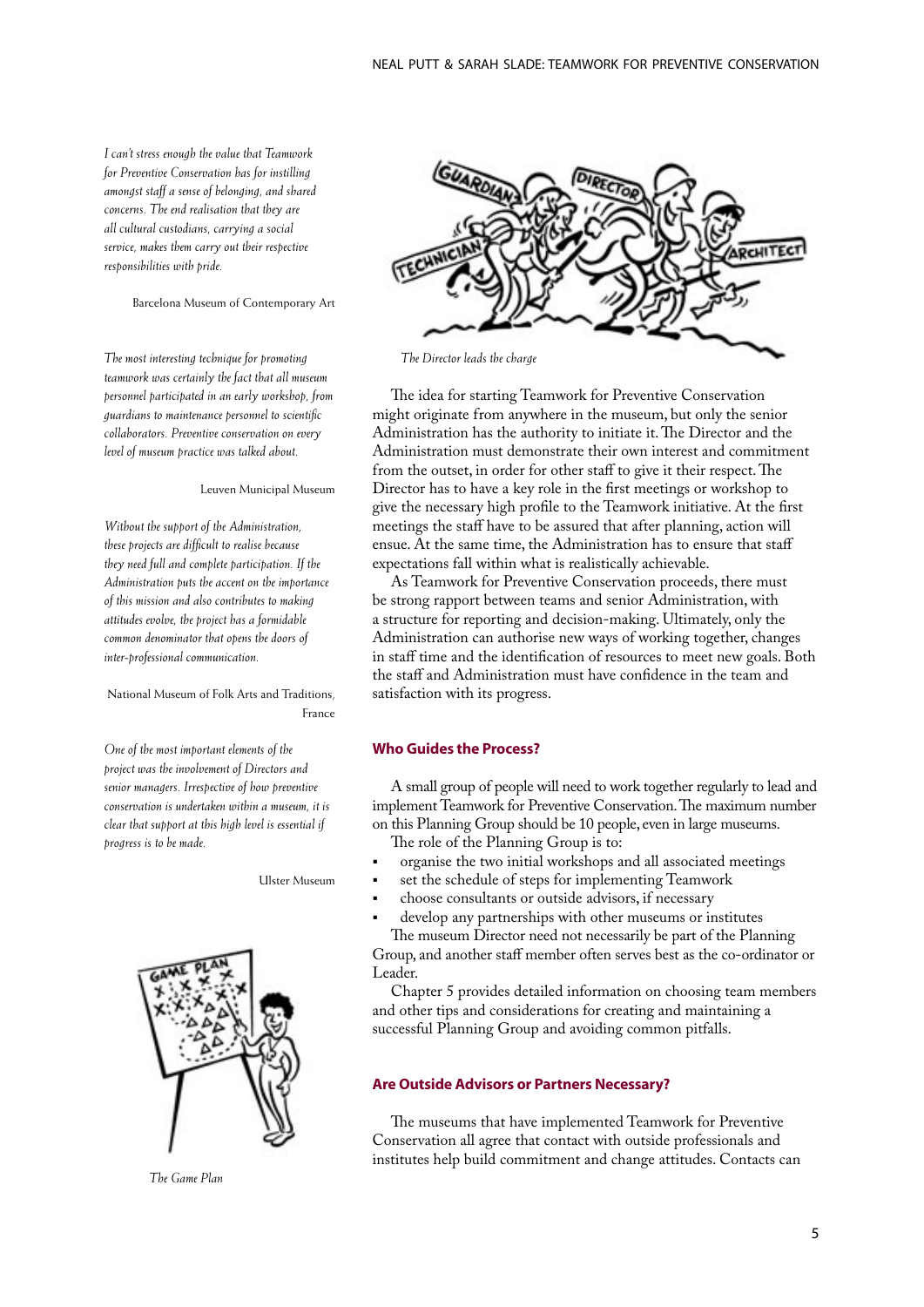*I can't stress enough the value that Teamwork for Preventive Conservation has for instilling amongst staff a sense of belonging, and shared concerns. The end realisation that they are all cultural custodians, carrying a social service, makes them carry out their respective responsibilities with pride.*

Barcelona Museum of Contemporary Art

*The most interesting technique for promoting teamwork was certainly the fact that all museum personnel participated in an early workshop, from guardians to maintenance personnel to scientific collaborators. Preventive conservation on every level of museum practice was talked about.*

Leuven Municipal Museum

*Without the support of the Administration, these projects are difficult to realise because they need full and complete participation. If the Administration puts the accent on the importance of this mission and also contributes to making attitudes evolve, the project has a formidable common denominator that opens the doors of inter-professional communication.*

National Museum of Folk Arts and Traditions, France

*One of the most important elements of the project was the involvement of Directors and senior managers. Irrespective of how preventive conservation is undertaken within a museum, it is clear that support at this high level is essential if progress is to be made.*

Ulster Museum

*The Game Plan*

*The Director leads the charge*

The idea for starting Teamwork for Preventive Conservation might originate from anywhere in the museum, but only the senior Administration has the authority to initiate it. The Director and the Administration must demonstrate their own interest and commitment from the outset, in order for other staff to give it their respect. The Director has to have a key role in the first meetings or workshop to give the necessary high profile to the Teamwork initiative. At the first meetings the staff have to be assured that after planning, action will ensue. At the same time, the Administration has to ensure that staff expectations fall within what is realistically achievable.

As Teamwork for Preventive Conservation proceeds, there must be strong rapport between teams and senior Administration, with a structure for reporting and decision-making. Ultimately, only the Administration can authorise new ways of working together, changes in staff time and the identification of resources to meet new goals. Both the staff and Administration must have confidence in the team and satisfaction with its progress.

## Who Guides the Process?

A small group of people will need to work together regularly to lead and implement Teamwork for Preventive Conservation. The maximum number on this Planning Group should be 10 people, even in large museums.

The role of the Planning Group is to:

- organise the two initial workshops and all associated meetings
- set the schedule of steps for implementing Teamwork
- choose consultants or outside advisors, if necessary
- develop any partnerships with other museums or institutes

The museum Director need not necessarily be part of the Planning Group, and another staff member often serves best as the co-ordinator or Leader.

Chapter 5 provides detailed information on choosing team members and other tips and considerations for creating and maintaining a successful Planning Group and avoiding common pitfalls.

## Are Outside Advisors or Partners Necessary?

The museums that have implemented Teamwork for Preventive Conservation all agree that contact with outside professionals and institutes help build commitment and change attitudes. Contacts can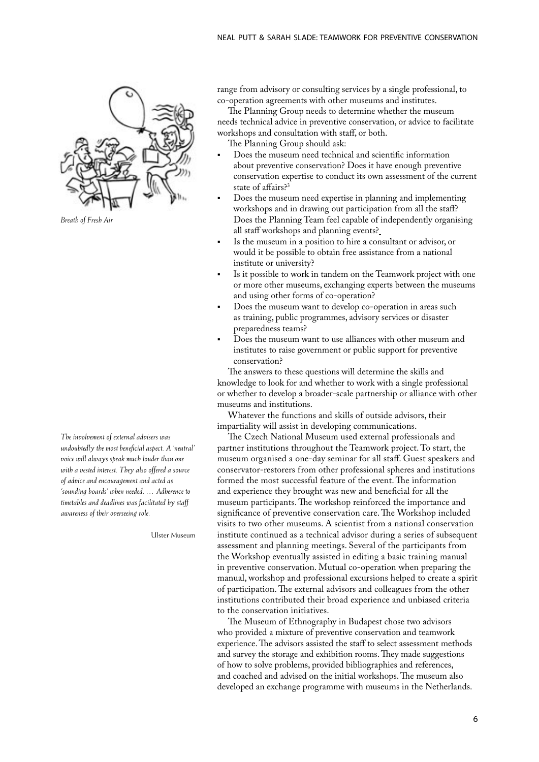*Breath of Fresh Air*

range from advisory or consulting services by a single professional, to co-operation agreements with other museums and institutes.

The Planning Group needs to determine whether the museum needs technical advice in preventive conservation, or advice to facilitate workshops and consultation with staff, or both.

The Planning Group should ask:

- Does the museum need technical and scientific information about preventive conservation? Does it have enough preventive conservation expertise to conduct its own assessment of the current state of affairs?[3]
- Does the museum need expertise in planning and implementing workshops and in drawing out participation from all the staff? Does the Planning Team feel capable of independently organising all staff workshops and planning events?
- Is the museum in a position to hire a consultant or advisor, or would it be possible to obtain free assistance from a national institute or university?
- Is it possible to work in tandem on the Teamwork project with one or more other museums, exchanging experts between the museums and using other forms of co-operation?
- Does the museum want to develop co-operation in areas such as training, public programmes, advisory services or disaster preparedness teams?
- Does the museum want to use alliances with other museum and institutes to raise government or public support for preventive conservation?

The answers to these questions will determine the skills and knowledge to look for and whether to work with a single professional or whether to develop a broader-scale partnership or alliance with other museums and institutions.

Whatever the functions and skills of outside advisors, their impartiality will assist in developing communications.

*The involvement of external advisers was undoubtedly the most beneficial aspect. A 'neutral' voice will always speak much louder than one with a vested interest. They also offered a source of advice and encouragement and acted as 'sounding boards' when needed. … Adherence to timetables and deadlines was facilitated by staff awareness of their overseeing role.*

Ulster Museum

The Czech National Museum used external professionals and partner institutions throughout the Teamwork project. To start, the museum organised a one-day seminar for all staff. Guest speakers and conservator-restorers from other professional spheres and institutions formed the most successful feature of the event. The information and experience they brought was new and beneficial for all the museum participants. The workshop reinforced the importance and significance of preventive conservation care. The Workshop included visits to two other museums. A scientist from a national conservation institute continued as a technical advisor during a series of subsequent assessment and planning meetings. Several of the participants from the Workshop eventually assisted in editing a basic training manual in preventive conservation. Mutual co-operation when preparing the manual, workshop and professional excursions helped to create a spirit of participation. The external advisors and colleagues from the other institutions contributed their broad experience and unbiased criteria to the conservation initiatives.

The Museum of Ethnography in Budapest chose two advisors who provided a mixture of preventive conservation and teamwork experience. The advisors assisted the staff to select assessment methods and survey the storage and exhibition rooms. They made suggestions of how to solve problems, provided bibliographies and references, and coached and advised on the initial workshops. The museum also developed an exchange programme with museums in the Netherlands.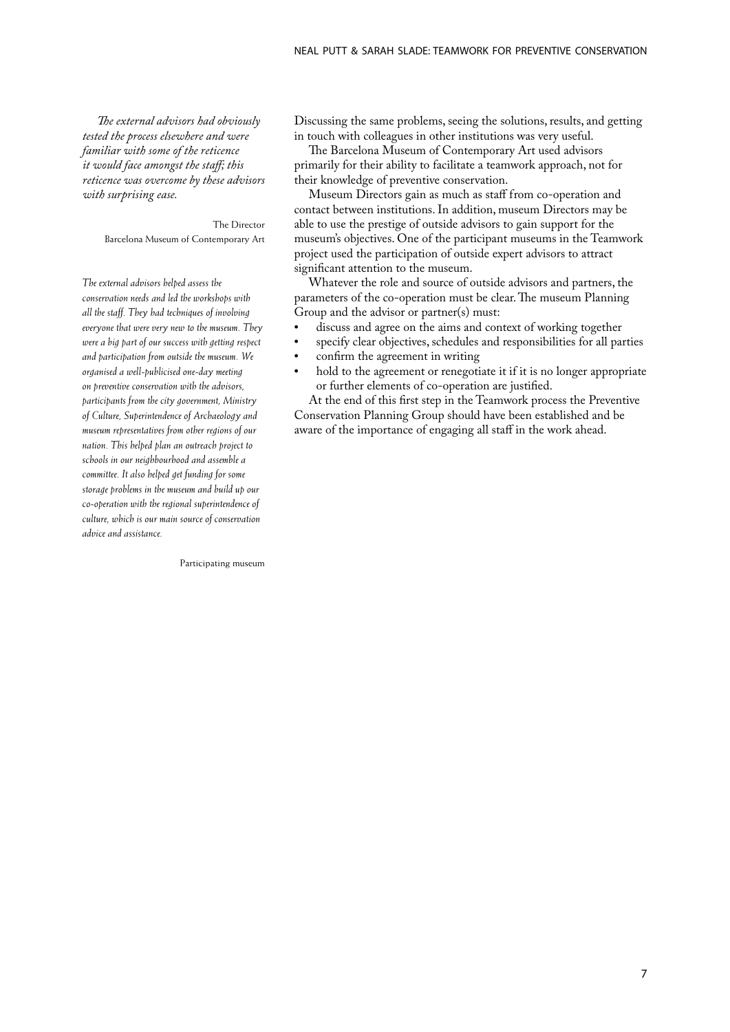*The external advisors had obviously tested the process elsewhere and were familiar with some of the reticence it would face amongst the staff; this reticence was overcome by these advisors with surprising ease.*

The Director
Barcelona Museum of Contemporary Art

*The external advisors helped assess the conservation needs and led the workshops with all the staff. They had techniques of involving everyone that were very new to the museum. They were a big part of our success with getting respect and participation from outside the museum. We organised a well-publicised one-day meeting on preventive conservation with the advisors, participants from the city government, Ministry of Culture, Superintendence of Archaeology and museum representatives from other regions of our nation. This helped plan an outreach project to schools in our neighbourhood and assemble a committee. It also helped get funding for some storage problems in the museum and build up our co-operation with the regional superintendence of culture, which is our main source of conservation advice and assistance.*

Participating museum

Discussing the same problems, seeing the solutions, results, and getting in touch with colleagues in other institutions was very useful.

The Barcelona Museum of Contemporary Art used advisors primarily for their ability to facilitate a teamwork approach, not for their knowledge of preventive conservation.

Museum Directors gain as much as staff from co-operation and contact between institutions. In addition, museum Directors may be able to use the prestige of outside advisors to gain support for the museum's objectives. One of the participant museums in the Teamwork project used the participation of outside expert advisors to attract significant attention to the museum.

Whatever the role and source of outside advisors and partners, the parameters of the co-operation must be clear. The museum Planning Group and the advisor or partner(s) must:

- discuss and agree on the aims and context of working together
- specify clear objectives, schedules and responsibilities for all parties
- confirm the agreement in writing
- hold to the agreement or renegotiate it if it is no longer appropriate or further elements of co-operation are justified.

At the end of this first step in the Teamwork process the Preventive Conservation Planning Group should have been established and be aware of the importance of engaging all staff in the work ahead.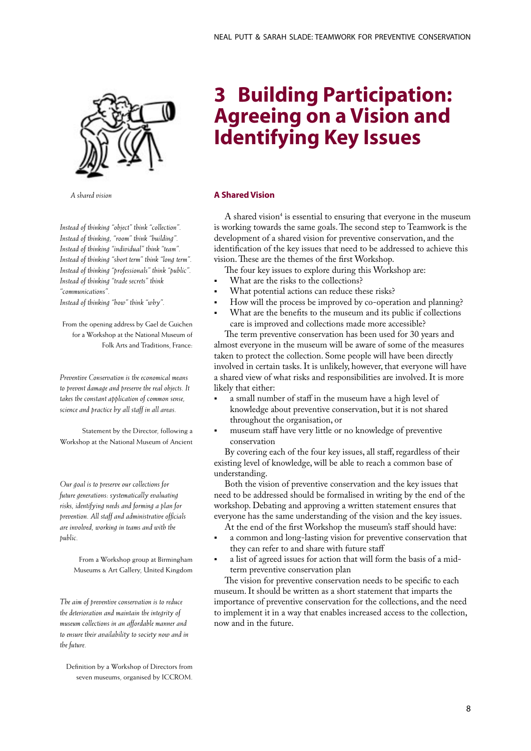# 3 Building Participation: Agreeing on a Vision and Identifying Key Issues

*A shared vision*

*Instead of thinking "object" think "collection".*
*Instead of thinking, "room" think "building".*
*Instead of thinking "individual" think "team".*
*Instead of thinking "short term" think "long term".*
*Instead of thinking "professionals" think "public".*
*Instead of thinking "trade secrets" think "communications".*
*Instead of thinking "how" think "why".*

From the opening address by Gael de Guichen for a Workshop at the National Museum of Folk Arts and Traditions, France.

*Preventive Conservation is the economical means to prevent damage and preserve the real objects. It takes the constant application of common sense, science and practice by all staff in all areas.*

Statement by the Director, following a Workshop at the National Museum of Ancient

*Our goal is to preserve our collections for future generations: systematically evaluating risks, identifying needs and forming a plan for prevention. All staff and administrative officials are involved, working in teams and with the public.*

From a Workshop group at Birmingham Museums & Art Gallery, United Kingdom

*The aim of preventive conservation is to reduce the deterioration and maintain the integrity of museum collections in an affordable manner and to ensure their availability to society now and in the future.*

Definition by a Workshop of Directors from seven museums, organised by ICCROM.

## A Shared Vision

A shared vision[4] is essential to ensuring that everyone in the museum is working towards the same goals. The second step to Teamwork is the development of a shared vision for preventive conservation, and the identification of the key issues that need to be addressed to achieve this vision. These are the themes of the first Workshop.

The four key issues to explore during this Workshop are:

- What are the risks to the collections?
- What potential actions can reduce these risks?
- How will the process be improved by co-operation and planning?
- What are the benefits to the museum and its public if collections care is improved and collections made more accessible?

The term preventive conservation has been used for 30 years and almost everyone in the museum will be aware of some of the measures taken to protect the collection. Some people will have been directly involved in certain tasks. It is unlikely, however, that everyone will have a shared view of what risks and responsibilities are involved. It is more likely that either:

- a small number of staff in the museum have a high level of knowledge about preventive conservation, but it is not shared throughout the organisation, or
- museum staff have very little or no knowledge of preventive conservation

By covering each of the four key issues, all staff, regardless of their existing level of knowledge, will be able to reach a common base of understanding.

Both the vision of preventive conservation and the key issues that need to be addressed should be formalised in writing by the end of the workshop. Debating and approving a written statement ensures that everyone has the same understanding of the vision and the key issues.

At the end of the first Workshop the museum's staff should have:

- a common and long-lasting vision for preventive conservation that they can refer to and share with future staff
- a list of agreed issues for action that will form the basis of a mid-term preventive conservation plan

The vision for preventive conservation needs to be specific to each museum. It should be written as a short statement that imparts the importance of preventive conservation for the collections, and the need to implement it in a way that enables increased access to the collection, now and in the future.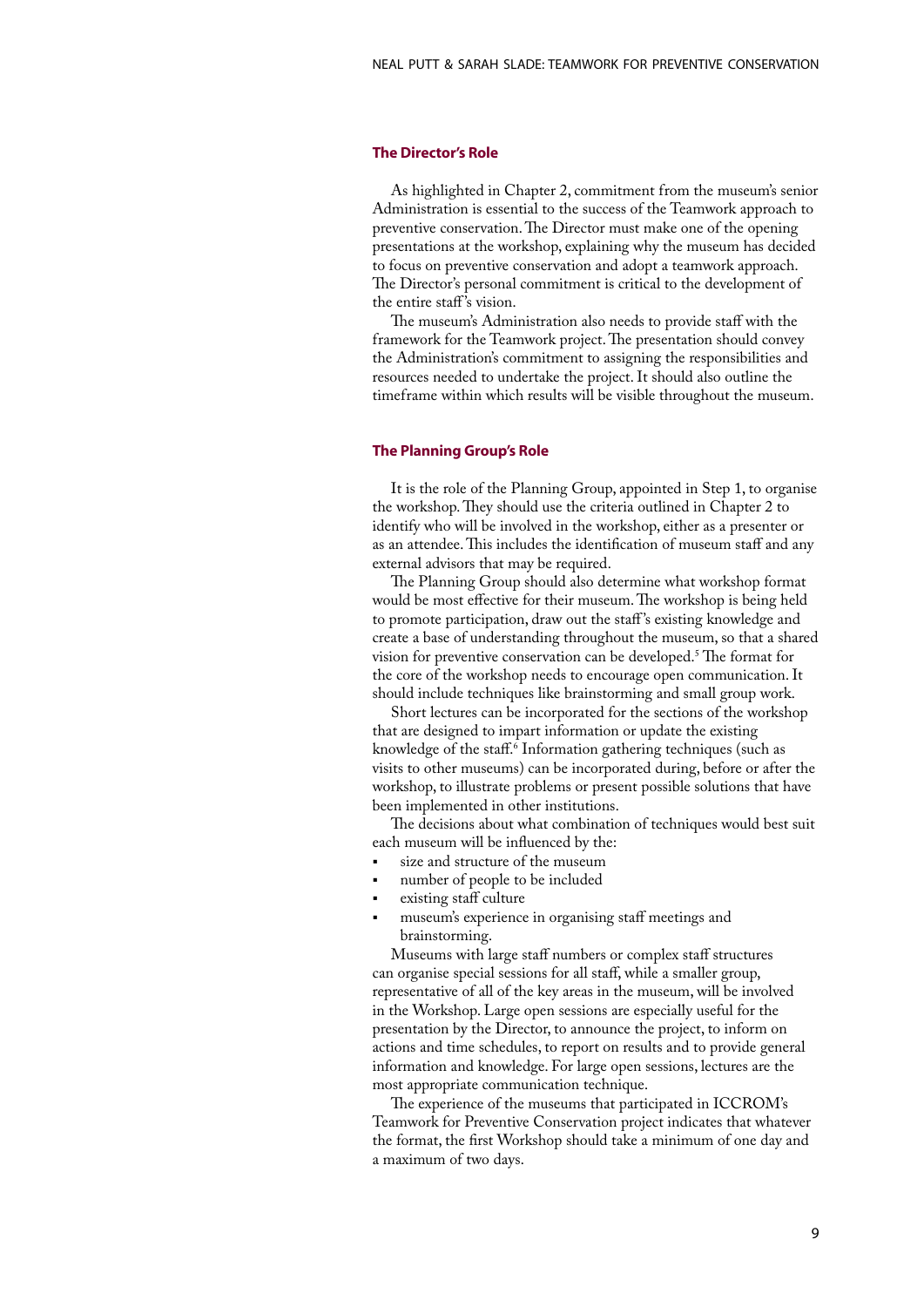### The Director's Role

As highlighted in Chapter 2, commitment from the museum's senior Administration is essential to the success of the Teamwork approach to preventive conservation. The Director must make one of the opening presentations at the workshop, explaining why the museum has decided to focus on preventive conservation and adopt a teamwork approach. The Director's personal commitment is critical to the development of the entire staff's vision.

The museum's Administration also needs to provide staff with the framework for the Teamwork project. The presentation should convey the Administration's commitment to assigning the responsibilities and resources needed to undertake the project. It should also outline the timeframe within which results will be visible throughout the museum.

### The Planning Group's Role

It is the role of the Planning Group, appointed in Step 1, to organise the workshop. They should use the criteria outlined in Chapter 2 to identify who will be involved in the workshop, either as a presenter or as an attendee. This includes the identification of museum staff and any external advisors that may be required.

The Planning Group should also determine what workshop format would be most effective for their museum. The workshop is being held to promote participation, draw out the staff's existing knowledge and create a base of understanding throughout the museum, so that a shared vision for preventive conservation can be developed.[5] The format for the core of the workshop needs to encourage open communication. It should include techniques like brainstorming and small group work.

Short lectures can be incorporated for the sections of the workshop that are designed to impart information or update the existing knowledge of the staff.[6] Information gathering techniques (such as visits to other museums) can be incorporated during, before or after the workshop, to illustrate problems or present possible solutions that have been implemented in other institutions.

The decisions about what combination of techniques would best suit each museum will be influenced by the:

- size and structure of the museum
- number of people to be included
- existing staff culture
- museum's experience in organising staff meetings and brainstorming.

Museums with large staff numbers or complex staff structures can organise special sessions for all staff, while a smaller group, representative of all of the key areas in the museum, will be involved in the Workshop. Large open sessions are especially useful for the presentation by the Director, to announce the project, to inform on actions and time schedules, to report on results and to provide general information and knowledge. For large open sessions, lectures are the most appropriate communication technique.

The experience of the museums that participated in ICCROM's Teamwork for Preventive Conservation project indicates that whatever the format, the first Workshop should take a minimum of one day and a maximum of two days.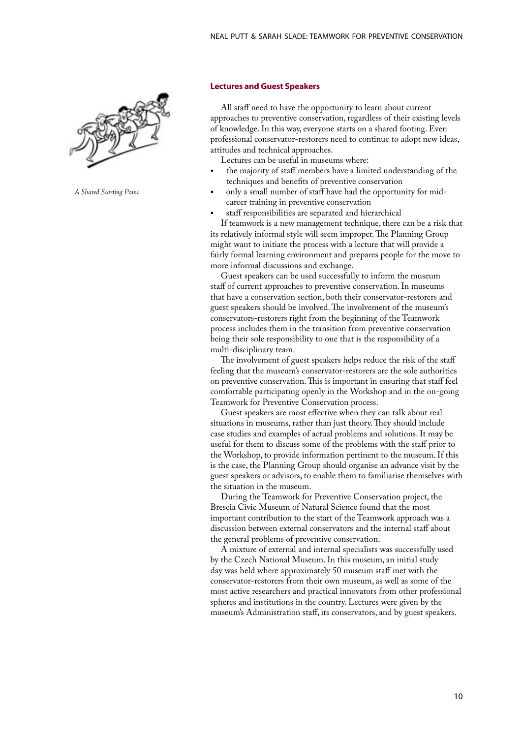*A Shared Starting Point*

### Lectures and Guest Speakers

All staff need to have the opportunity to learn about current approaches to preventive conservation, regardless of their existing levels of knowledge. In this way, everyone starts on a shared footing. Even professional conservator-restorers need to continue to adopt new ideas, attitudes and technical approaches.

Lectures can be useful in museums where:

- the majority of staff members have a limited understanding of the techniques and benefits of preventive conservation
- only a small number of staff have had the opportunity for mid-career training in preventive conservation
- staff responsibilities are separated and hierarchical

If teamwork is a new management technique, there can be a risk that its relatively informal style will seem improper. The Planning Group might want to initiate the process with a lecture that will provide a fairly formal learning environment and prepares people for the move to more informal discussions and exchange.

Guest speakers can be used successfully to inform the museum staff of current approaches to preventive conservation. In museums that have a conservation section, both their conservator-restorers and guest speakers should be involved. The involvement of the museum's conservators-restorers right from the beginning of the Teamwork process includes them in the transition from preventive conservation being their sole responsibility to one that is the responsibility of a multi-disciplinary team.

The involvement of guest speakers helps reduce the risk of the staff feeling that the museum's conservator-restorers are the sole authorities on preventive conservation. This is important in ensuring that staff feel comfortable participating openly in the Workshop and in the on-going Teamwork for Preventive Conservation process.

Guest speakers are most effective when they can talk about real situations in museums, rather than just theory. They should include case studies and examples of actual problems and solutions. It may be useful for them to discuss some of the problems with the staff prior to the Workshop, to provide information pertinent to the museum. If this is the case, the Planning Group should organise an advance visit by the guest speakers or advisors, to enable them to familiarise themselves with the situation in the museum.

During the Teamwork for Preventive Conservation project, the Brescia Civic Museum of Natural Science found that the most important contribution to the start of the Teamwork approach was a discussion between external conservators and the internal staff about the general problems of preventive conservation.

A mixture of external and internal specialists was successfully used by the Czech National Museum. In this museum, an initial study day was held where approximately 50 museum staff met with the conservator-restorers from their own museum, as well as some of the most active researchers and practical innovators from other professional spheres and institutions in the country. Lectures were given by the museum's Administration staff, its conservators, and by guest speakers.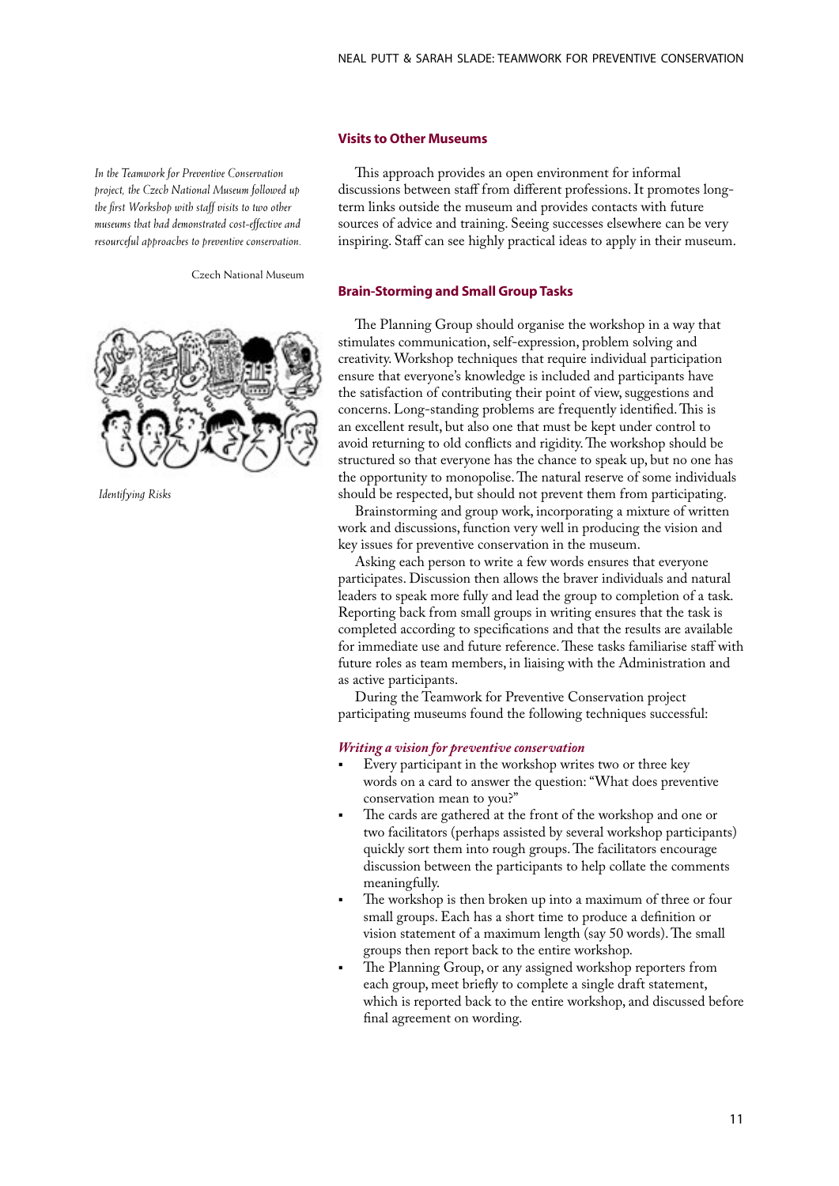*In the Teamwork for Preventive Conservation project, the Czech National Museum followed up the first Workshop with staff visits to two other museums that had demonstrated cost-effective and resourceful approaches to preventive conservation.*

Czech National Museum

*Identifying Risks*

### Visits to Other Museums

This approach provides an open environment for informal discussions between staff from different professions. It promotes long-term links outside the museum and provides contacts with future sources of advice and training. Seeing successes elsewhere can be very inspiring. Staff can see highly practical ideas to apply in their museum.

### Brain-Storming and Small Group Tasks

The Planning Group should organise the workshop in a way that stimulates communication, self-expression, problem solving and creativity. Workshop techniques that require individual participation ensure that everyone's knowledge is included and participants have the satisfaction of contributing their point of view, suggestions and concerns. Long-standing problems are frequently identified. This is an excellent result, but also one that must be kept under control to avoid returning to old conflicts and rigidity. The workshop should be structured so that everyone has the chance to speak up, but no one has the opportunity to monopolise. The natural reserve of some individuals should be respected, but should not prevent them from participating.

Brainstorming and group work, incorporating a mixture of written work and discussions, function very well in producing the vision and key issues for preventive conservation in the museum.

Asking each person to write a few words ensures that everyone participates. Discussion then allows the braver individuals and natural leaders to speak more fully and lead the group to completion of a task. Reporting back from small groups in writing ensures that the task is completed according to specifications and that the results are available for immediate use and future reference. These tasks familiarise staff with future roles as team members, in liaising with the Administration and as active participants.

During the Teamwork for Preventive Conservation project participating museums found the following techniques successful:

#### *Writing a vision for preventive conservation*

- Every participant in the workshop writes two or three key words on a card to answer the question: "What does preventive conservation mean to you?"
- The cards are gathered at the front of the workshop and one or two facilitators (perhaps assisted by several workshop participants) quickly sort them into rough groups. The facilitators encourage discussion between the participants to help collate the comments meaningfully.
- The workshop is then broken up into a maximum of three or four small groups. Each has a short time to produce a definition or vision statement of a maximum length (say 50 words). The small groups then report back to the entire workshop.
- The Planning Group, or any assigned workshop reporters from each group, meet briefly to complete a single draft statement, which is reported back to the entire workshop, and discussed before final agreement on wording.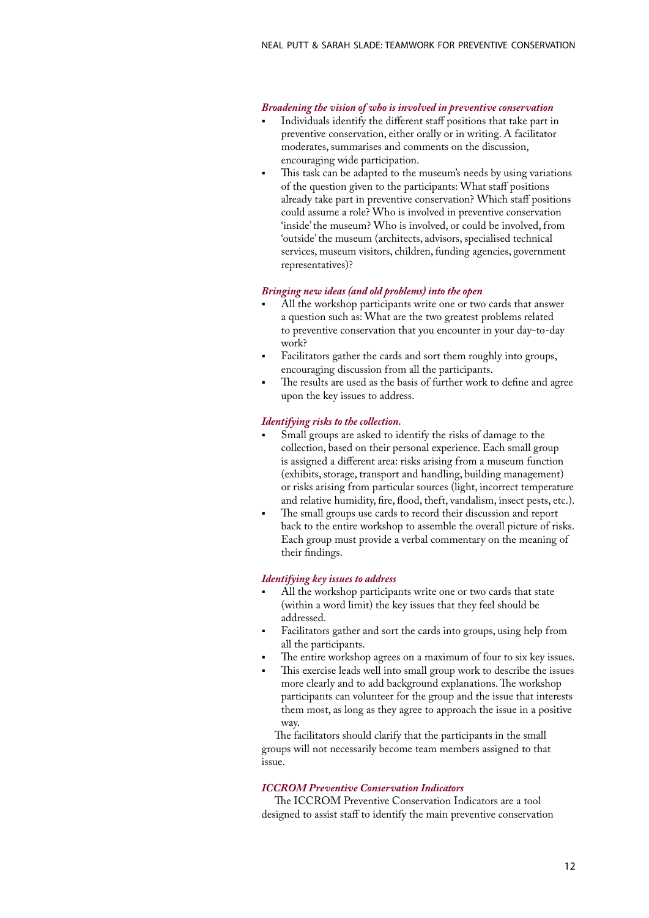*Broadening the vision of who is involved in preventive conservation*

- Individuals identify the different staff positions that take part in preventive conservation, either orally or in writing. A facilitator moderates, summarises and comments on the discussion, encouraging wide participation.
- This task can be adapted to the museum's needs by using variations of the question given to the participants: What staff positions already take part in preventive conservation? Which staff positions could assume a role? Who is involved in preventive conservation 'inside' the museum? Who is involved, or could be involved, from 'outside' the museum (architects, advisors, specialised technical services, museum visitors, children, funding agencies, government representatives)?

*Bringing new ideas (and old problems) into the open*

- All the workshop participants write one or two cards that answer a question such as: What are the two greatest problems related to preventive conservation that you encounter in your day-to-day work?
- Facilitators gather the cards and sort them roughly into groups, encouraging discussion from all the participants.
- The results are used as the basis of further work to define and agree upon the key issues to address.

*Identifying risks to the collection.*

- Small groups are asked to identify the risks of damage to the collection, based on their personal experience. Each small group is assigned a different area: risks arising from a museum function (exhibits, storage, transport and handling, building management) or risks arising from particular sources (light, incorrect temperature and relative humidity, fire, flood, theft, vandalism, insect pests, etc.).
- The small groups use cards to record their discussion and report back to the entire workshop to assemble the overall picture of risks. Each group must provide a verbal commentary on the meaning of their findings.

*Identifying key issues to address*

- All the workshop participants write one or two cards that state (within a word limit) the key issues that they feel should be addressed.
- Facilitators gather and sort the cards into groups, using help from all the participants.
- The entire workshop agrees on a maximum of four to six key issues.
- This exercise leads well into small group work to describe the issues more clearly and to add background explanations. The workshop participants can volunteer for the group and the issue that interests them most, as long as they agree to approach the issue in a positive way.

The facilitators should clarify that the participants in the small groups will not necessarily become team members assigned to that issue.

*ICCROM Preventive Conservation Indicators*

The ICCROM Preventive Conservation Indicators are a tool designed to assist staff to identify the main preventive conservation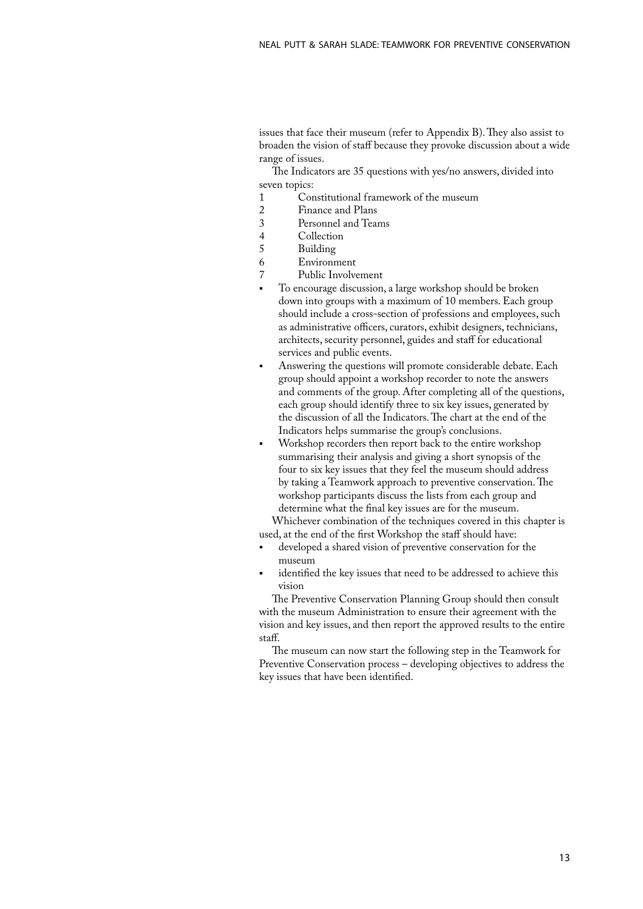issues that face their museum (refer to Appendix B). They also assist to broaden the vision of staff because they provoke discussion about a wide range of issues.

The Indicators are 35 questions with yes/no answers, divided into seven topics:

1. Constitutional framework of the museum
2. Finance and Plans
3. Personnel and Teams
4. Collection
5. Building
6. Environment
7. Public Involvement

- To encourage discussion, a large workshop should be broken down into groups with a maximum of 10 members. Each group should include a cross-section of professions and employees, such as administrative officers, curators, exhibit designers, technicians, architects, security personnel, guides and staff for educational services and public events.
- Answering the questions will promote considerable debate. Each group should appoint a workshop recorder to note the answers and comments of the group. After completing all of the questions, each group should identify three to six key issues, generated by the discussion of all the Indicators. The chart at the end of the Indicators helps summarise the group's conclusions.
- Workshop recorders then report back to the entire workshop summarising their analysis and giving a short synopsis of the four to six key issues that they feel the museum should address by taking a Teamwork approach to preventive conservation. The workshop participants discuss the lists from each group and determine what the final key issues are for the museum.

Whichever combination of the techniques covered in this chapter is used, at the end of the first Workshop the staff should have:

- developed a shared vision of preventive conservation for the museum
- identified the key issues that need to be addressed to achieve this vision

The Preventive Conservation Planning Group should then consult with the museum Administration to ensure their agreement with the vision and key issues, and then report the approved results to the entire staff.

The museum can now start the following step in the Teamwork for Preventive Conservation process – developing objectives to address the key issues that have been identified.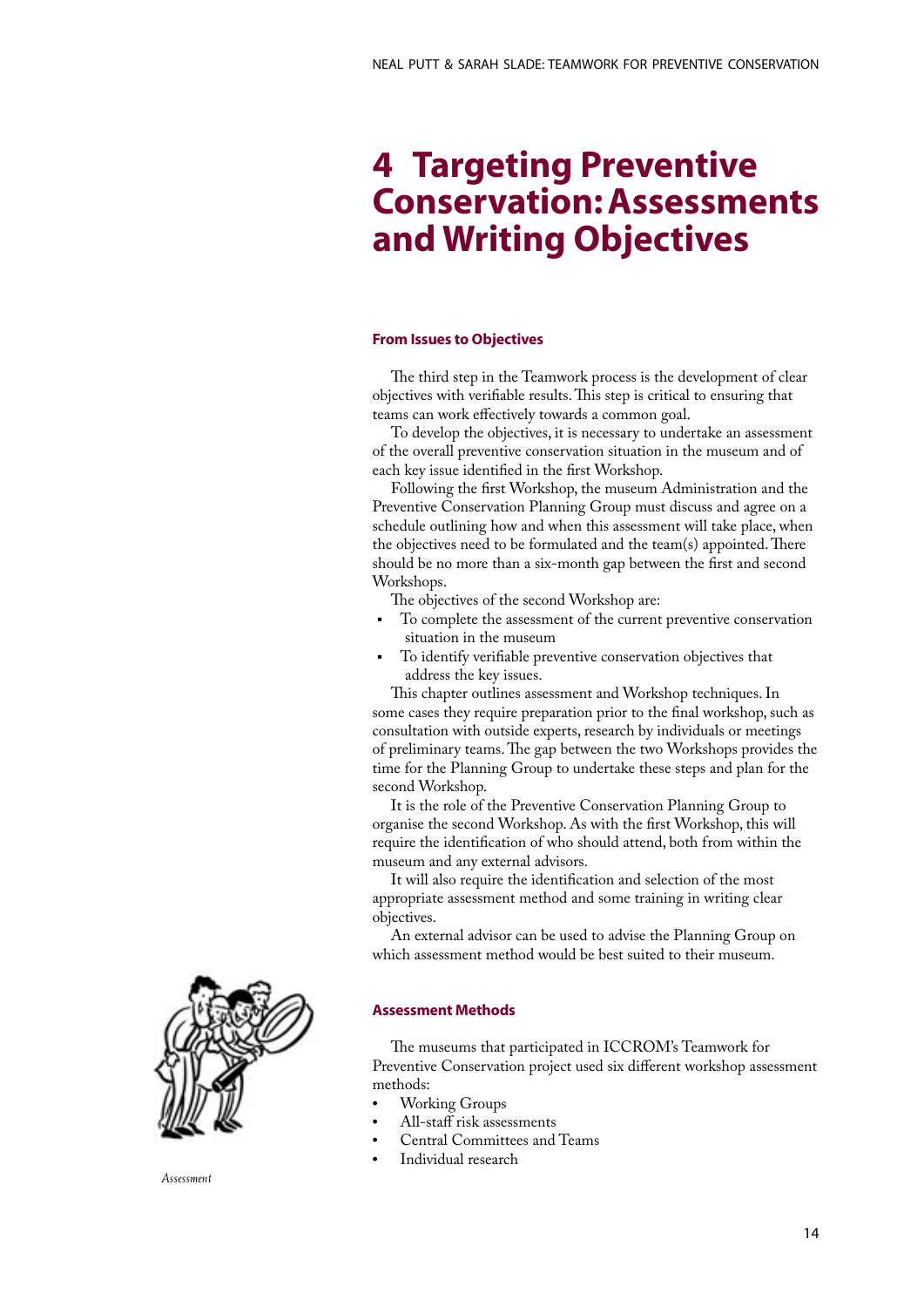# 4 Targeting Preventive Conservation: Assessments and Writing Objectives

### From Issues to Objectives

The third step in the Teamwork process is the development of clear objectives with verifiable results. This step is critical to ensuring that teams can work effectively towards a common goal.

To develop the objectives, it is necessary to undertake an assessment of the overall preventive conservation situation in the museum and of each key issue identified in the first Workshop.

Following the first Workshop, the museum Administration and the Preventive Conservation Planning Group must discuss and agree on a schedule outlining how and when this assessment will take place, when the objectives need to be formulated and the team(s) appointed. There should be no more than a six-month gap between the first and second Workshops.

The objectives of the second Workshop are:

- To complete the assessment of the current preventive conservation situation in the museum
- To identify verifiable preventive conservation objectives that address the key issues.

This chapter outlines assessment and Workshop techniques. In some cases they require preparation prior to the final workshop, such as consultation with outside experts, research by individuals or meetings of preliminary teams. The gap between the two Workshops provides the time for the Planning Group to undertake these steps and plan for the second Workshop.

It is the role of the Preventive Conservation Planning Group to organise the second Workshop. As with the first Workshop, this will require the identification of who should attend, both from within the museum and any external advisors.

It will also require the identification and selection of the most appropriate assessment method and some training in writing clear objectives.

An external advisor can be used to advise the Planning Group on which assessment method would be best suited to their museum.

*Assessment*

### Assessment Methods

The museums that participated in ICCROM's Teamwork for Preventive Conservation project used six different workshop assessment methods:

- Working Groups
- All-staff risk assessments
- Central Committees and Teams
- Individual research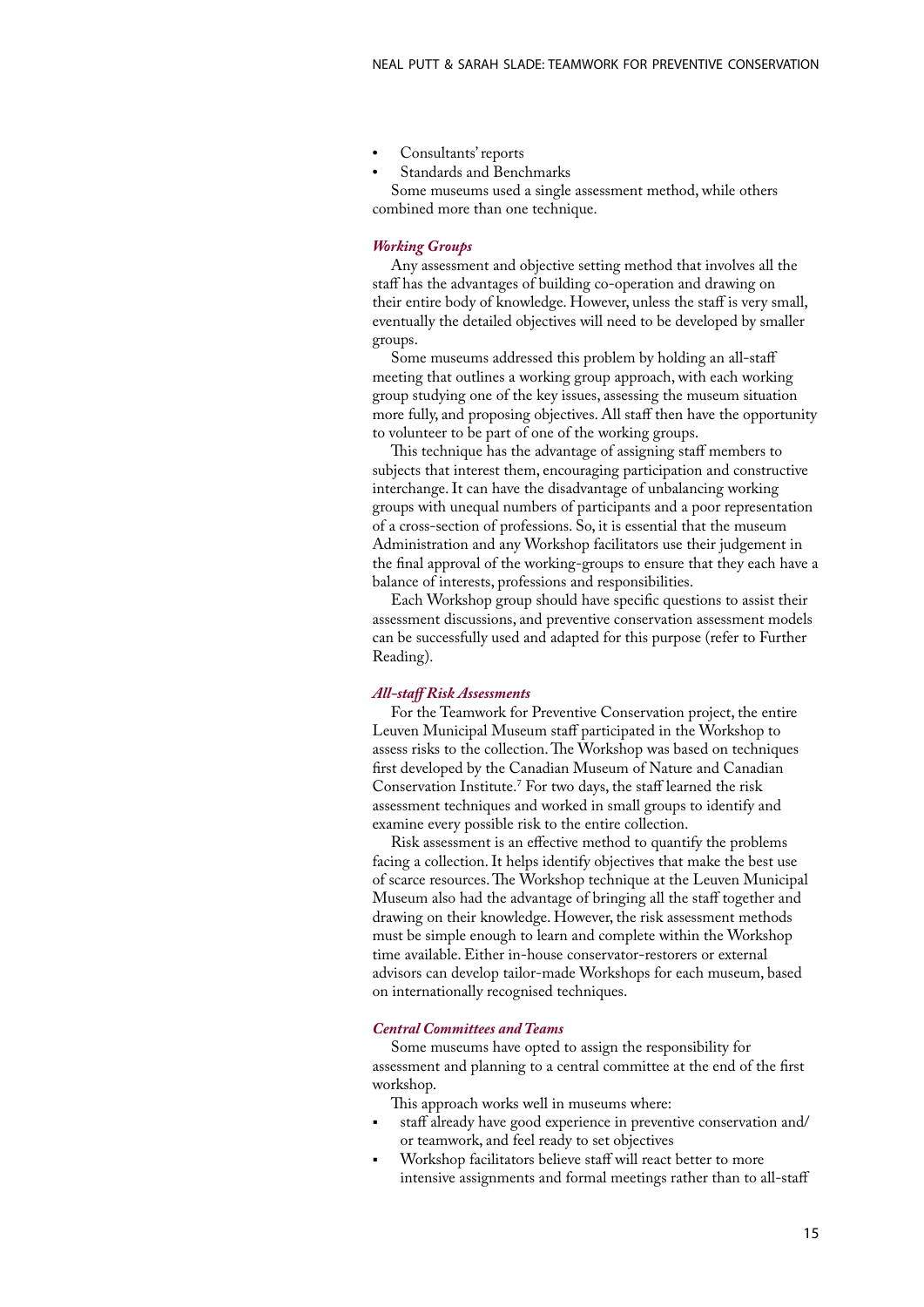- Consultants' reports
- Standards and Benchmarks

Some museums used a single assessment method, while others combined more than one technique.

### *Working Groups*

Any assessment and objective setting method that involves all the staff has the advantages of building co-operation and drawing on their entire body of knowledge. However, unless the staff is very small, eventually the detailed objectives will need to be developed by smaller groups.

Some museums addressed this problem by holding an all-staff meeting that outlines a working group approach, with each working group studying one of the key issues, assessing the museum situation more fully, and proposing objectives. All staff then have the opportunity to volunteer to be part of one of the working groups.

This technique has the advantage of assigning staff members to subjects that interest them, encouraging participation and constructive interchange. It can have the disadvantage of unbalancing working groups with unequal numbers of participants and a poor representation of a cross-section of professions. So, it is essential that the museum Administration and any Workshop facilitators use their judgement in the final approval of the working-groups to ensure that they each have a balance of interests, professions and responsibilities.

Each Workshop group should have specific questions to assist their assessment discussions, and preventive conservation assessment models can be successfully used and adapted for this purpose (refer to Further Reading).

### *All-staff Risk Assessments*

For the Teamwork for Preventive Conservation project, the entire Leuven Municipal Museum staff participated in the Workshop to assess risks to the collection. The Workshop was based on techniques first developed by the Canadian Museum of Nature and Canadian Conservation Institute.[7] For two days, the staff learned the risk assessment techniques and worked in small groups to identify and examine every possible risk to the entire collection.

Risk assessment is an effective method to quantify the problems facing a collection. It helps identify objectives that make the best use of scarce resources. The Workshop technique at the Leuven Municipal Museum also had the advantage of bringing all the staff together and drawing on their knowledge. However, the risk assessment methods must be simple enough to learn and complete within the Workshop time available. Either in-house conservator-restorers or external advisors can develop tailor-made Workshops for each museum, based on internationally recognised techniques.

### *Central Committees and Teams*

Some museums have opted to assign the responsibility for assessment and planning to a central committee at the end of the first workshop.

This approach works well in museums where:

- staff already have good experience in preventive conservation and/or teamwork, and feel ready to set objectives
- Workshop facilitators believe staff will react better to more intensive assignments and formal meetings rather than to all-staff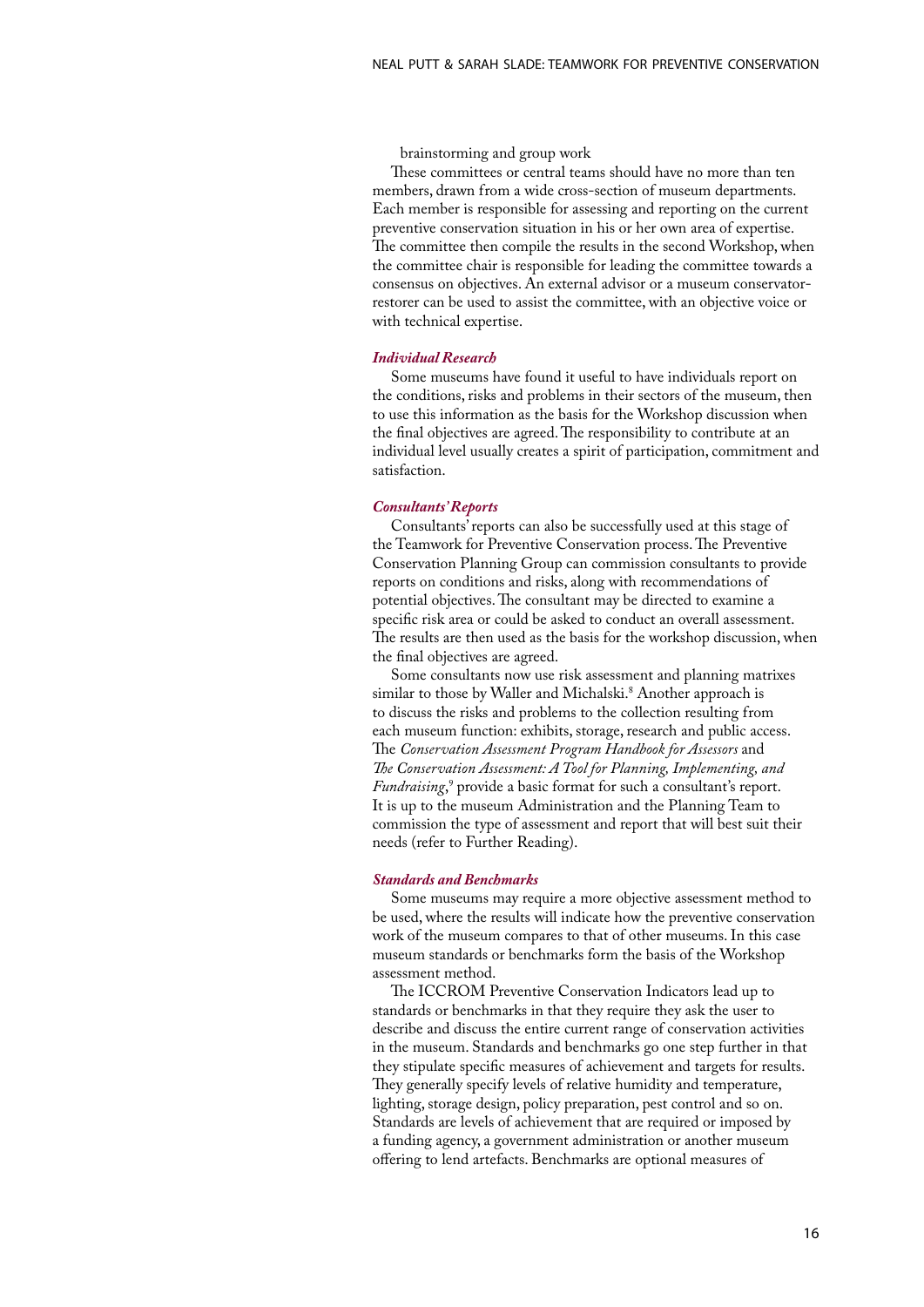brainstorming and group work

These committees or central teams should have no more than ten members, drawn from a wide cross-section of museum departments. Each member is responsible for assessing and reporting on the current preventive conservation situation in his or her own area of expertise. The committee then compile the results in the second Workshop, when the committee chair is responsible for leading the committee towards a consensus on objectives. An external advisor or a museum conservator-restorer can be used to assist the committee, with an objective voice or with technical expertise.

### *Individual Research*

Some museums have found it useful to have individuals report on the conditions, risks and problems in their sectors of the museum, then to use this information as the basis for the Workshop discussion when the final objectives are agreed. The responsibility to contribute at an individual level usually creates a spirit of participation, commitment and satisfaction.

### *Consultants' Reports*

Consultants' reports can also be successfully used at this stage of the Teamwork for Preventive Conservation process. The Preventive Conservation Planning Group can commission consultants to provide reports on conditions and risks, along with recommendations of potential objectives. The consultant may be directed to examine a specific risk area or could be asked to conduct an overall assessment. The results are then used as the basis for the workshop discussion, when the final objectives are agreed.

Some consultants now use risk assessment and planning matrixes similar to those by Waller and Michalski.[8] Another approach is to discuss the risks and problems to the collection resulting from each museum function: exhibits, storage, research and public access. The *Conservation Assessment Program Handbook for Assessors* and *The Conservation Assessment: A Tool for Planning, Implementing, and Fundraising*,[9] provide a basic format for such a consultant's report. It is up to the museum Administration and the Planning Team to commission the type of assessment and report that will best suit their needs (refer to Further Reading).

### *Standards and Benchmarks*

Some museums may require a more objective assessment method to be used, where the results will indicate how the preventive conservation work of the museum compares to that of other museums. In this case museum standards or benchmarks form the basis of the Workshop assessment method.

The ICCROM Preventive Conservation Indicators lead up to standards or benchmarks in that they require they ask the user to describe and discuss the entire current range of conservation activities in the museum. Standards and benchmarks go one step further in that they stipulate specific measures of achievement and targets for results. They generally specify levels of relative humidity and temperature, lighting, storage design, policy preparation, pest control and so on. Standards are levels of achievement that are required or imposed by a funding agency, a government administration or another museum offering to lend artefacts. Benchmarks are optional measures of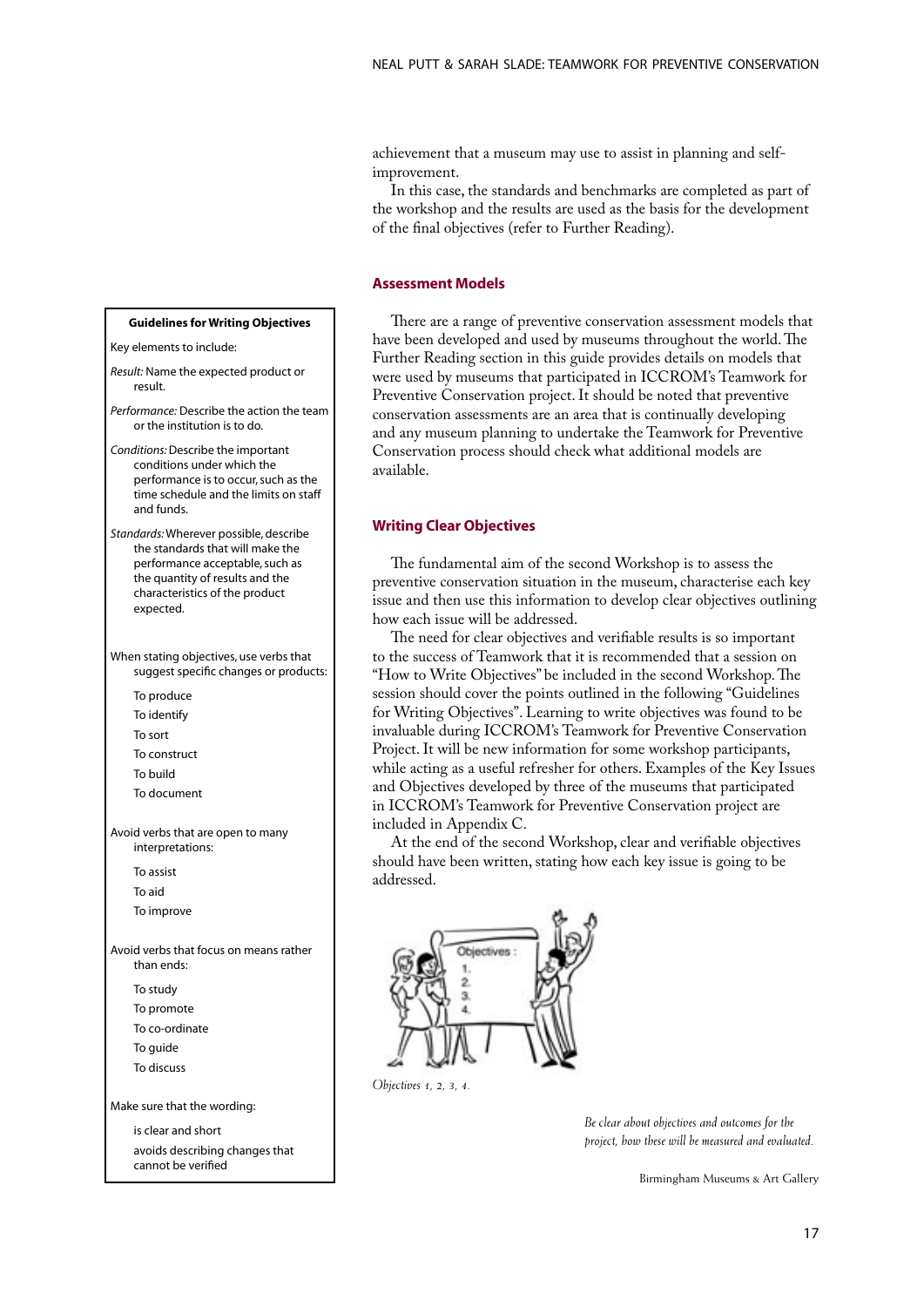achievement that a museum may use to assist in planning and self-improvement.

In this case, the standards and benchmarks are completed as part of the workshop and the results are used as the basis for the development of the final objectives (refer to Further Reading).

## Assessment Models

There are a range of preventive conservation assessment models that have been developed and used by museums throughout the world. The Further Reading section in this guide provides details on models that were used by museums that participated in ICCROM's Teamwork for Preventive Conservation project. It should be noted that preventive conservation assessments are an area that is continually developing and any museum planning to undertake the Teamwork for Preventive Conservation process should check what additional models are available.

## Writing Clear Objectives

The fundamental aim of the second Workshop is to assess the preventive conservation situation in the museum, characterise each key issue and then use this information to develop clear objectives outlining how each issue will be addressed.

The need for clear objectives and verifiable results is so important to the success of Teamwork that it is recommended that a session on "How to Write Objectives" be included in the second Workshop. The session should cover the points outlined in the following "Guidelines for Writing Objectives". Learning to write objectives was found to be invaluable during ICCROM's Teamwork for Preventive Conservation Project. It will be new information for some workshop participants, while acting as a useful refresher for others. Examples of the Key Issues and Objectives developed by three of the museums that participated in ICCROM's Teamwork for Preventive Conservation project are included in Appendix C.

At the end of the second Workshop, clear and verifiable objectives should have been written, stating how each key issue is going to be addressed.

*Objectives 1, 2, 3, 4.*

*Be clear about objectives and outcomes for the project, how these will be measured and evaluated.*

Birmingham Museums & Art Gallery

**Guidelines for Writing Objectives**

Key elements to include:

*Result:* Name the expected product or result.

*Performance:* Describe the action the team or the institution is to do.

*Conditions:* Describe the important conditions under which the performance is to occur, such as the time schedule and the limits on staff and funds.

*Standards:* Wherever possible, describe the standards that will make the performance acceptable, such as the quantity of results and the characteristics of the product expected.

When stating objectives, use verbs that suggest specific changes or products:

- To produce
- To identify
- To sort
- To construct
- To build
- To document

Avoid verbs that are open to many interpretations:

- To assist
- To aid
- To improve

Avoid verbs that focus on means rather than ends:

- To study
- To promote
- To co-ordinate
- To guide
- To discuss

Make sure that the wording:

- is clear and short
- avoids describing changes that cannot be verified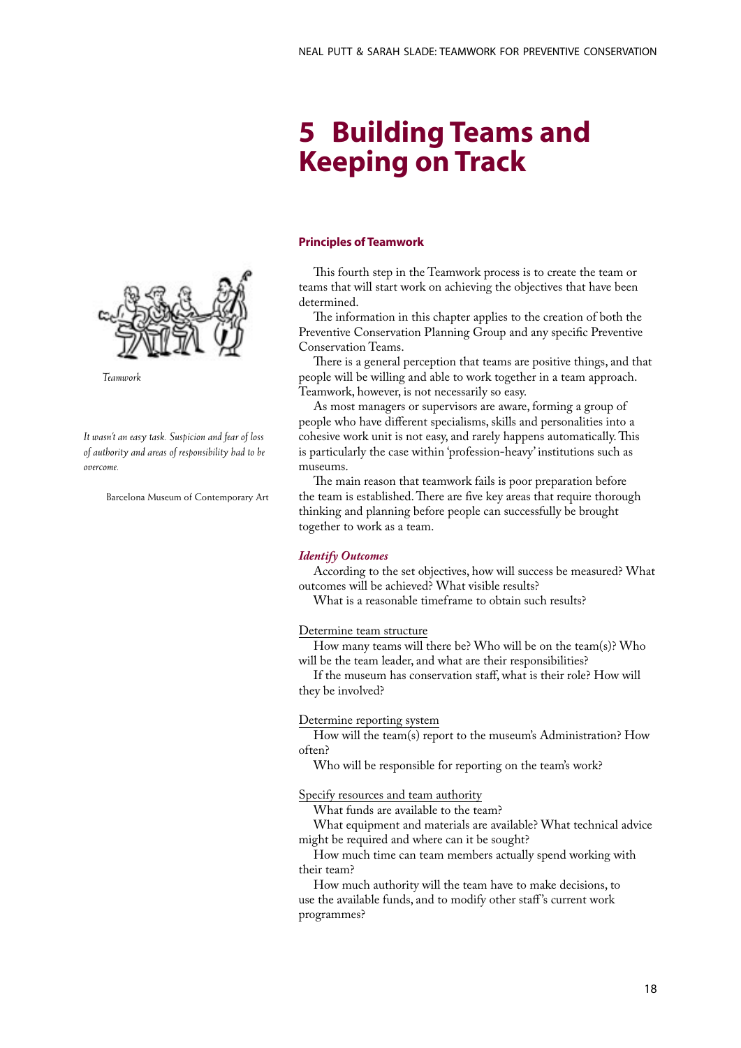# 5 Building Teams and Keeping on Track

Teamwork

*It wasn't an easy task. Suspicion and fear of loss of authority and areas of responsibility had to be overcome.*

Barcelona Museum of Contemporary Art

## Principles of Teamwork

This fourth step in the Teamwork process is to create the team or teams that will start work on achieving the objectives that have been determined.

The information in this chapter applies to the creation of both the Preventive Conservation Planning Group and any specific Preventive Conservation Teams.

There is a general perception that teams are positive things, and that people will be willing and able to work together in a team approach. Teamwork, however, is not necessarily so easy.

As most managers or supervisors are aware, forming a group of people who have different specialisms, skills and personalities into a cohesive work unit is not easy, and rarely happens automatically. This is particularly the case within 'profession-heavy' institutions such as museums.

The main reason that teamwork fails is poor preparation before the team is established. There are five key areas that require thorough thinking and planning before people can successfully be brought together to work as a team.

### *Identify Outcomes*

According to the set objectives, how will success be measured? What outcomes will be achieved? What visible results?

What is a reasonable timeframe to obtain such results?

Determine team structure

How many teams will there be? Who will be on the team(s)? Who will be the team leader, and what are their responsibilities?

If the museum has conservation staff, what is their role? How will they be involved?

Determine reporting system

How will the team(s) report to the museum's Administration? How often?

Who will be responsible for reporting on the team's work?

Specify resources and team authority

What funds are available to the team?

What equipment and materials are available? What technical advice might be required and where can it be sought?

How much time can team members actually spend working with their team?

How much authority will the team have to make decisions, to use the available funds, and to modify other staff's current work programmes?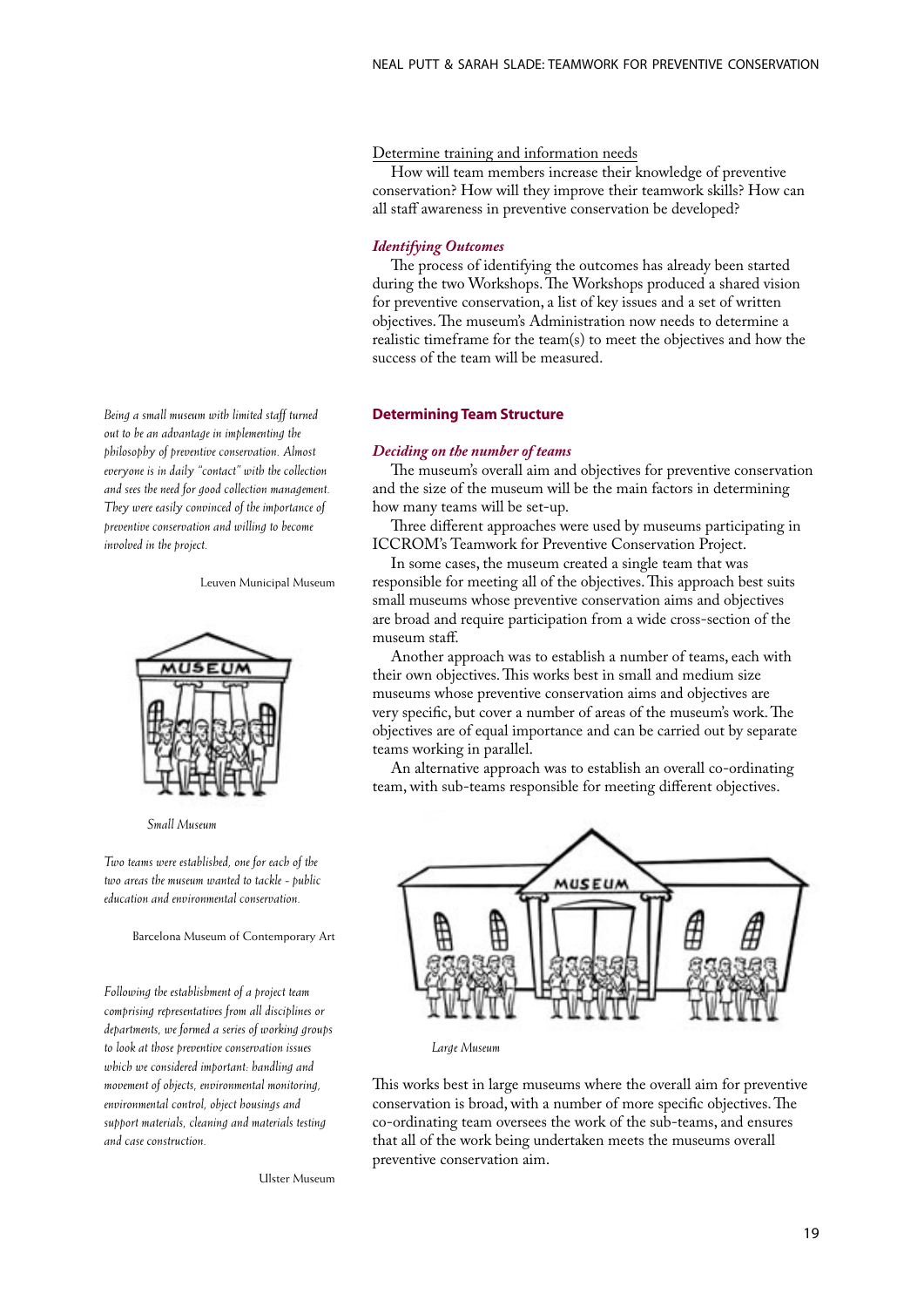Determine training and information needs

How will team members increase their knowledge of preventive conservation? How will they improve their teamwork skills? How can all staff awareness in preventive conservation be developed?

#### *Identifying Outcomes*

The process of identifying the outcomes has already been started during the two Workshops. The Workshops produced a shared vision for preventive conservation, a list of key issues and a set of written objectives. The museum's Administration now needs to determine a realistic timeframe for the team(s) to meet the objectives and how the success of the team will be measured.

### Determining Team Structure

#### *Deciding on the number of teams*

The museum's overall aim and objectives for preventive conservation and the size of the museum will be the main factors in determining how many teams will be set-up.

Three different approaches were used by museums participating in ICCROM's Teamwork for Preventive Conservation Project.

In some cases, the museum created a single team that was responsible for meeting all of the objectives. This approach best suits small museums whose preventive conservation aims and objectives are broad and require participation from a wide cross-section of the museum staff.

Another approach was to establish a number of teams, each with their own objectives. This works best in small and medium size museums whose preventive conservation aims and objectives are very specific, but cover a number of areas of the museum's work. The objectives are of equal importance and can be carried out by separate teams working in parallel.

An alternative approach was to establish an overall co-ordinating team, with sub-teams responsible for meeting different objectives. This works best in large museums where the overall aim for preventive conservation is broad, with a number of more specific objectives. The co-ordinating team oversees the work of the sub-teams, and ensures that all of the work being undertaken meets the museums overall preventive conservation aim.

*Large Museum*

*Being a small museum with limited staff turned out to be an advantage in implementing the philosophy of preventive conservation. Almost everyone is in daily "contact" with the collection and sees the need for good collection management. They were easily convinced of the importance of preventive conservation and willing to become involved in the project.*

Leuven Municipal Museum

*Small Museum*

*Two teams were established, one for each of the two areas the museum wanted to tackle - public education and environmental conservation.*

Barcelona Museum of Contemporary Art

*Following the establishment of a project team comprising representatives from all disciplines or departments, we formed a series of working groups to look at those preventive conservation issues which we considered important: handling and movement of objects, environmental monitoring, environmental control, object housings and support materials, cleaning and materials testing and case construction.*

Ulster Museum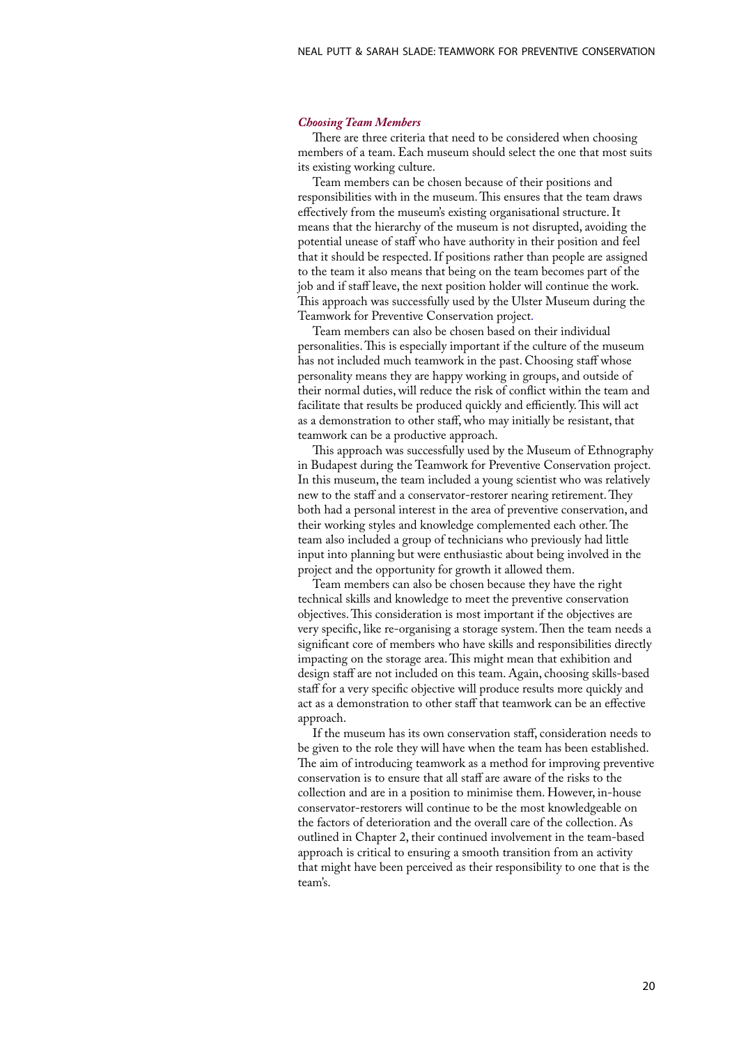### *Choosing Team Members*

There are three criteria that need to be considered when choosing members of a team. Each museum should select the one that most suits its existing working culture.

Team members can be chosen because of their positions and responsibilities with in the museum. This ensures that the team draws effectively from the museum's existing organisational structure. It means that the hierarchy of the museum is not disrupted, avoiding the potential unease of staff who have authority in their position and feel that it should be respected. If positions rather than people are assigned to the team it also means that being on the team becomes part of the job and if staff leave, the next position holder will continue the work. This approach was successfully used by the Ulster Museum during the Teamwork for Preventive Conservation project.

Team members can also be chosen based on their individual personalities. This is especially important if the culture of the museum has not included much teamwork in the past. Choosing staff whose personality means they are happy working in groups, and outside of their normal duties, will reduce the risk of conflict within the team and facilitate that results be produced quickly and efficiently. This will act as a demonstration to other staff, who may initially be resistant, that teamwork can be a productive approach.

This approach was successfully used by the Museum of Ethnography in Budapest during the Teamwork for Preventive Conservation project. In this museum, the team included a young scientist who was relatively new to the staff and a conservator-restorer nearing retirement. They both had a personal interest in the area of preventive conservation, and their working styles and knowledge complemented each other. The team also included a group of technicians who previously had little input into planning but were enthusiastic about being involved in the project and the opportunity for growth it allowed them.

Team members can also be chosen because they have the right technical skills and knowledge to meet the preventive conservation objectives. This consideration is most important if the objectives are very specific, like re-organising a storage system. Then the team needs a significant core of members who have skills and responsibilities directly impacting on the storage area. This might mean that exhibition and design staff are not included on this team. Again, choosing skills-based staff for a very specific objective will produce results more quickly and act as a demonstration to other staff that teamwork can be an effective approach.

If the museum has its own conservation staff, consideration needs to be given to the role they will have when the team has been established. The aim of introducing teamwork as a method for improving preventive conservation is to ensure that all staff are aware of the risks to the collection and are in a position to minimise them. However, in-house conservator-restorers will continue to be the most knowledgeable on the factors of deterioration and the overall care of the collection. As outlined in Chapter 2, their continued involvement in the team-based approach is critical to ensuring a smooth transition from an activity that might have been perceived as their responsibility to one that is the team's.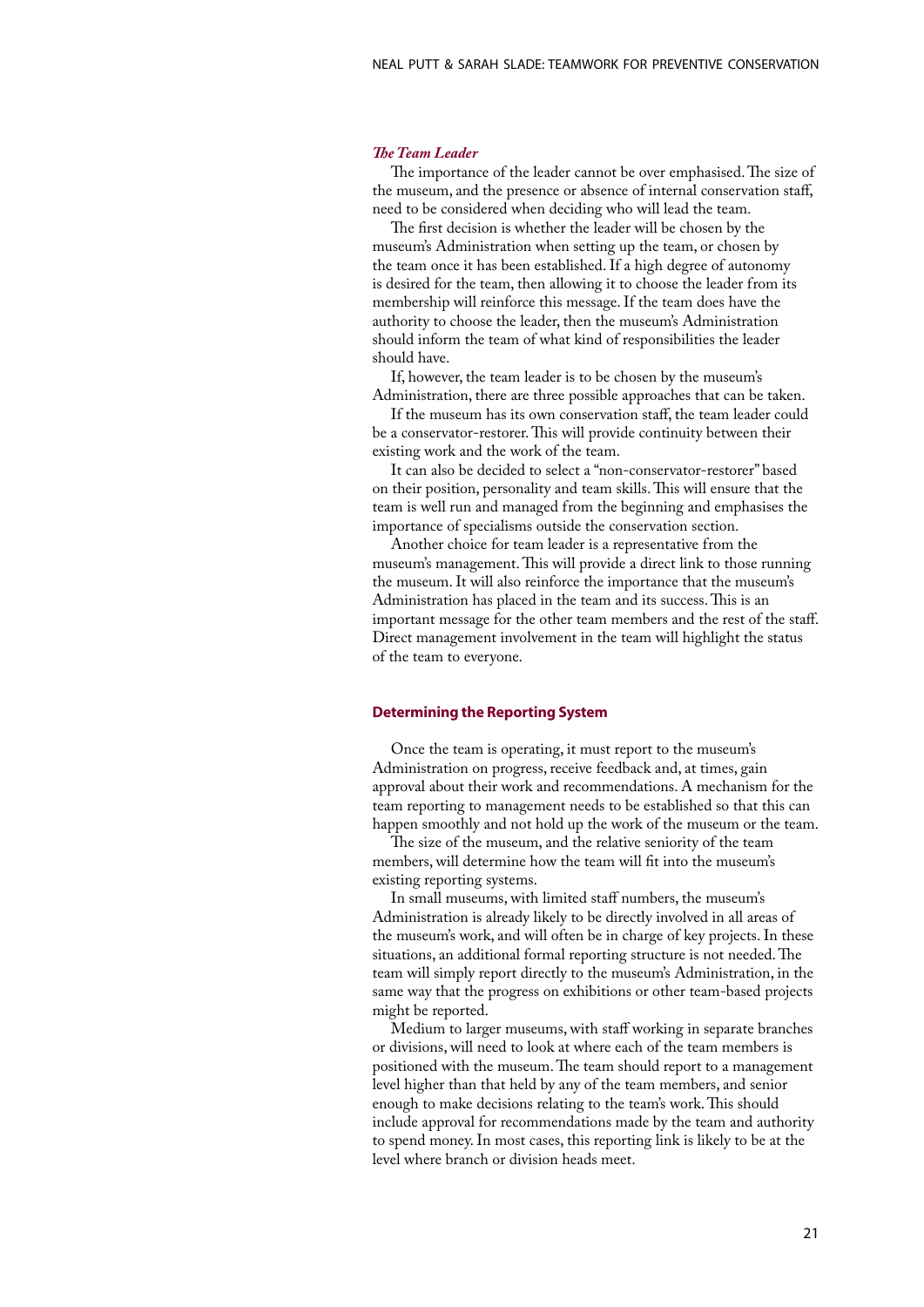### *The Team Leader*

The importance of the leader cannot be over emphasised. The size of the museum, and the presence or absence of internal conservation staff, need to be considered when deciding who will lead the team.

The first decision is whether the leader will be chosen by the museum's Administration when setting up the team, or chosen by the team once it has been established. If a high degree of autonomy is desired for the team, then allowing it to choose the leader from its membership will reinforce this message. If the team does have the authority to choose the leader, then the museum's Administration should inform the team of what kind of responsibilities the leader should have.

If, however, the team leader is to be chosen by the museum's Administration, there are three possible approaches that can be taken.

If the museum has its own conservation staff, the team leader could be a conservator-restorer. This will provide continuity between their existing work and the work of the team.

It can also be decided to select a "non-conservator-restorer" based on their position, personality and team skills. This will ensure that the team is well run and managed from the beginning and emphasises the importance of specialisms outside the conservation section.

Another choice for team leader is a representative from the museum's management. This will provide a direct link to those running the museum. It will also reinforce the importance that the museum's Administration has placed in the team and its success. This is an important message for the other team members and the rest of the staff. Direct management involvement in the team will highlight the status of the team to everyone.

## Determining the Reporting System

Once the team is operating, it must report to the museum's Administration on progress, receive feedback and, at times, gain approval about their work and recommendations. A mechanism for the team reporting to management needs to be established so that this can happen smoothly and not hold up the work of the museum or the team.

The size of the museum, and the relative seniority of the team members, will determine how the team will fit into the museum's existing reporting systems.

In small museums, with limited staff numbers, the museum's Administration is already likely to be directly involved in all areas of the museum's work, and will often be in charge of key projects. In these situations, an additional formal reporting structure is not needed. The team will simply report directly to the museum's Administration, in the same way that the progress on exhibitions or other team-based projects might be reported.

Medium to larger museums, with staff working in separate branches or divisions, will need to look at where each of the team members is positioned with the museum. The team should report to a management level higher than that held by any of the team members, and senior enough to make decisions relating to the team's work. This should include approval for recommendations made by the team and authority to spend money. In most cases, this reporting link is likely to be at the level where branch or division heads meet.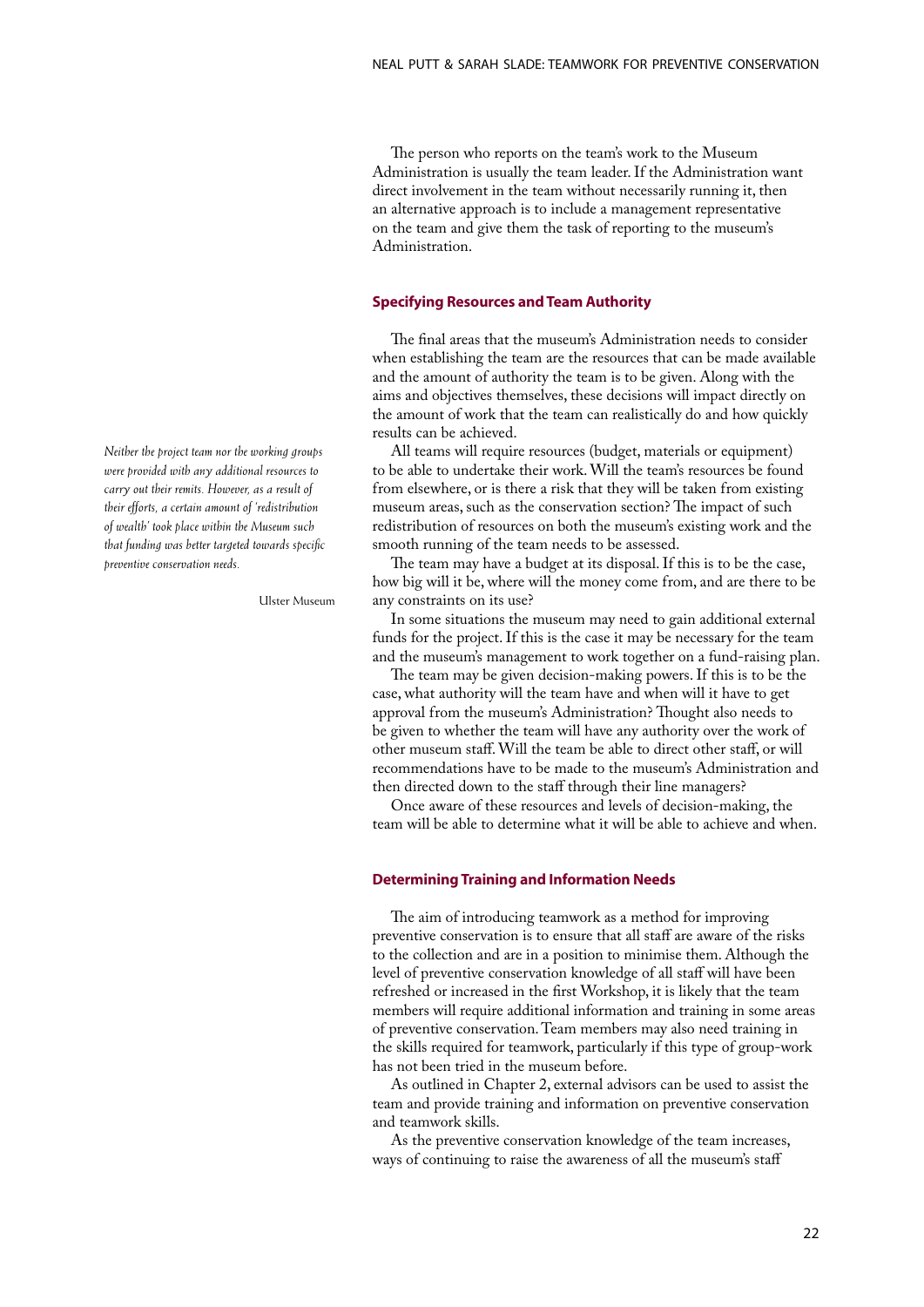The person who reports on the team's work to the Museum Administration is usually the team leader. If the Administration want direct involvement in the team without necessarily running it, then an alternative approach is to include a management representative on the team and give them the task of reporting to the museum's Administration.

## Specifying Resources and Team Authority

The final areas that the museum's Administration needs to consider when establishing the team are the resources that can be made available and the amount of authority the team is to be given. Along with the aims and objectives themselves, these decisions will impact directly on the amount of work that the team can realistically do and how quickly results can be achieved.

All teams will require resources (budget, materials or equipment) to be able to undertake their work. Will the team's resources be found from elsewhere, or is there a risk that they will be taken from existing museum areas, such as the conservation section? The impact of such redistribution of resources on both the museum's existing work and the smooth running of the team needs to be assessed.

*Neither the project team nor the working groups were provided with any additional resources to carry out their remits. However, as a result of their efforts, a certain amount of 'redistribution of wealth' took place within the Museum such that funding was better targeted towards specific preventive conservation needs.*

Ulster Museum

The team may have a budget at its disposal. If this is to be the case, how big will it be, where will the money come from, and are there to be any constraints on its use?

In some situations the museum may need to gain additional external funds for the project. If this is the case it may be necessary for the team and the museum's management to work together on a fund-raising plan.

The team may be given decision-making powers. If this is to be the case, what authority will the team have and when will it have to get approval from the museum's Administration? Thought also needs to be given to whether the team will have any authority over the work of other museum staff. Will the team be able to direct other staff, or will recommendations have to be made to the museum's Administration and then directed down to the staff through their line managers?

Once aware of these resources and levels of decision-making, the team will be able to determine what it will be able to achieve and when.

## Determining Training and Information Needs

The aim of introducing teamwork as a method for improving preventive conservation is to ensure that all staff are aware of the risks to the collection and are in a position to minimise them. Although the level of preventive conservation knowledge of all staff will have been refreshed or increased in the first Workshop, it is likely that the team members will require additional information and training in some areas of preventive conservation. Team members may also need training in the skills required for teamwork, particularly if this type of group-work has not been tried in the museum before.

As outlined in Chapter 2, external advisors can be used to assist the team and provide training and information on preventive conservation and teamwork skills.

As the preventive conservation knowledge of the team increases, ways of continuing to raise the awareness of all the museum's staff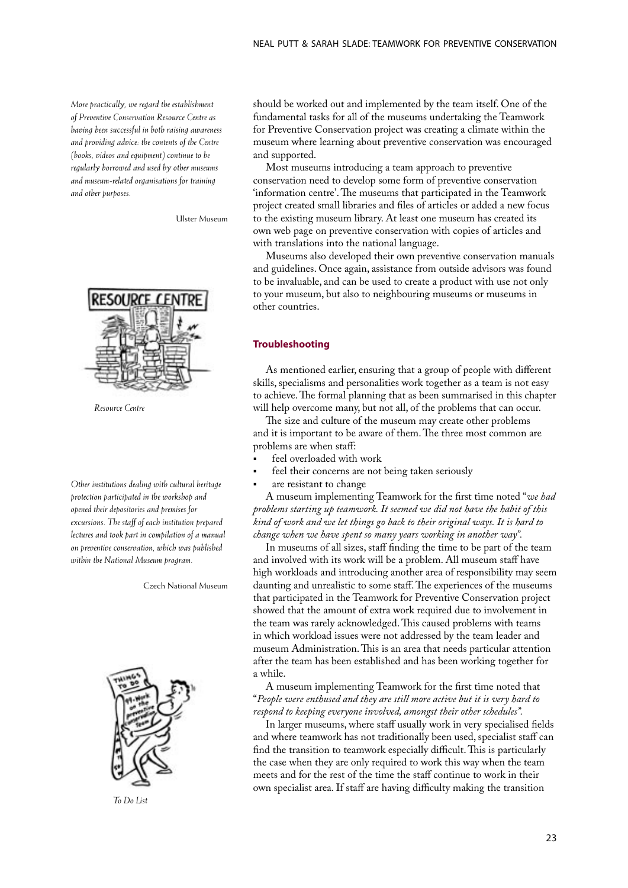*More practically, we regard the establishment of Preventive Conservation Resource Centre as having been successful in both raising awareness and providing advice: the contents of the Centre (books, videos and equipment) continue to be regularly borrowed and used by other museums and museum-related organisations for training and other purposes.*

Ulster Museum

Resource Centre

*Other institutions dealing with cultural heritage protection participated in the workshop and opened their depositories and premises for excursions. The staff of each institution prepared lectures and took part in compilation of a manual on preventive conservation, which was published within the National Museum program.*

Czech National Museum

To Do List

should be worked out and implemented by the team itself. One of the fundamental tasks for all of the museums undertaking the Teamwork for Preventive Conservation project was creating a climate within the museum where learning about preventive conservation was encouraged and supported.

Most museums introducing a team approach to preventive conservation need to develop some form of preventive conservation 'information centre'. The museums that participated in the Teamwork project created small libraries and files of articles or added a new focus to the existing museum library. At least one museum has created its own web page on preventive conservation with copies of articles and with translations into the national language.

Museums also developed their own preventive conservation manuals and guidelines. Once again, assistance from outside advisors was found to be invaluable, and can be used to create a product with use not only to your museum, but also to neighbouring museums or museums in other countries.

### Troubleshooting

As mentioned earlier, ensuring that a group of people with different skills, specialisms and personalities work together as a team is not easy to achieve. The formal planning that as been summarised in this chapter will help overcome many, but not all, of the problems that can occur.

The size and culture of the museum may create other problems and it is important to be aware of them. The three most common are problems are when staff:

- feel overloaded with work
- feel their concerns are not being taken seriously
- are resistant to change

A museum implementing Teamwork for the first time noted "*we had problems starting up teamwork. It seemed we did not have the habit of this kind of work and we let things go back to their original ways. It is hard to change when we have spent so many years working in another way*".

In museums of all sizes, staff finding the time to be part of the team and involved with its work will be a problem. All museum staff have high workloads and introducing another area of responsibility may seem daunting and unrealistic to some staff. The experiences of the museums that participated in the Teamwork for Preventive Conservation project showed that the amount of extra work required due to involvement in the team was rarely acknowledged. This caused problems with teams in which workload issues were not addressed by the team leader and museum Administration. This is an area that needs particular attention after the team has been established and has been working together for a while.

A museum implementing Teamwork for the first time noted that "*People were enthused and they are still more active but it is very hard to respond to keeping everyone involved, amongst their other schedules*".

In larger museums, where staff usually work in very specialised fields and where teamwork has not traditionally been used, specialist staff can find the transition to teamwork especially difficult. This is particularly the case when they are only required to work this way when the team meets and for the rest of the time the staff continue to work in their own specialist area. If staff are having difficulty making the transition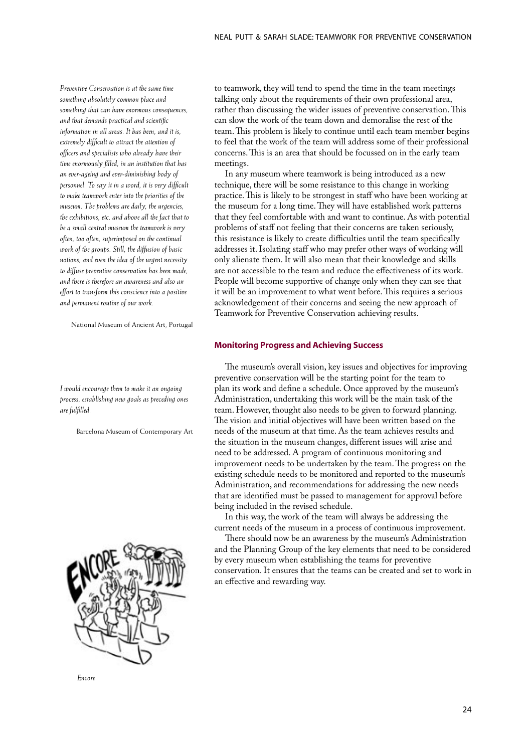*Preventive Conservation is at the same time something absolutely common place and something that can have enormous consequences, and that demands practical and scientific information in all areas. It has been, and it is, extremely difficult to attract the attention of officers and specialists who already have their time enormously filled, in an institution that has an ever-ageing and ever-diminishing body of personnel. To say it in a word, it is very difficult to make teamwork enter into the priorities of the museum. The problems are daily, the urgencies, the exhibitions, etc. and above all the fact that to be a small central museum the teamwork is very often, too often, superimposed on the continual work of the groups. Still, the diffusion of basic notions, and even the idea of the urgent necessity to diffuse preventive conservation has been made, and there is therefore an awareness and also an effort to transform this conscience into a positive and permanent routine of our work.*

National Museum of Ancient Art, Portugal

*I would encourage them to make it an ongoing process, establishing new goals as preceding ones are fulfilled.*

Barcelona Museum of Contemporary Art

*Encore*

to teamwork, they will tend to spend the time in the team meetings talking only about the requirements of their own professional area, rather than discussing the wider issues of preventive conservation. This can slow the work of the team down and demoralise the rest of the team. This problem is likely to continue until each team member begins to feel that the work of the team will address some of their professional concerns. This is an area that should be focussed on in the early team meetings.

In any museum where teamwork is being introduced as a new technique, there will be some resistance to this change in working practice. This is likely to be strongest in staff who have been working at the museum for a long time. They will have established work patterns that they feel comfortable with and want to continue. As with potential problems of staff not feeling that their concerns are taken seriously, this resistance is likely to create difficulties until the team specifically addresses it. Isolating staff who may prefer other ways of working will only alienate them. It will also mean that their knowledge and skills are not accessible to the team and reduce the effectiveness of its work. People will become supportive of change only when they can see that it will be an improvement to what went before. This requires a serious acknowledgement of their concerns and seeing the new approach of Teamwork for Preventive Conservation achieving results.

## Monitoring Progress and Achieving Success

The museum's overall vision, key issues and objectives for improving preventive conservation will be the starting point for the team to plan its work and define a schedule. Once approved by the museum's Administration, undertaking this work will be the main task of the team. However, thought also needs to be given to forward planning. The vision and initial objectives will have been written based on the needs of the museum at that time. As the team achieves results and the situation in the museum changes, different issues will arise and need to be addressed. A program of continuous monitoring and improvement needs to be undertaken by the team. The progress on the existing schedule needs to be monitored and reported to the museum's Administration, and recommendations for addressing the new needs that are identified must be passed to management for approval before being included in the revised schedule.

In this way, the work of the team will always be addressing the current needs of the museum in a process of continuous improvement.

There should now be an awareness by the museum's Administration and the Planning Group of the key elements that need to be considered by every museum when establishing the teams for preventive conservation. It ensures that the teams can be created and set to work in an effective and rewarding way.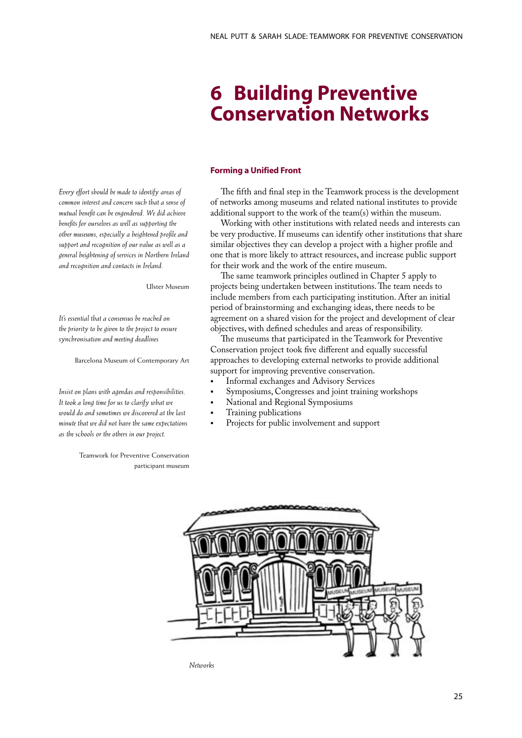# 6 Building Preventive Conservation Networks

## Forming a Unified Front

*Every effort should be made to identify areas of common interest and concern such that a sense of mutual benefit can be engendered. We did achieve benefits for ourselves as well as supporting the other museums, especially a heightened profile and support and recognition of our value as well as a general heightening of services in Northern Ireland and recognition and contacts in Ireland.*

Ulster Museum

*It's essential that a consensus be reached on the priority to be given to the project to ensure synchronisation and meeting deadlines*

Barcelona Museum of Contemporary Art

*Insist on plans with agendas and responsibilities. It took a long time for us to clarify what we would do and sometimes we discovered at the last minute that we did not have the same expectations as the schools or the others in our project.*

Teamwork for Preventive Conservation participant museum

The fifth and final step in the Teamwork process is the development of networks among museums and related national institutes to provide additional support to the work of the team(s) within the museum.

Working with other institutions with related needs and interests can be very productive. If museums can identify other institutions that share similar objectives they can develop a project with a higher profile and one that is more likely to attract resources, and increase public support for their work and the work of the entire museum.

The same teamwork principles outlined in Chapter 5 apply to projects being undertaken between institutions. The team needs to include members from each participating institution. After an initial period of brainstorming and exchanging ideas, there needs to be agreement on a shared vision for the project and development of clear objectives, with defined schedules and areas of responsibility.

The museums that participated in the Teamwork for Preventive Conservation project took five different and equally successful approaches to developing external networks to provide additional support for improving preventive conservation.

- Informal exchanges and Advisory Services
- Symposiums, Congresses and joint training workshops
- National and Regional Symposiums
- Training publications
- Projects for public involvement and support

*Networks*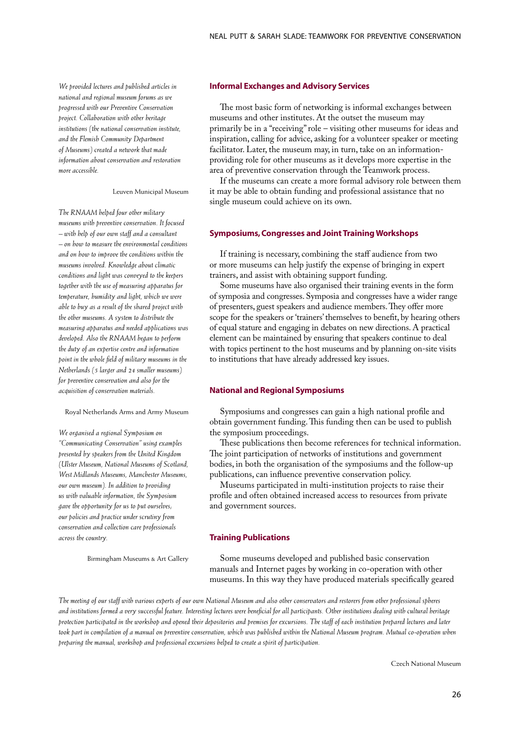*We provided lectures and published articles in national and regional museum forums as we progressed with our Preventive Conservation project. Collaboration with other heritage institutions (the national conservation institute, and the Flemish Community Department of Museums) created a network that made information about conservation and restoration more accessible.*

Leuven Municipal Museum

*The RNAAM helped four other military museums with preventive conservation. It focused – with help of our own staff and a consultant – on how to measure the environmental conditions and on how to improve the conditions within the museums involved. Knowledge about climatic conditions and light was conveyed to the keepers together with the use of measuring apparatus for temperature, humidity and light, which we were able to buy as a result of the shared project with the other museums. A system to distribute the measuring apparatus and needed applications was developed. Also the RNAAM began to perform the duty of an expertise centre and information point in the whole field of military museums in the Netherlands (5 larger and 24 smaller museums) for preventive conservation and also for the acquisition of conservation materials.*

Royal Netherlands Arms and Army Museum

*We organised a regional Symposium on "Communicating Conservation" using examples presented by speakers from the United Kingdom (Ulster Museum, National Museums of Scotland, West Midlands Museums, Manchester Museums, our own museum). In addition to providing us with valuable information, the Symposium gave the opportunity for us to put ourselves, our policies and practice under scrutiny from conservation and collection care professionals across the country.*

Birmingham Museums & Art Gallery

### Informal Exchanges and Advisory Services

The most basic form of networking is informal exchanges between museums and other institutes. At the outset the museum may primarily be in a "receiving" role – visiting other museums for ideas and inspiration, calling for advice, asking for a volunteer speaker or meeting facilitator. Later, the museum may, in turn, take on an information-providing role for other museums as it develops more expertise in the area of preventive conservation through the Teamwork process.

If the museums can create a more formal advisory role between them it may be able to obtain funding and professional assistance that no single museum could achieve on its own.

### Symposiums, Congresses and Joint Training Workshops

If training is necessary, combining the staff audience from two or more museums can help justify the expense of bringing in expert trainers, and assist with obtaining support funding.

Some museums have also organised their training events in the form of symposia and congresses. Symposia and congresses have a wider range of presenters, guest speakers and audience members. They offer more scope for the speakers or 'trainers' themselves to benefit, by hearing others of equal stature and engaging in debates on new directions. A practical element can be maintained by ensuring that speakers continue to deal with topics pertinent to the host museums and by planning on-site visits to institutions that have already addressed key issues.

### National and Regional Symposiums

Symposiums and congresses can gain a high national profile and obtain government funding. This funding then can be used to publish the symposium proceedings.

These publications then become references for technical information. The joint participation of networks of institutions and government bodies, in both the organisation of the symposiums and the follow-up publications, can influence preventive conservation policy.

Museums participated in multi-institution projects to raise their profile and often obtained increased access to resources from private and government sources.

### Training Publications

Some museums developed and published basic conservation manuals and Internet pages by working in co-operation with other museums. In this way they have produced materials specifically geared

*The meeting of our staff with various experts of our own National Museum and also other conservators and restorers from other professional spheres and institutions formed a very successful feature. Interesting lectures were beneficial for all participants. Other institutions dealing with cultural heritage protection participated in the workshop and opened their depositories and premises for excursions. The staff of each institution prepared lectures and later took part in compilation of a manual on preventive conservation, which was published within the National Museum program. Mutual co-operation when preparing the manual, workshop and professional excursions helped to create a spirit of participation.*

Czech National Museum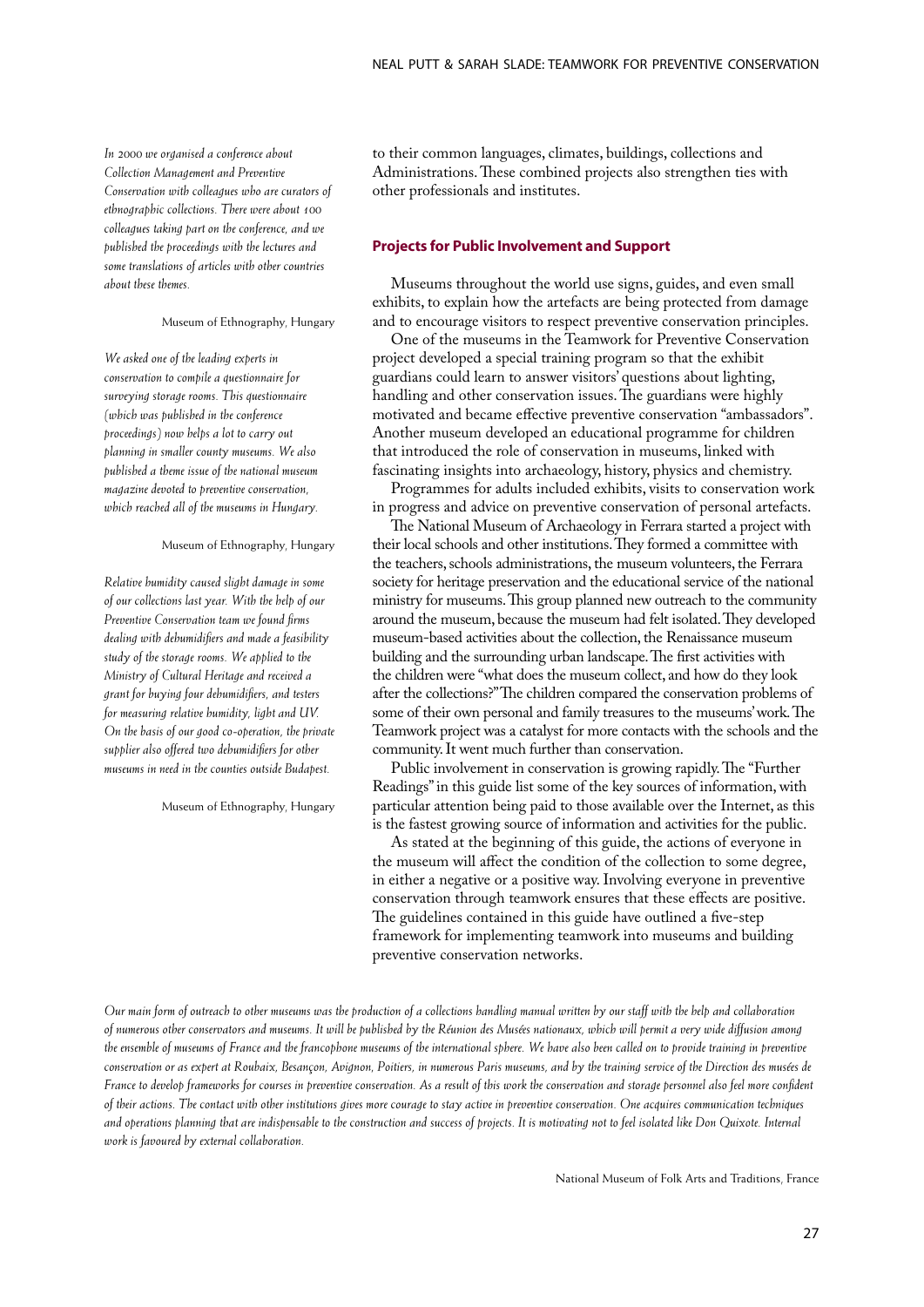to their common languages, climates, buildings, collections and Administrations. These combined projects also strengthen ties with other professionals and institutes.

*In 2000 we organised a conference about Collection Management and Preventive Conservation with colleagues who are curators of ethnographic collections. There were about 100 colleagues taking part on the conference, and we published the proceedings with the lectures and some translations of articles with other countries about these themes.*

Museum of Ethnography, Hungary

*We asked one of the leading experts in conservation to compile a questionnaire for surveying storage rooms. This questionnaire (which was published in the conference proceedings) now helps a lot to carry out planning in smaller county museums. We also published a theme issue of the national museum magazine devoted to preventive conservation, which reached all of the museums in Hungary.*

Museum of Ethnography, Hungary

*Relative humidity caused slight damage in some of our collections last year. With the help of our Preventive Conservation team we found firms dealing with dehumidifiers and made a feasibility study of the storage rooms. We applied to the Ministry of Cultural Heritage and received a grant for buying four dehumidifiers, and testers for measuring relative humidity, light and UV. On the basis of our good co-operation, the private supplier also offered two dehumidifiers for other museums in need in the counties outside Budapest.*

Museum of Ethnography, Hungary

### Projects for Public Involvement and Support

Museums throughout the world use signs, guides, and even small exhibits, to explain how the artefacts are being protected from damage and to encourage visitors to respect preventive conservation principles.

One of the museums in the Teamwork for Preventive Conservation project developed a special training program so that the exhibit guardians could learn to answer visitors' questions about lighting, handling and other conservation issues. The guardians were highly motivated and became effective preventive conservation "ambassadors". Another museum developed an educational programme for children that introduced the role of conservation in museums, linked with fascinating insights into archaeology, history, physics and chemistry.

Programmes for adults included exhibits, visits to conservation work in progress and advice on preventive conservation of personal artefacts.

The National Museum of Archaeology in Ferrara started a project with their local schools and other institutions. They formed a committee with the teachers, schools administrations, the museum volunteers, the Ferrara society for heritage preservation and the educational service of the national ministry for museums. This group planned new outreach to the community around the museum, because the museum had felt isolated. They developed museum-based activities about the collection, the Renaissance museum building and the surrounding urban landscape. The first activities with the children were "what does the museum collect, and how do they look after the collections?" The children compared the conservation problems of some of their own personal and family treasures to the museums' work. The Teamwork project was a catalyst for more contacts with the schools and the community. It went much further than conservation.

Public involvement in conservation is growing rapidly. The "Further Readings" in this guide list some of the key sources of information, with particular attention being paid to those available over the Internet, as this is the fastest growing source of information and activities for the public.

As stated at the beginning of this guide, the actions of everyone in the museum will affect the condition of the collection to some degree, in either a negative or a positive way. Involving everyone in preventive conservation through teamwork ensures that these effects are positive. The guidelines contained in this guide have outlined a five-step framework for implementing teamwork into museums and building preventive conservation networks.

*Our main form of outreach to other museums was the production of a collections handling manual written by our staff with the help and collaboration of numerous other conservators and museums. It will be published by the Réunion des Musées nationaux, which will permit a very wide diffusion among the ensemble of museums of France and the francophone museums of the international sphere. We have also been called on to provide training in preventive conservation or as expert at Roubaix, Besançon, Avignon, Poitiers, in numerous Paris museums, and by the training service of the Direction des musées de France to develop frameworks for courses in preventive conservation. As a result of this work the conservation and storage personnel also feel more confident of their actions. The contact with other institutions gives more courage to stay active in preventive conservation. One acquires communication techniques and operations planning that are indispensable to the construction and success of projects. It is motivating not to feel isolated like Don Quixote. Internal work is favoured by external collaboration.*

National Museum of Folk Arts and Traditions, France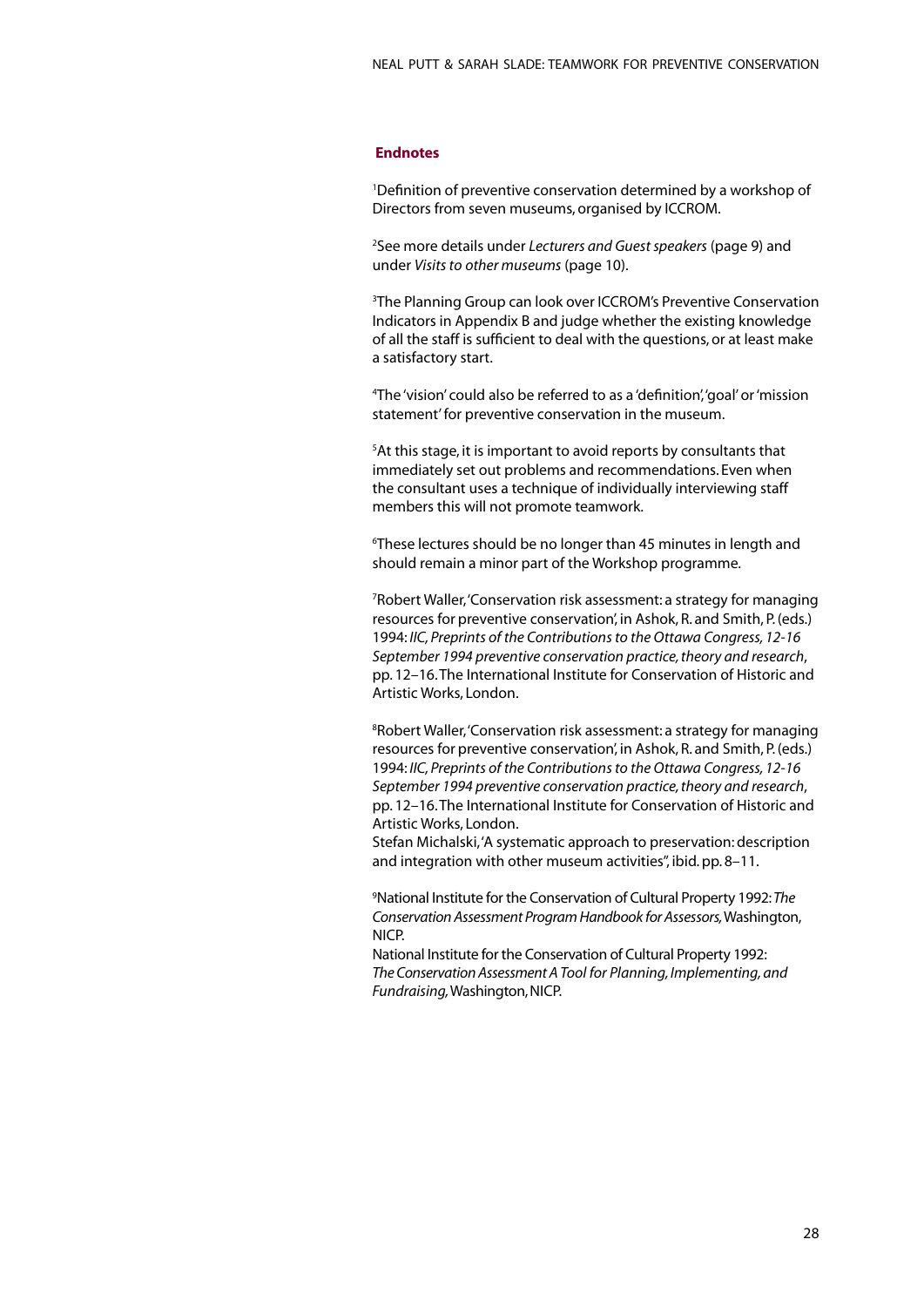## Endnotes

[1]Definition of preventive conservation determined by a workshop of Directors from seven museums, organised by ICCROM.

[2]See more details under *Lecturers and Guest speakers* (page 9) and under *Visits to other museums* (page 10).

[3]The Planning Group can look over ICCROM's Preventive Conservation Indicators in Appendix B and judge whether the existing knowledge of all the staff is sufficient to deal with the questions, or at least make a satisfactory start.

[4]The 'vision' could also be referred to as a 'definition', 'goal' or 'mission statement' for preventive conservation in the museum.

[5]At this stage, it is important to avoid reports by consultants that immediately set out problems and recommendations. Even when the consultant uses a technique of individually interviewing staff members this will not promote teamwork.

[6]These lectures should be no longer than 45 minutes in length and should remain a minor part of the Workshop programme.

[7]Robert Waller, 'Conservation risk assessment: a strategy for managing resources for preventive conservation', in Ashok, R. and Smith, P. (eds.) 1994: *IIC, Preprints of the Contributions to the Ottawa Congress, 12-16 September 1994 preventive conservation practice, theory and research*, pp. 12–16. The International Institute for Conservation of Historic and Artistic Works, London.

[8]Robert Waller, 'Conservation risk assessment: a strategy for managing resources for preventive conservation', in Ashok, R. and Smith, P. (eds.) 1994: *IIC, Preprints of the Contributions to the Ottawa Congress, 12-16 September 1994 preventive conservation practice, theory and research*, pp. 12–16. The International Institute for Conservation of Historic and Artistic Works, London.
Stefan Michalski, 'A systematic approach to preservation: description and integration with other museum activities", ibid. pp. 8–11.

[9]National Institute for the Conservation of Cultural Property 1992: *The Conservation Assessment Program Handbook for Assessors,* Washington, NICP.
National Institute for the Conservation of Cultural Property 1992: *The Conservation Assessment A Tool for Planning, Implementing, and Fundraising,* Washington, NICP.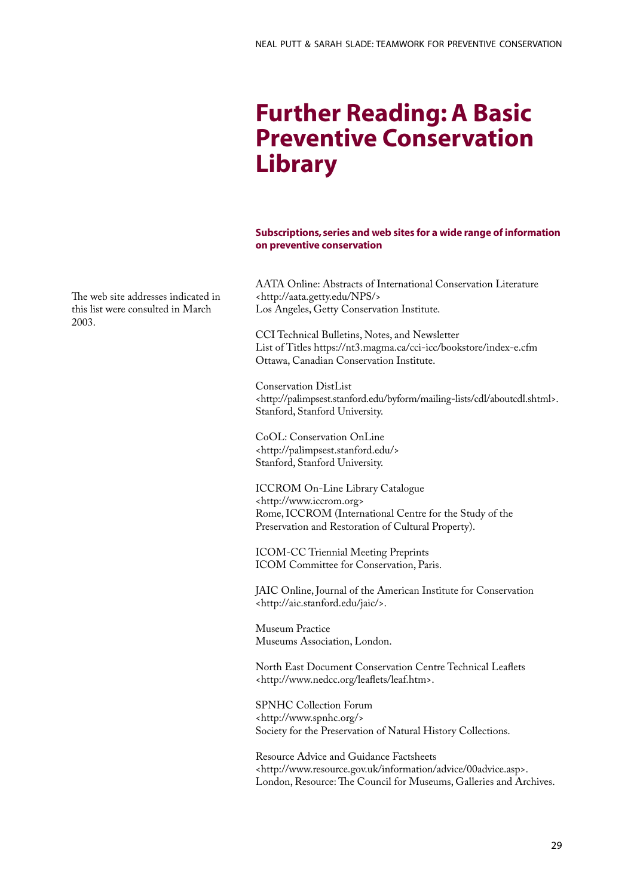# Further Reading: A Basic Preventive Conservation Library

### Subscriptions, series and web sites for a wide range of information on preventive conservation

The web site addresses indicated in this list were consulted in March 2003.

AATA Online: Abstracts of International Conservation Literature
<http://aata.getty.edu/NPS/>
Los Angeles, Getty Conservation Institute.

CCI Technical Bulletins, Notes, and Newsletter
List of Titles https://nt3.magma.ca/cci-icc/bookstore/index-e.cfm
Ottawa, Canadian Conservation Institute.

Conservation DistList
<http://palimpsest.stanford.edu/byform/mailing-lists/cdl/aboutcdl.shtml>.
Stanford, Stanford University.

CoOL: Conservation OnLine
<http://palimpsest.stanford.edu/>
Stanford, Stanford University.

ICCROM On-Line Library Catalogue
<http://www.iccrom.org>
Rome, ICCROM (International Centre for the Study of the Preservation and Restoration of Cultural Property).

ICOM-CC Triennial Meeting Preprints
ICOM Committee for Conservation, Paris.

JAIC Online, Journal of the American Institute for Conservation
<http://aic.stanford.edu/jaic/>.

Museum Practice
Museums Association, London.

North East Document Conservation Centre Technical Leaflets
<http://www.nedcc.org/leaflets/leaf.htm>.

SPNHC Collection Forum
<http://www.spnhc.org/>
Society for the Preservation of Natural History Collections.

Resource Advice and Guidance Factsheets
<http://www.resource.gov.uk/information/advice/00advice.asp>.
London, Resource: The Council for Museums, Galleries and Archives.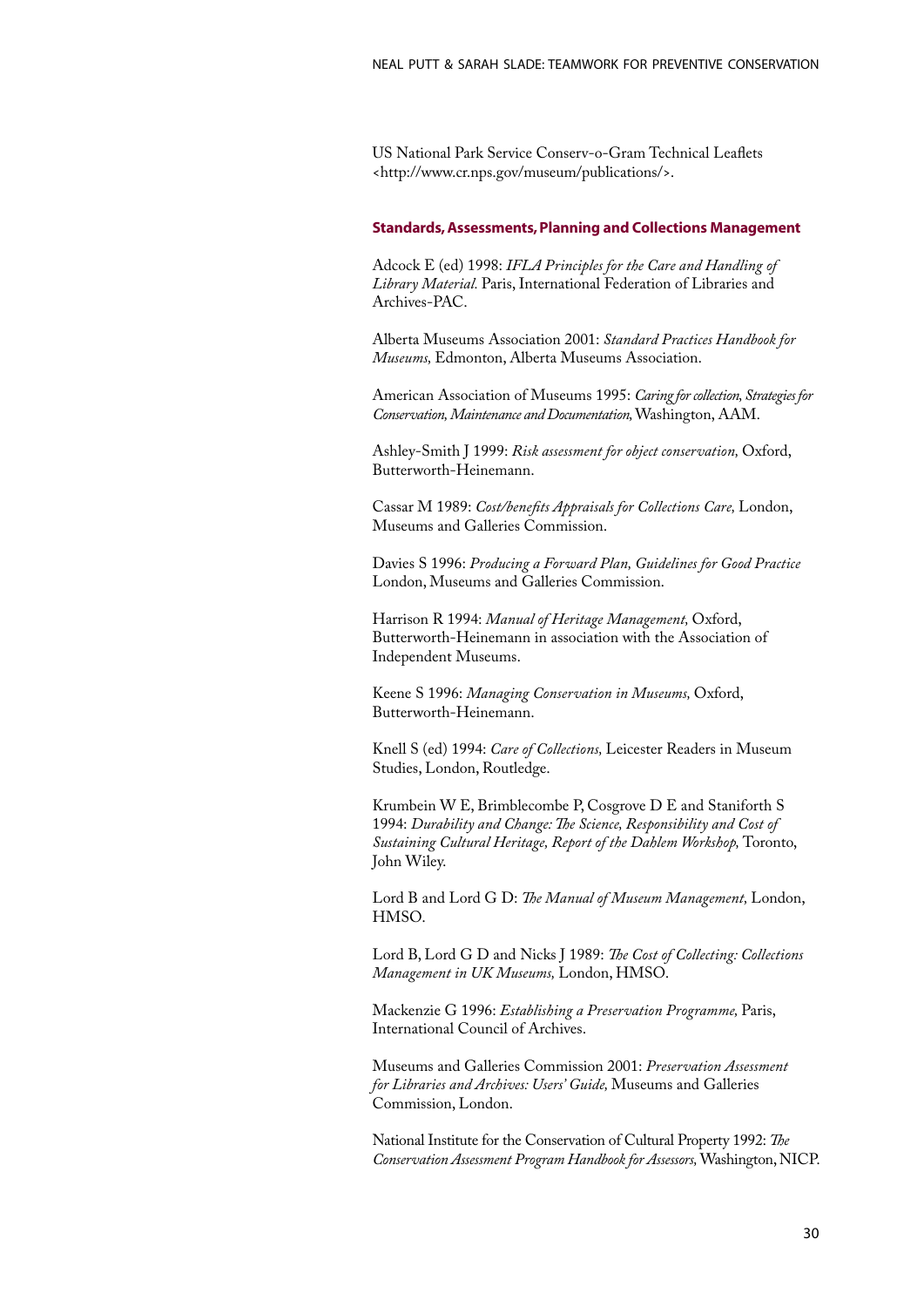US National Park Service Conserv-o-Gram Technical Leaflets <http://www.cr.nps.gov/museum/publications/>.

### Standards, Assessments, Planning and Collections Management

Adcock E (ed) 1998: *IFLA Principles for the Care and Handling of Library Material.* Paris, International Federation of Libraries and Archives-PAC.

Alberta Museums Association 2001: *Standard Practices Handbook for Museums,* Edmonton, Alberta Museums Association.

American Association of Museums 1995: *Caring for collection, Strategies for Conservation, Maintenance and Documentation,* Washington, AAM.

Ashley-Smith J 1999: *Risk assessment for object conservation,* Oxford, Butterworth-Heinemann.

Cassar M 1989: *Cost/benefits Appraisals for Collections Care,* London, Museums and Galleries Commission.

Davies S 1996: *Producing a Forward Plan, Guidelines for Good Practice* London, Museums and Galleries Commission.

Harrison R 1994: *Manual of Heritage Management,* Oxford, Butterworth-Heinemann in association with the Association of Independent Museums.

Keene S 1996: *Managing Conservation in Museums,* Oxford, Butterworth-Heinemann.

Knell S (ed) 1994: *Care of Collections,* Leicester Readers in Museum Studies, London, Routledge.

Krumbein W E, Brimblecombe P, Cosgrove D E and Staniforth S 1994: *Durability and Change: The Science, Responsibility and Cost of Sustaining Cultural Heritage, Report of the Dahlem Workshop,* Toronto, John Wiley.

Lord B and Lord G D: *The Manual of Museum Management,* London, HMSO.

Lord B, Lord G D and Nicks J 1989: *The Cost of Collecting: Collections Management in UK Museums,* London, HMSO.

Mackenzie G 1996: *Establishing a Preservation Programme,* Paris, International Council of Archives.

Museums and Galleries Commission 2001: *Preservation Assessment for Libraries and Archives: Users' Guide,* Museums and Galleries Commission, London.

National Institute for the Conservation of Cultural Property 1992: *The Conservation Assessment Program Handbook for Assessors,* Washington, NICP.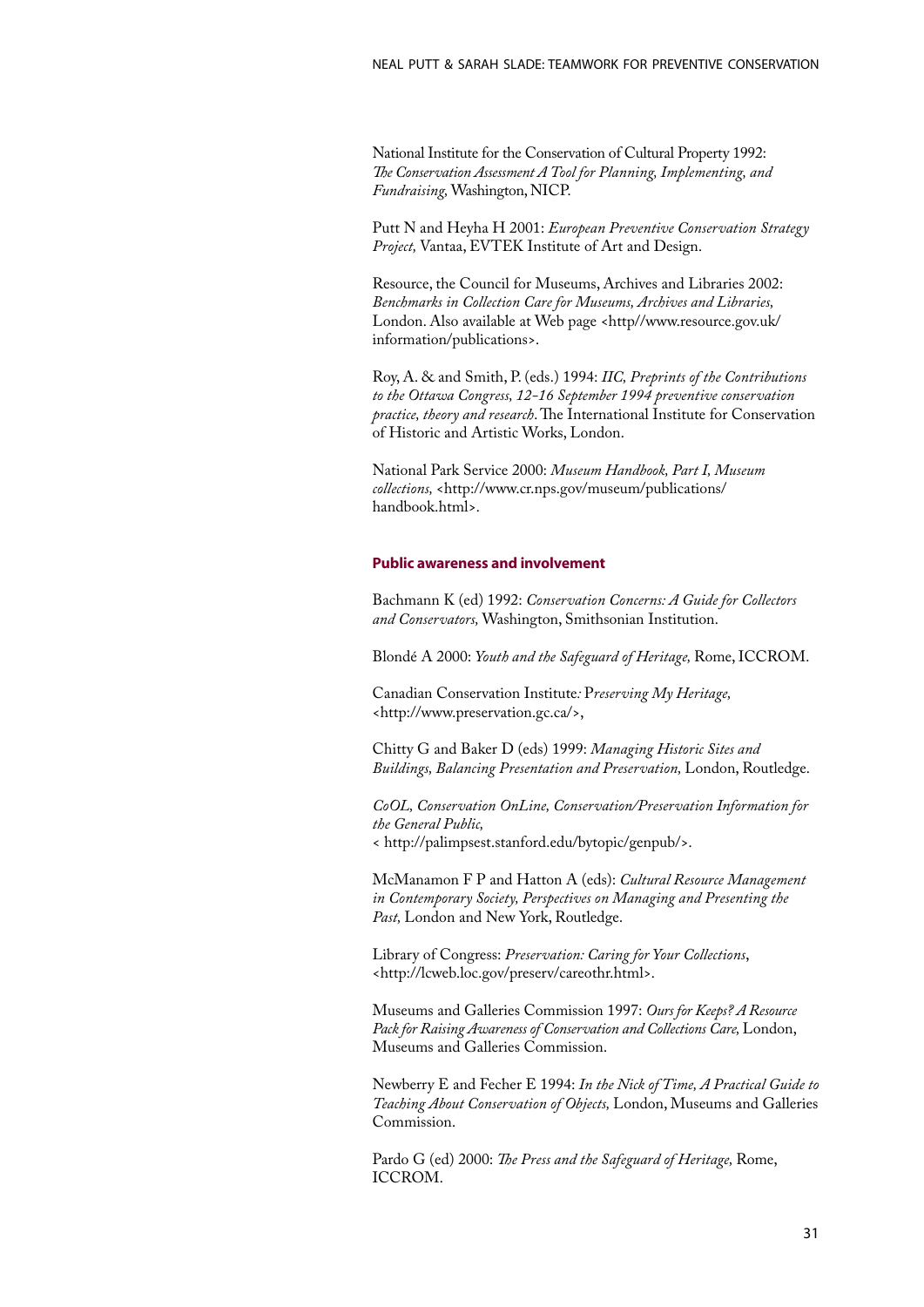National Institute for the Conservation of Cultural Property 1992: *The Conservation Assessment A Tool for Planning, Implementing, and Fundraising,* Washington, NICP.

Putt N and Heyha H 2001: *European Preventive Conservation Strategy Project,* Vantaa, EVTEK Institute of Art and Design.

Resource, the Council for Museums, Archives and Libraries 2002: *Benchmarks in Collection Care for Museums, Archives and Libraries,* London. Also available at Web page <http//www.resource.gov.uk/information/publications>.

Roy, A. & and Smith, P. (eds.) 1994: *IIC, Preprints of the Contributions to the Ottawa Congress, 12-16 September 1994 preventive conservation practice, theory and research.* The International Institute for Conservation of Historic and Artistic Works, London.

National Park Service 2000: *Museum Handbook, Part I, Museum collections,* <http://www.cr.nps.gov/museum/publications/handbook.html>.

### Public awareness and involvement

Bachmann K (ed) 1992: *Conservation Concerns: A Guide for Collectors and Conservators,* Washington, Smithsonian Institution.

Blondé A 2000: *Youth and the Safeguard of Heritage,* Rome, ICCROM.

Canadian Conservation Institute*: Preserving My Heritage,* <http://www.preservation.gc.ca/>,

Chitty G and Baker D (eds) 1999: *Managing Historic Sites and Buildings, Balancing Presentation and Preservation,* London, Routledge.

*CoOL, Conservation OnLine, Conservation/Preservation Information for the General Public,* < http://palimpsest.stanford.edu/bytopic/genpub/>.

McManamon F P and Hatton A (eds): *Cultural Resource Management in Contemporary Society, Perspectives on Managing and Presenting the Past,* London and New York, Routledge.

Library of Congress: *Preservation: Caring for Your Collections*, <http://lcweb.loc.gov/preserv/careothr.html>.

Museums and Galleries Commission 1997: *Ours for Keeps? A Resource Pack for Raising Awareness of Conservation and Collections Care,* London, Museums and Galleries Commission.

Newberry E and Fecher E 1994: *In the Nick of Time, A Practical Guide to Teaching About Conservation of Objects,* London, Museums and Galleries Commission.

Pardo G (ed) 2000: *The Press and the Safeguard of Heritage,* Rome, ICCROM.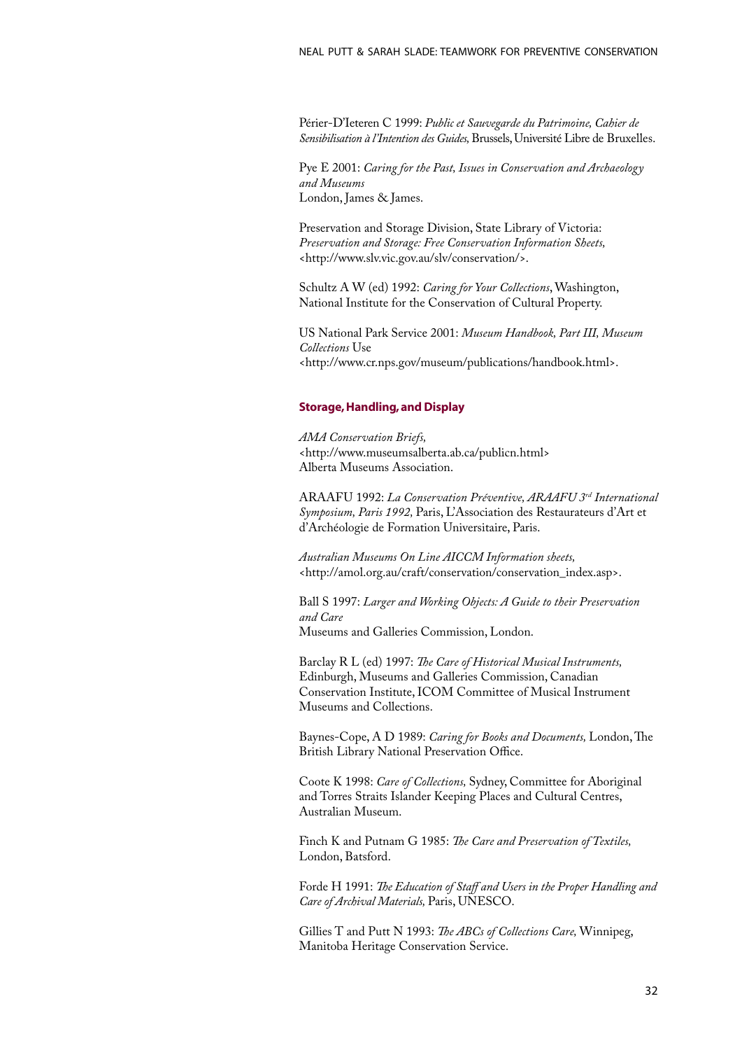Périer-D'Ieteren C 1999: *Public et Sauvegarde du Patrimoine, Cahier de Sensibilisation à l'Intention des Guides,* Brussels, Université Libre de Bruxelles.

Pye E 2001: *Caring for the Past, Issues in Conservation and Archaeology and Museums*
London, James & James.

Preservation and Storage Division, State Library of Victoria: *Preservation and Storage: Free Conservation Information Sheets,* <http://www.slv.vic.gov.au/slv/conservation/>.

Schultz A W (ed) 1992: *Caring for Your Collections*, Washington, National Institute for the Conservation of Cultural Property.

US National Park Service 2001: *Museum Handbook, Part III, Museum Collections* Use
<http://www.cr.nps.gov/museum/publications/handbook.html>.

### Storage, Handling, and Display

*AMA Conservation Briefs,*
<http://www.museumsalberta.ab.ca/publicn.html>
Alberta Museums Association.

ARAAFU 1992: *La Conservation Préventive, ARAAFU 3rd International Symposium, Paris 1992,* Paris, L'Association des Restaurateurs d'Art et d'Archéologie de Formation Universitaire, Paris.

*Australian Museums On Line AICCM Information sheets,*
<http://amol.org.au/craft/conservation/conservation_index.asp>.

Ball S 1997: *Larger and Working Objects: A Guide to their Preservation and Care*
Museums and Galleries Commission, London.

Barclay R L (ed) 1997: *The Care of Historical Musical Instruments,* Edinburgh, Museums and Galleries Commission, Canadian Conservation Institute, ICOM Committee of Musical Instrument Museums and Collections.

Baynes-Cope, A D 1989: *Caring for Books and Documents,* London, The British Library National Preservation Office.

Coote K 1998: *Care of Collections,* Sydney, Committee for Aboriginal and Torres Straits Islander Keeping Places and Cultural Centres, Australian Museum.

Finch K and Putnam G 1985: *The Care and Preservation of Textiles,* London, Batsford.

Forde H 1991: *The Education of Staff and Users in the Proper Handling and Care of Archival Materials,* Paris, UNESCO.

Gillies T and Putt N 1993: *The ABCs of Collections Care,* Winnipeg, Manitoba Heritage Conservation Service.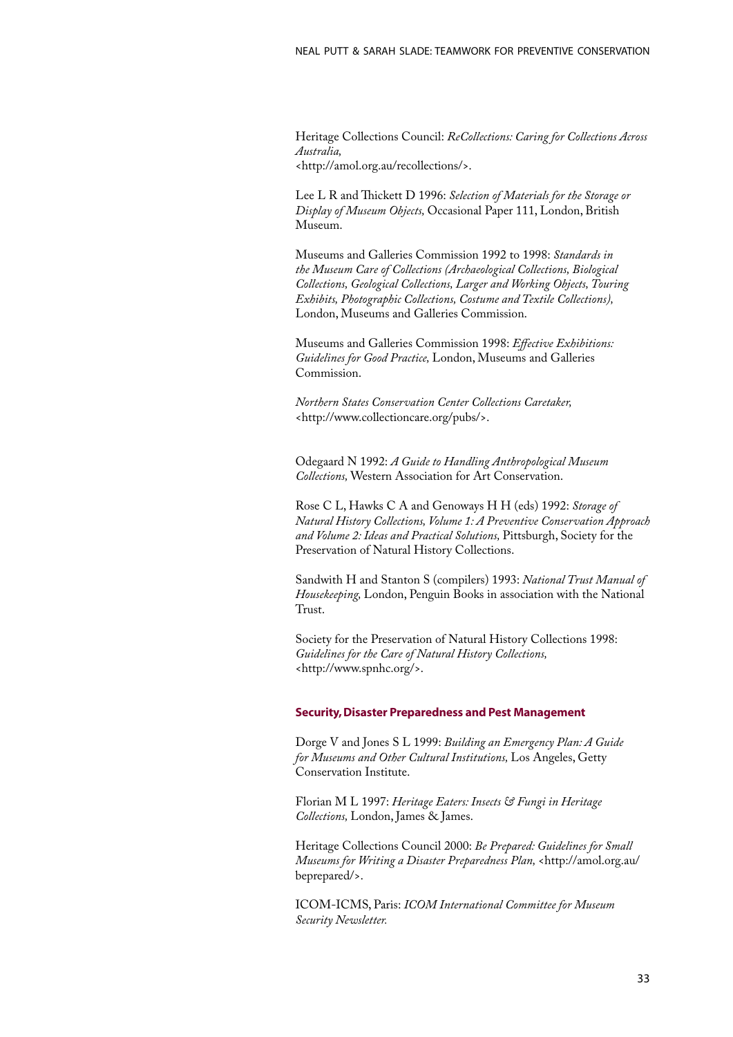Heritage Collections Council: *ReCollections: Caring for Collections Across Australia,* <http://amol.org.au/recollections/>.

Lee L R and Thickett D 1996: *Selection of Materials for the Storage or Display of Museum Objects,* Occasional Paper 111, London, British Museum.

Museums and Galleries Commission 1992 to 1998: *Standards in the Museum Care of Collections (Archaeological Collections, Biological Collections, Geological Collections, Larger and Working Objects, Touring Exhibits, Photographic Collections, Costume and Textile Collections),* London, Museums and Galleries Commission.

Museums and Galleries Commission 1998: *Effective Exhibitions: Guidelines for Good Practice,* London, Museums and Galleries Commission.

*Northern States Conservation Center Collections Caretaker,* <http://www.collectioncare.org/pubs/>.

Odegaard N 1992: *A Guide to Handling Anthropological Museum Collections,* Western Association for Art Conservation.

Rose C L, Hawks C A and Genoways H H (eds) 1992: *Storage of Natural History Collections, Volume 1: A Preventive Conservation Approach and Volume 2: Ideas and Practical Solutions,* Pittsburgh, Society for the Preservation of Natural History Collections.

Sandwith H and Stanton S (compilers) 1993: *National Trust Manual of Housekeeping,* London, Penguin Books in association with the National Trust.

Society for the Preservation of Natural History Collections 1998: *Guidelines for the Care of Natural History Collections,* <http://www.spnhc.org/>.

### Security, Disaster Preparedness and Pest Management

Dorge V and Jones S L 1999: *Building an Emergency Plan: A Guide for Museums and Other Cultural Institutions,* Los Angeles, Getty Conservation Institute.

Florian M L 1997: *Heritage Eaters: Insects & Fungi in Heritage Collections,* London, James & James.

Heritage Collections Council 2000: *Be Prepared: Guidelines for Small Museums for Writing a Disaster Preparedness Plan,* <http://amol.org.au/beprepared/>.

ICOM-ICMS, Paris: *ICOM International Committee for Museum Security Newsletter.*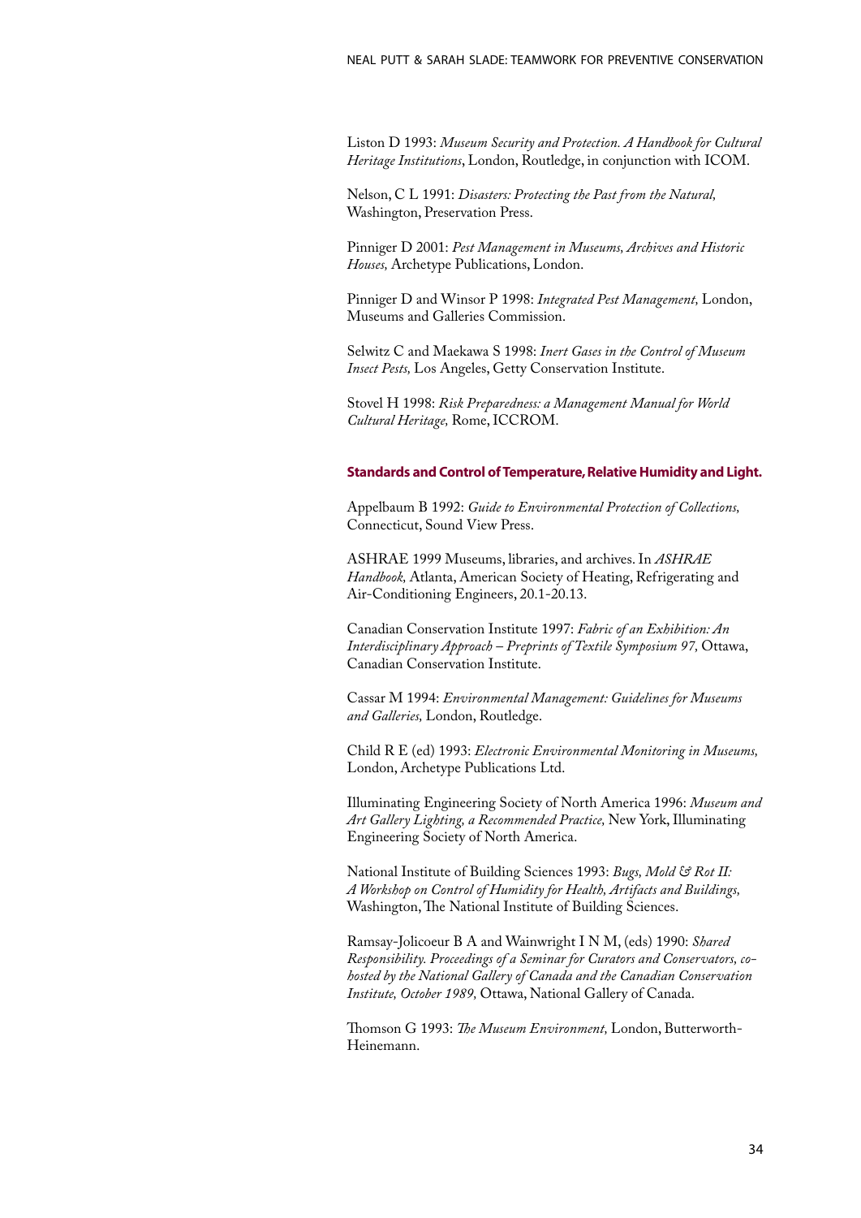Liston D 1993: *Museum Security and Protection. A Handbook for Cultural Heritage Institutions*, London, Routledge, in conjunction with ICOM.

Nelson, C L 1991: *Disasters: Protecting the Past from the Natural,* Washington, Preservation Press.

Pinniger D 2001: *Pest Management in Museums, Archives and Historic Houses,* Archetype Publications, London.

Pinniger D and Winsor P 1998: *Integrated Pest Management,* London, Museums and Galleries Commission.

Selwitz C and Maekawa S 1998: *Inert Gases in the Control of Museum Insect Pests,* Los Angeles, Getty Conservation Institute.

Stovel H 1998: *Risk Preparedness: a Management Manual for World Cultural Heritage,* Rome, ICCROM.

### Standards and Control of Temperature, Relative Humidity and Light.

Appelbaum B 1992: *Guide to Environmental Protection of Collections,* Connecticut, Sound View Press.

ASHRAE 1999 Museums, libraries, and archives. In *ASHRAE Handbook,* Atlanta, American Society of Heating, Refrigerating and Air-Conditioning Engineers, 20.1-20.13.

Canadian Conservation Institute 1997: *Fabric of an Exhibition: An Interdisciplinary Approach – Preprints of Textile Symposium 97,* Ottawa, Canadian Conservation Institute.

Cassar M 1994: *Environmental Management: Guidelines for Museums and Galleries,* London, Routledge.

Child R E (ed) 1993: *Electronic Environmental Monitoring in Museums,* London, Archetype Publications Ltd.

Illuminating Engineering Society of North America 1996: *Museum and Art Gallery Lighting, a Recommended Practice,* New York, Illuminating Engineering Society of North America.

National Institute of Building Sciences 1993: *Bugs, Mold & Rot II: A Workshop on Control of Humidity for Health, Artifacts and Buildings,* Washington, The National Institute of Building Sciences.

Ramsay-Jolicoeur B A and Wainwright I N M, (eds) 1990: *Shared Responsibility. Proceedings of a Seminar for Curators and Conservators, co-hosted by the National Gallery of Canada and the Canadian Conservation Institute, October 1989,* Ottawa, National Gallery of Canada.

Thomson G 1993: *The Museum Environment,* London, Butterworth-Heinemann.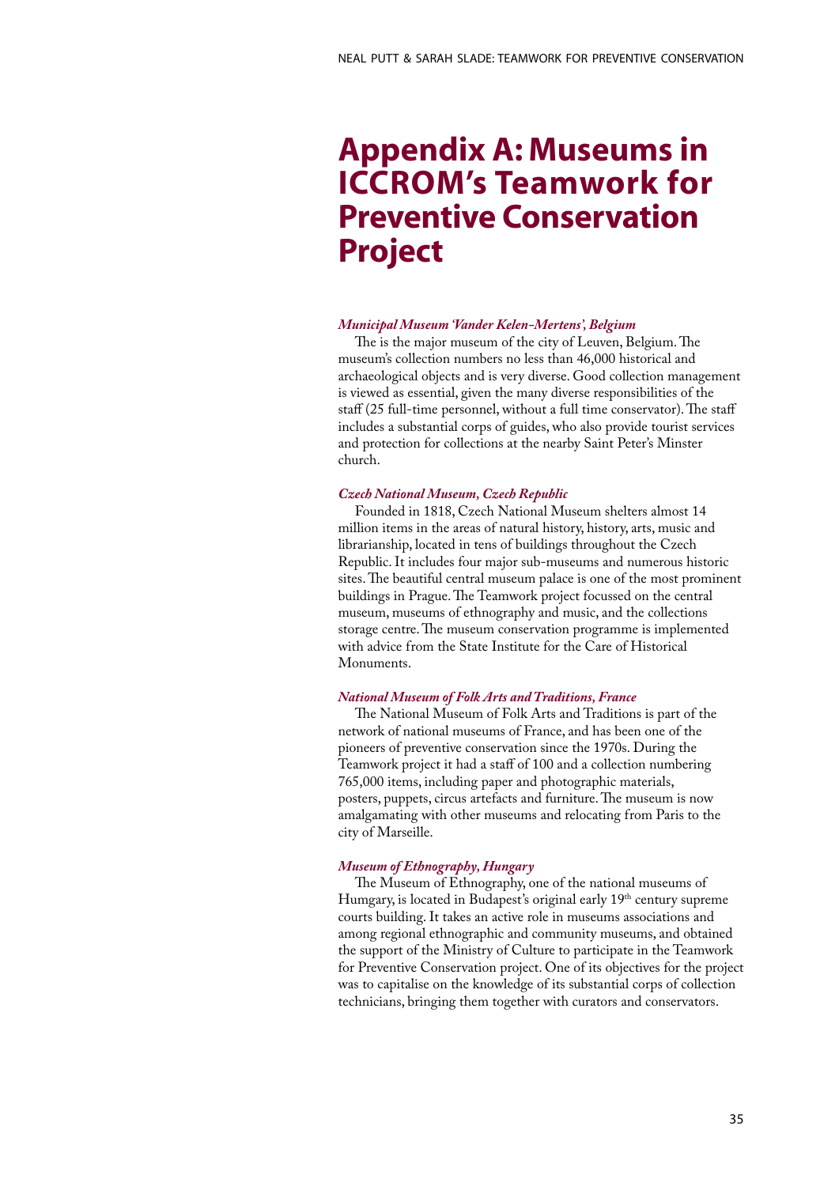# Appendix A: Museums in ICCROM's Teamwork for Preventive Conservation Project

***Municipal Museum 'Vander Kelen-Mertens', Belgium***

The is the major museum of the city of Leuven, Belgium. The museum's collection numbers no less than 46,000 historical and archaeological objects and is very diverse. Good collection management is viewed as essential, given the many diverse responsibilities of the staff (25 full-time personnel, without a full time conservator). The staff includes a substantial corps of guides, who also provide tourist services and protection for collections at the nearby Saint Peter's Minster church.

***Czech National Museum, Czech Republic***

Founded in 1818, Czech National Museum shelters almost 14 million items in the areas of natural history, history, arts, music and librarianship, located in tens of buildings throughout the Czech Republic. It includes four major sub-museums and numerous historic sites. The beautiful central museum palace is one of the most prominent buildings in Prague. The Teamwork project focussed on the central museum, museums of ethnography and music, and the collections storage centre. The museum conservation programme is implemented with advice from the State Institute for the Care of Historical Monuments.

***National Museum of Folk Arts and Traditions, France***

The National Museum of Folk Arts and Traditions is part of the network of national museums of France, and has been one of the pioneers of preventive conservation since the 1970s. During the Teamwork project it had a staff of 100 and a collection numbering 765,000 items, including paper and photographic materials, posters, puppets, circus artefacts and furniture. The museum is now amalgamating with other museums and relocating from Paris to the city of Marseille.

***Museum of Ethnography, Hungary***

The Museum of Ethnography, one of the national museums of Humgary, is located in Budapest's original early 19th century supreme courts building. It takes an active role in museums associations and among regional ethnographic and community museums, and obtained the support of the Ministry of Culture to participate in the Teamwork for Preventive Conservation project. One of its objectives for the project was to capitalise on the knowledge of its substantial corps of collection technicians, bringing them together with curators and conservators.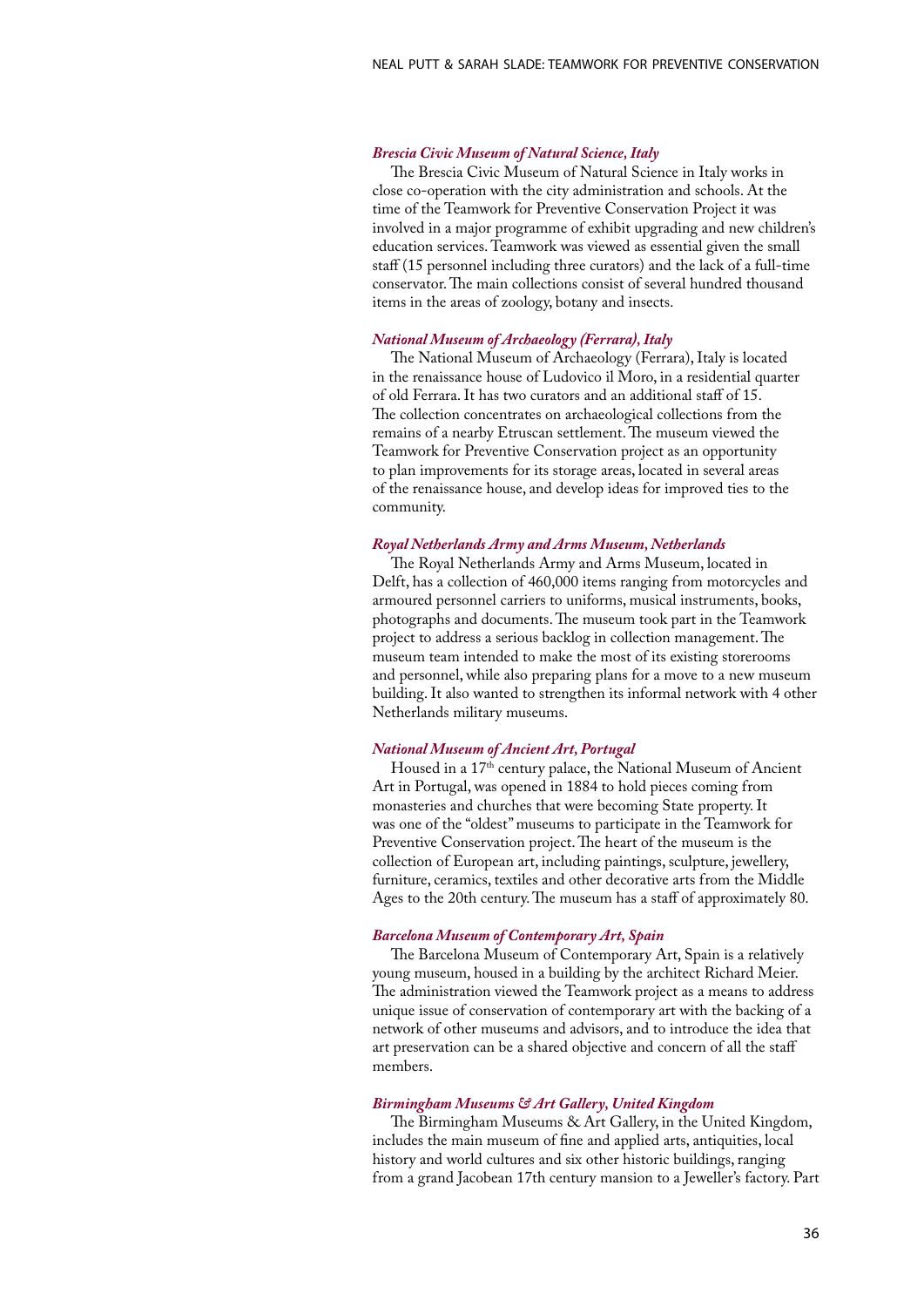***Brescia Civic Museum of Natural Science, Italy***

The Brescia Civic Museum of Natural Science in Italy works in close co-operation with the city administration and schools. At the time of the Teamwork for Preventive Conservation Project it was involved in a major programme of exhibit upgrading and new children's education services. Teamwork was viewed as essential given the small staff (15 personnel including three curators) and the lack of a full-time conservator. The main collections consist of several hundred thousand items in the areas of zoology, botany and insects.

***National Museum of Archaeology (Ferrara), Italy***

The National Museum of Archaeology (Ferrara), Italy is located in the renaissance house of Ludovico il Moro, in a residential quarter of old Ferrara. It has two curators and an additional staff of 15. The collection concentrates on archaeological collections from the remains of a nearby Etruscan settlement. The museum viewed the Teamwork for Preventive Conservation project as an opportunity to plan improvements for its storage areas, located in several areas of the renaissance house, and develop ideas for improved ties to the community.

***Royal Netherlands Army and Arms Museum, Netherlands***

The Royal Netherlands Army and Arms Museum, located in Delft, has a collection of 460,000 items ranging from motorcycles and armoured personnel carriers to uniforms, musical instruments, books, photographs and documents. The museum took part in the Teamwork project to address a serious backlog in collection management. The museum team intended to make the most of its existing storerooms and personnel, while also preparing plans for a move to a new museum building. It also wanted to strengthen its informal network with 4 other Netherlands military museums.

***National Museum of Ancient Art, Portugal***

Housed in a 17th century palace, the National Museum of Ancient Art in Portugal, was opened in 1884 to hold pieces coming from monasteries and churches that were becoming State property. It was one of the "oldest" museums to participate in the Teamwork for Preventive Conservation project. The heart of the museum is the collection of European art, including paintings, sculpture, jewellery, furniture, ceramics, textiles and other decorative arts from the Middle Ages to the 20th century. The museum has a staff of approximately 80.

***Barcelona Museum of Contemporary Art, Spain***

The Barcelona Museum of Contemporary Art, Spain is a relatively young museum, housed in a building by the architect Richard Meier. The administration viewed the Teamwork project as a means to address unique issue of conservation of contemporary art with the backing of a network of other museums and advisors, and to introduce the idea that art preservation can be a shared objective and concern of all the staff members.

***Birmingham Museums & Art Gallery, United Kingdom***

The Birmingham Museums & Art Gallery, in the United Kingdom, includes the main museum of fine and applied arts, antiquities, local history and world cultures and six other historic buildings, ranging from a grand Jacobean 17th century mansion to a Jeweller's factory. Part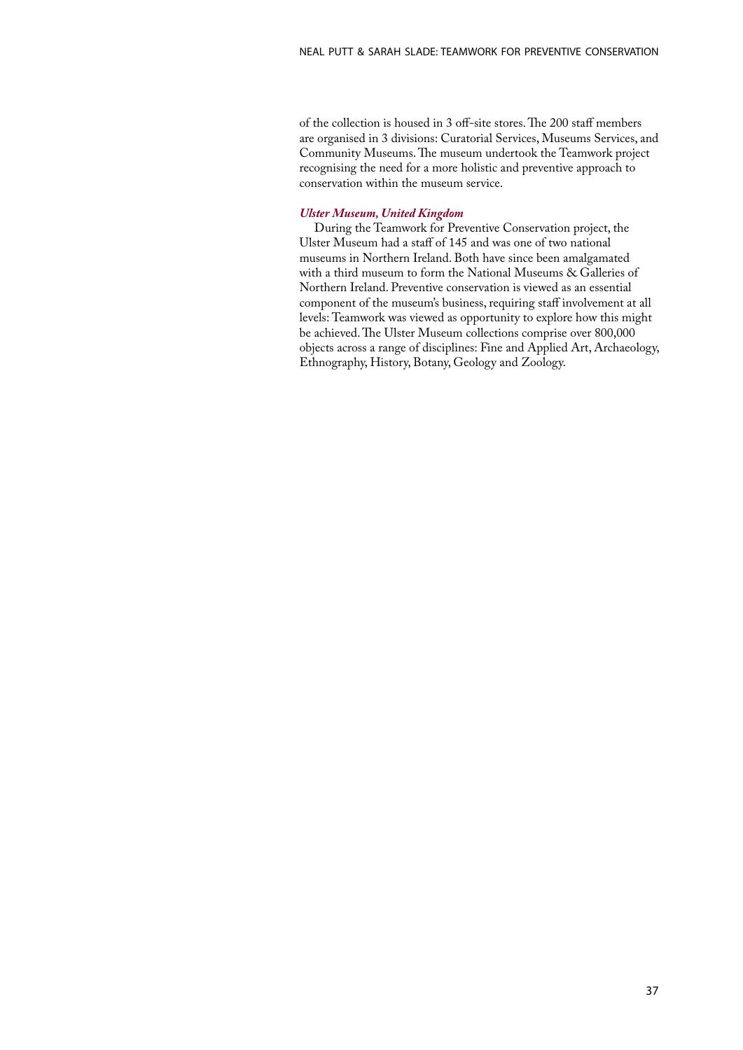of the collection is housed in 3 off-site stores. The 200 staff members are organised in 3 divisions: Curatorial Services, Museums Services, and Community Museums. The museum undertook the Teamwork project recognising the need for a more holistic and preventive approach to conservation within the museum service.

***Ulster Museum, United Kingdom***

During the Teamwork for Preventive Conservation project, the Ulster Museum had a staff of 145 and was one of two national museums in Northern Ireland. Both have since been amalgamated with a third museum to form the National Museums & Galleries of Northern Ireland. Preventive conservation is viewed as an essential component of the museum's business, requiring staff involvement at all levels: Teamwork was viewed as opportunity to explore how this might be achieved. The Ulster Museum collections comprise over 800,000 objects across a range of disciplines: Fine and Applied Art, Archaeology, Ethnography, History, Botany, Geology and Zoology.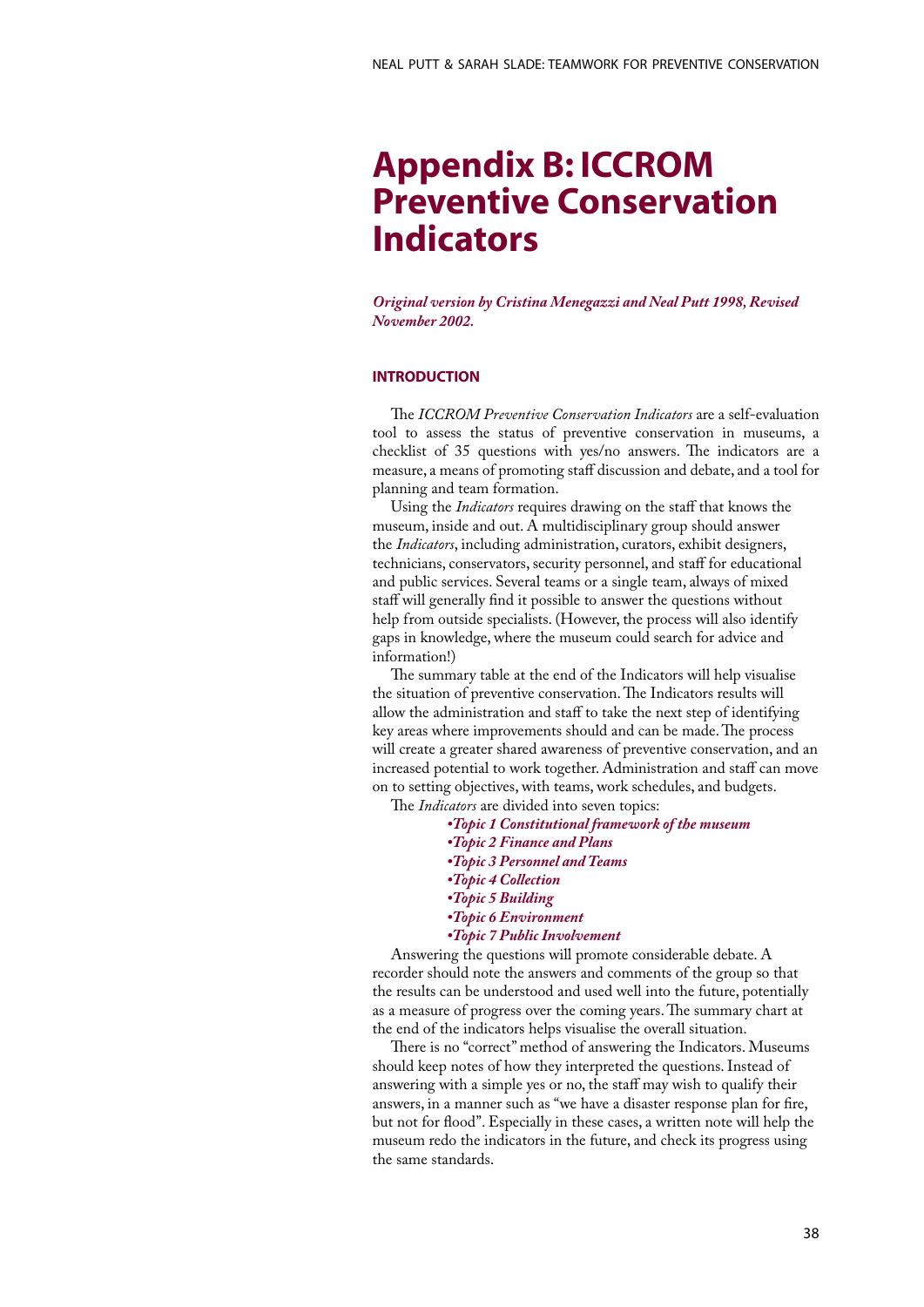# Appendix B: ICCROM Preventive Conservation Indicators

***Original version by Cristina Menegazzi and Neal Putt 1998, Revised November 2002.***

## INTRODUCTION

The *ICCROM Preventive Conservation Indicators* are a self-evaluation tool to assess the status of preventive conservation in museums, a checklist of 35 questions with yes/no answers. The indicators are a measure, a means of promoting staff discussion and debate, and a tool for planning and team formation.

Using the *Indicators* requires drawing on the staff that knows the museum, inside and out. A multidisciplinary group should answer the *Indicators*, including administration, curators, exhibit designers, technicians, conservators, security personnel, and staff for educational and public services. Several teams or a single team, always of mixed staff will generally find it possible to answer the questions without help from outside specialists. (However, the process will also identify gaps in knowledge, where the museum could search for advice and information!)

The summary table at the end of the Indicators will help visualise the situation of preventive conservation. The Indicators results will allow the administration and staff to take the next step of identifying key areas where improvements should and can be made. The process will create a greater shared awareness of preventive conservation, and an increased potential to work together. Administration and staff can move on to setting objectives, with teams, work schedules, and budgets.

The *Indicators* are divided into seven topics:

- ***Topic 1 Constitutional framework of the museum***
- ***Topic 2 Finance and Plans***
- ***Topic 3 Personnel and Teams***
- ***Topic 4 Collection***
- ***Topic 5 Building***
- ***Topic 6 Environment***
- ***Topic 7 Public Involvement***

Answering the questions will promote considerable debate. A recorder should note the answers and comments of the group so that the results can be understood and used well into the future, potentially as a measure of progress over the coming years. The summary chart at the end of the indicators helps visualise the overall situation.

There is no "correct" method of answering the Indicators. Museums should keep notes of how they interpreted the questions. Instead of answering with a simple yes or no, the staff may wish to qualify their answers, in a manner such as "we have a disaster response plan for fire, but not for flood". Especially in these cases, a written note will help the museum redo the indicators in the future, and check its progress using the same standards.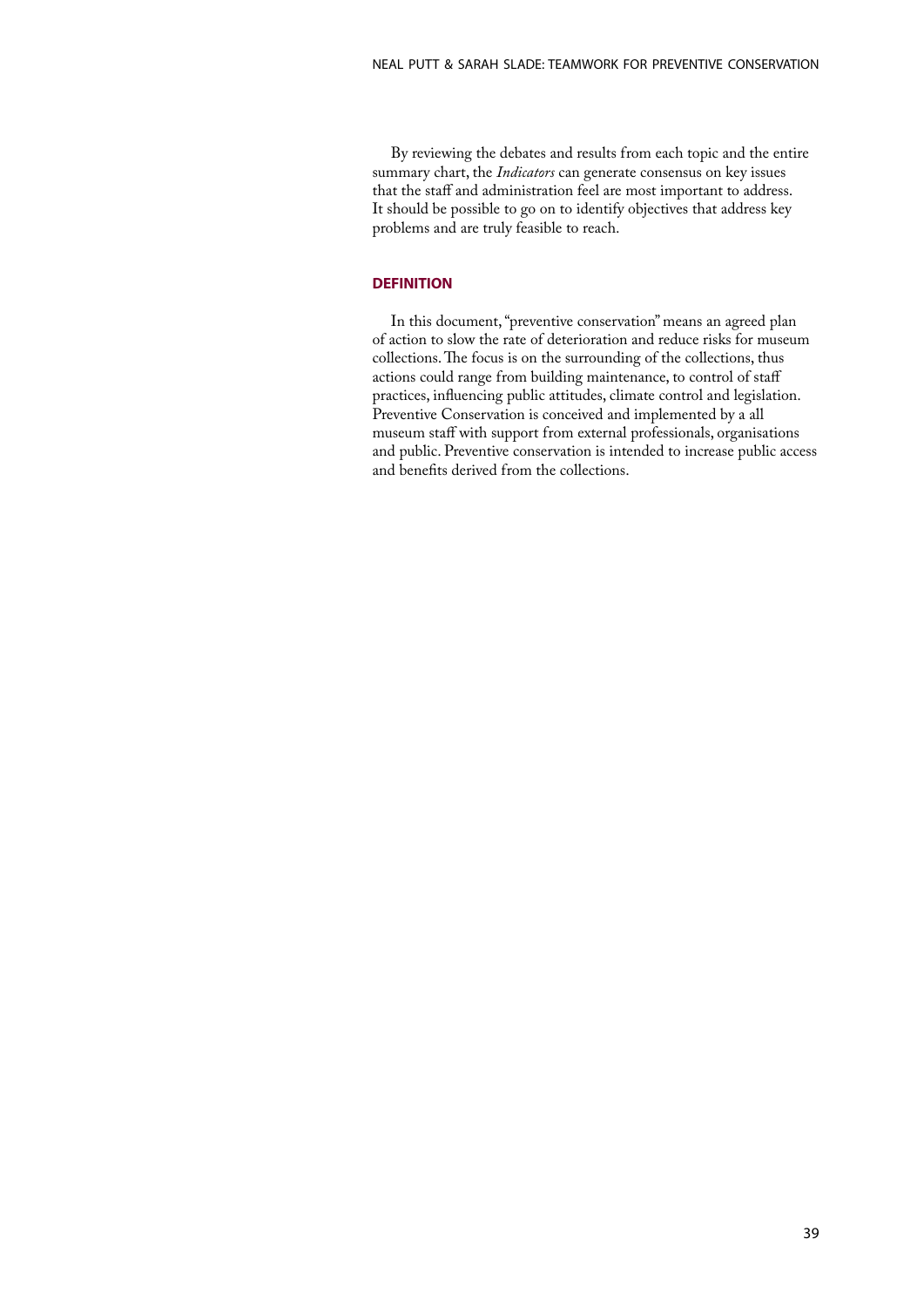By reviewing the debates and results from each topic and the entire summary chart, the *Indicators* can generate consensus on key issues that the staff and administration feel are most important to address. It should be possible to go on to identify objectives that address key problems and are truly feasible to reach.

## DEFINITION

In this document, "preventive conservation" means an agreed plan of action to slow the rate of deterioration and reduce risks for museum collections. The focus is on the surrounding of the collections, thus actions could range from building maintenance, to control of staff practices, influencing public attitudes, climate control and legislation. Preventive Conservation is conceived and implemented by a all museum staff with support from external professionals, organisations and public. Preventive conservation is intended to increase public access and benefits derived from the collections.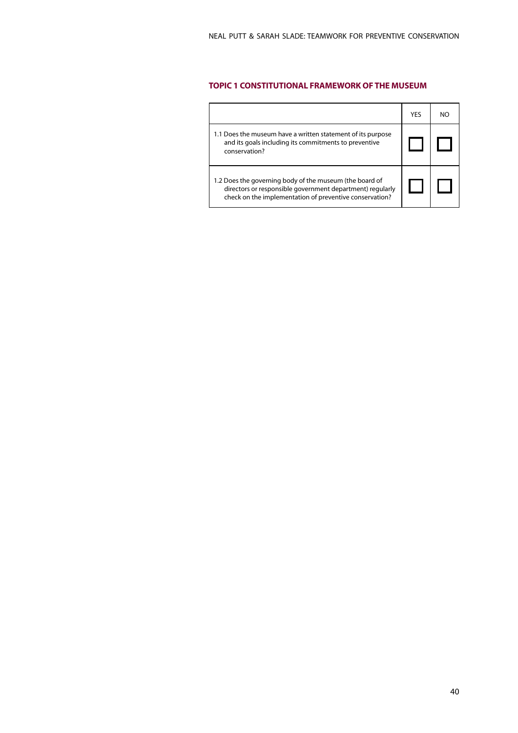## TOPIC 1 CONSTITUTIONAL FRAMEWORK OF THE MUSEUM

| | YES | NO |
|---|---|---|
| 1.1 Does the museum have a written statement of its purpose and its goals including its commitments to preventive conservation? | ☐ | ☐ |
| 1.2 Does the governing body of the museum (the board of directors or responsible government department) regularly check on the implementation of preventive conservation? | ☐ | ☐ |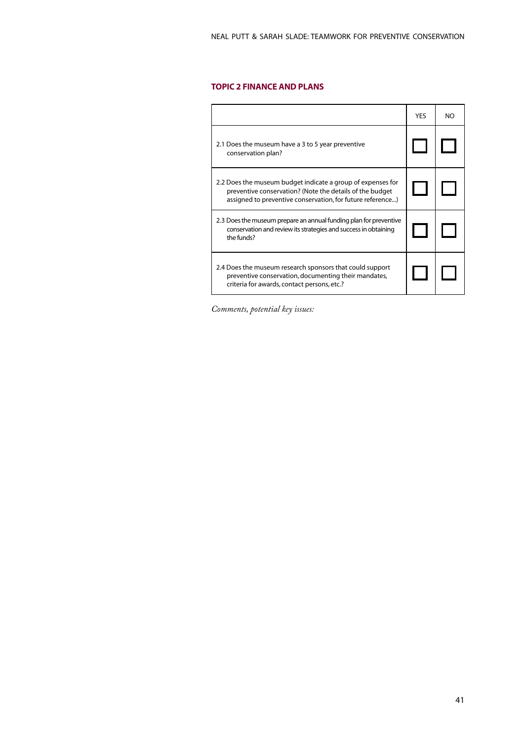## TOPIC 2 FINANCE AND PLANS

| | YES | NO |
|---|---|---|
| 2.1 Does the museum have a 3 to 5 year preventive conservation plan? | ☐ | ☐ |
| 2.2 Does the museum budget indicate a group of expenses for preventive conservation? (Note the details of the budget assigned to preventive conservation, for future reference...) | ☐ | ☐ |
| 2.3 Does the museum prepare an annual funding plan for preventive conservation and review its strategies and success in obtaining the funds? | ☐ | ☐ |
| 2.4 Does the museum research sponsors that could support preventive conservation, documenting their mandates, criteria for awards, contact persons, etc.? | ☐ | ☐ |

*Comments, potential key issues:*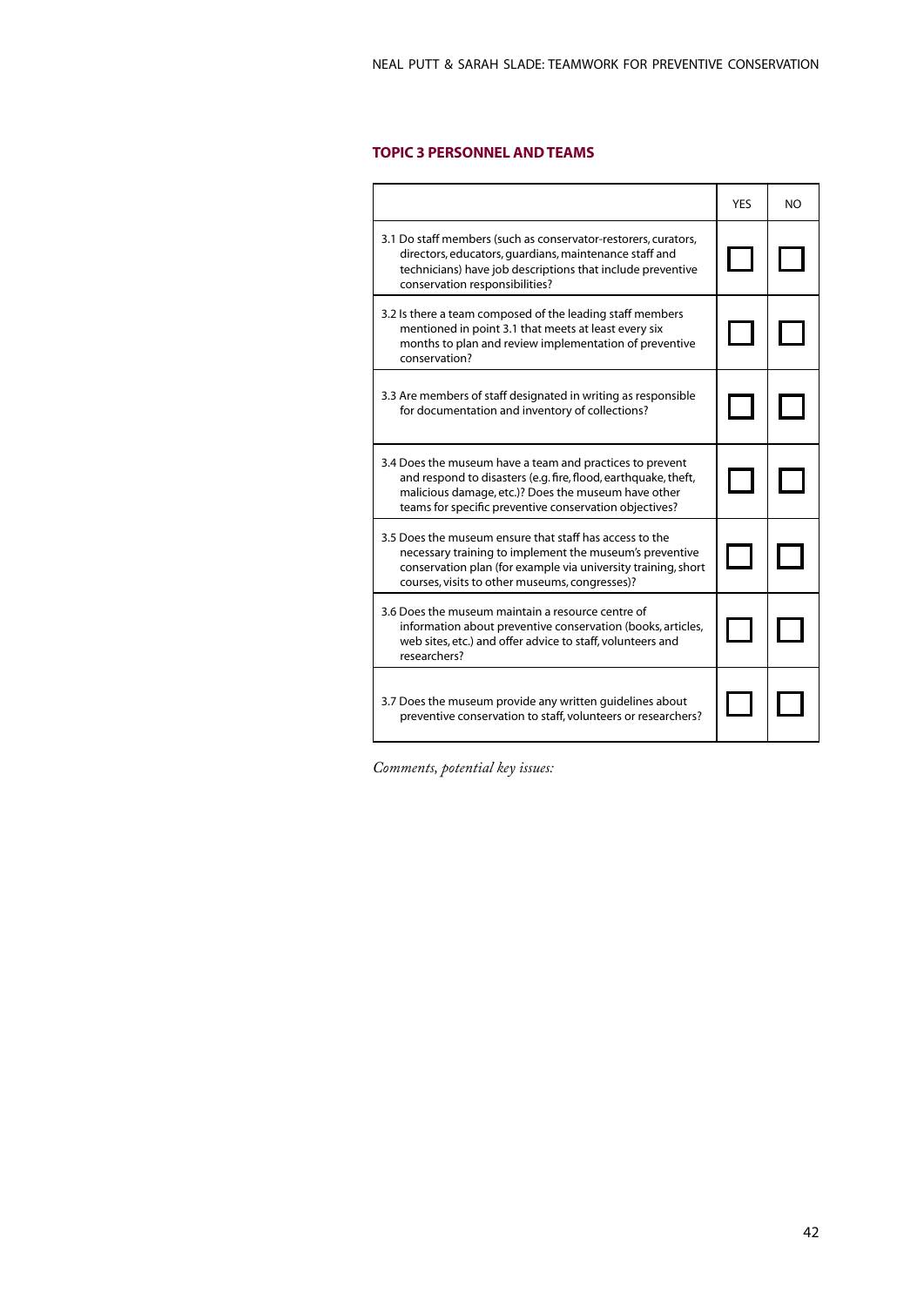## TOPIC 3 PERSONNEL AND TEAMS

| | YES | NO |
|---|---|---|
| 3.1 Do staff members (such as conservator-restorers, curators, directors, educators, guardians, maintenance staff and technicians) have job descriptions that include preventive conservation responsibilities? | ☐ | ☐ |
| 3.2 Is there a team composed of the leading staff members mentioned in point 3.1 that meets at least every six months to plan and review implementation of preventive conservation? | ☐ | ☐ |
| 3.3 Are members of staff designated in writing as responsible for documentation and inventory of collections? | ☐ | ☐ |
| 3.4 Does the museum have a team and practices to prevent and respond to disasters (e.g. fire, flood, earthquake, theft, malicious damage, etc.)? Does the museum have other teams for specific preventive conservation objectives? | ☐ | ☐ |
| 3.5 Does the museum ensure that staff has access to the necessary training to implement the museum's preventive conservation plan (for example via university training, short courses, visits to other museums, congresses)? | ☐ | ☐ |
| 3.6 Does the museum maintain a resource centre of information about preventive conservation (books, articles, web sites, etc.) and offer advice to staff, volunteers and researchers? | ☐ | ☐ |
| 3.7 Does the museum provide any written guidelines about preventive conservation to staff, volunteers or researchers? | ☐ | ☐ |

*Comments, potential key issues:*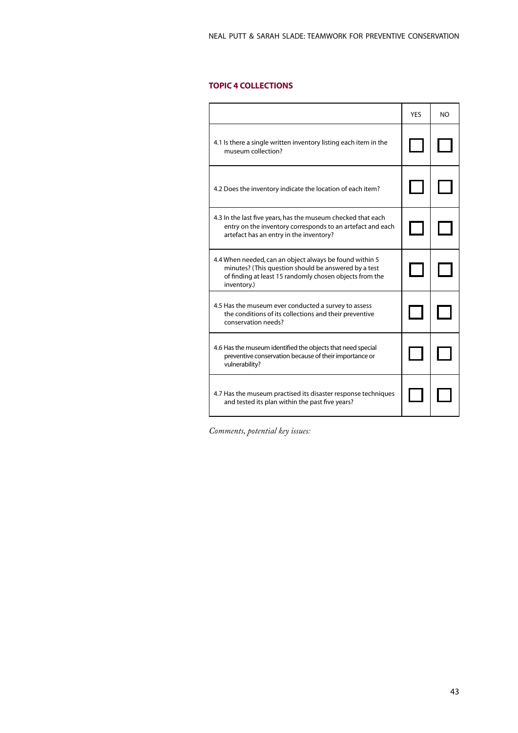## TOPIC 4 COLLECTIONS

| | YES | NO |
|---|---|---|
| 4.1 Is there a single written inventory listing each item in the museum collection? | ☐ | ☐ |
| 4.2 Does the inventory indicate the location of each item? | ☐ | ☐ |
| 4.3 In the last five years, has the museum checked that each entry on the inventory corresponds to an artefact and each artefact has an entry in the inventory? | ☐ | ☐ |
| 4.4 When needed, can an object always be found within 5 minutes? (This question should be answered by a test of finding at least 15 randomly chosen objects from the inventory.) | ☐ | ☐ |
| 4.5 Has the museum ever conducted a survey to assess the conditions of its collections and their preventive conservation needs? | ☐ | ☐ |
| 4.6 Has the museum identified the objects that need special preventive conservation because of their importance or vulnerability? | ☐ | ☐ |
| 4.7 Has the museum practised its disaster response techniques and tested its plan within the past five years? | ☐ | ☐ |

*Comments, potential key issues:*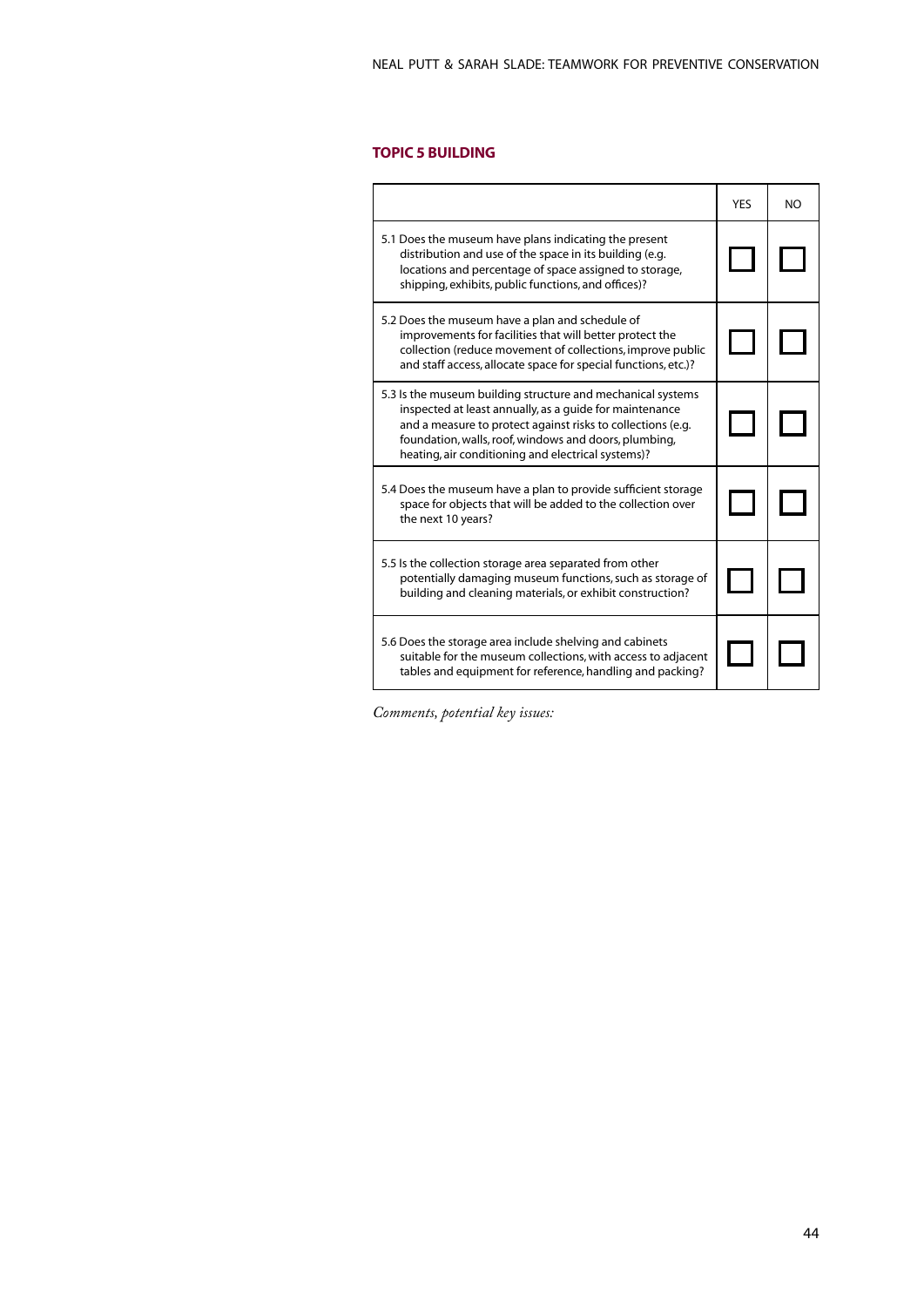## TOPIC 5 BUILDING

| | YES | NO |
|---|---|---|
| 5.1 Does the museum have plans indicating the present distribution and use of the space in its building (e.g. locations and percentage of space assigned to storage, shipping, exhibits, public functions, and offices)? | ☐ | ☐ |
| 5.2 Does the museum have a plan and schedule of improvements for facilities that will better protect the collection (reduce movement of collections, improve public and staff access, allocate space for special functions, etc.)? | ☐ | ☐ |
| 5.3 Is the museum building structure and mechanical systems inspected at least annually, as a guide for maintenance and a measure to protect against risks to collections (e.g. foundation, walls, roof, windows and doors, plumbing, heating, air conditioning and electrical systems)? | ☐ | ☐ |
| 5.4 Does the museum have a plan to provide sufficient storage space for objects that will be added to the collection over the next 10 years? | ☐ | ☐ |
| 5.5 Is the collection storage area separated from other potentially damaging museum functions, such as storage of building and cleaning materials, or exhibit construction? | ☐ | ☐ |
| 5.6 Does the storage area include shelving and cabinets suitable for the museum collections, with access to adjacent tables and equipment for reference, handling and packing? | ☐ | ☐ |

*Comments, potential key issues:*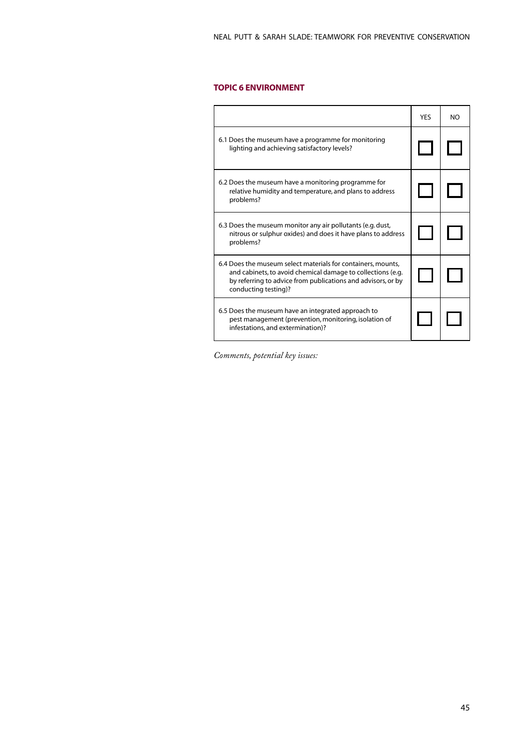## TOPIC 6 ENVIRONMENT

| | YES | NO |
|---|---|---|
| 6.1 Does the museum have a programme for monitoring lighting and achieving satisfactory levels? | ☐ | ☐ |
| 6.2 Does the museum have a monitoring programme for relative humidity and temperature, and plans to address problems? | ☐ | ☐ |
| 6.3 Does the museum monitor any air pollutants (e.g. dust, nitrous or sulphur oxides) and does it have plans to address problems? | ☐ | ☐ |
| 6.4 Does the museum select materials for containers, mounts, and cabinets, to avoid chemical damage to collections (e.g. by referring to advice from publications and advisors, or by conducting testing)? | ☐ | ☐ |
| 6.5 Does the museum have an integrated approach to pest management (prevention, monitoring, isolation of infestations, and extermination)? | ☐ | ☐ |

*Comments, potential key issues:*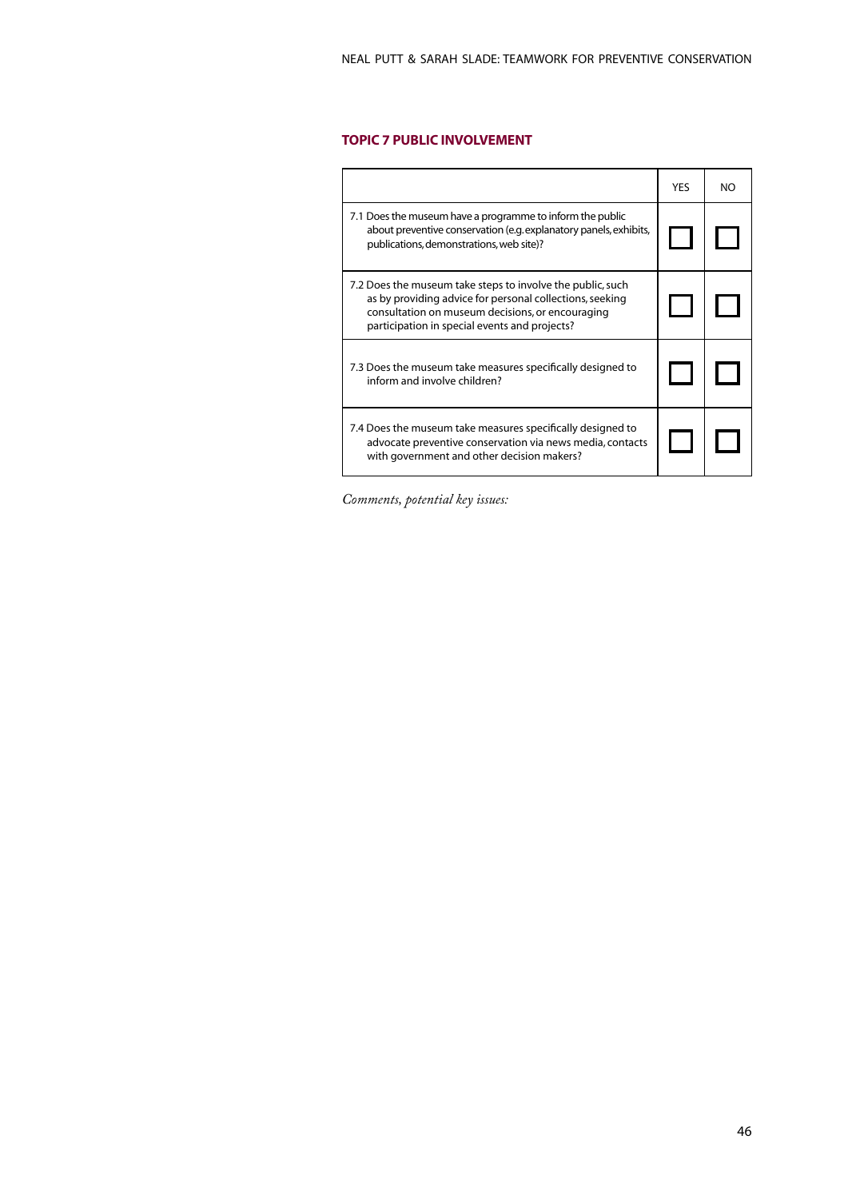## TOPIC 7 PUBLIC INVOLVEMENT

| | YES | NO |
|---|---|---|
| 7.1 Does the museum have a programme to inform the public about preventive conservation (e.g. explanatory panels, exhibits, publications, demonstrations, web site)? | ☐ | ☐ |
| 7.2 Does the museum take steps to involve the public, such as by providing advice for personal collections, seeking consultation on museum decisions, or encouraging participation in special events and projects? | ☐ | ☐ |
| 7.3 Does the museum take measures specifically designed to inform and involve children? | ☐ | ☐ |
| 7.4 Does the museum take measures specifically designed to advocate preventive conservation via news media, contacts with government and other decision makers? | ☐ | ☐ |

*Comments, potential key issues:*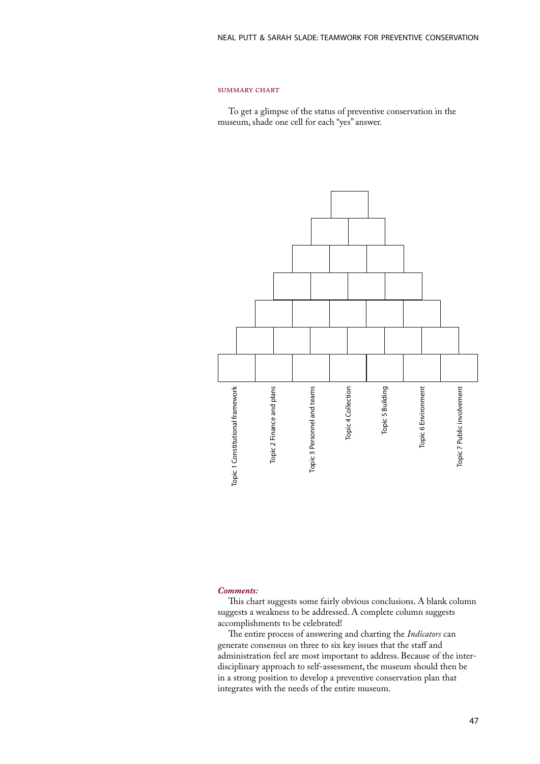### SUMMARY CHART

To get a glimpse of the status of preventive conservation in the museum, shade one cell for each "yes" answer.

| Topic 1 Constitutional framework | Topic 2 Finance and plans | Topic 3 Personnel and teams | Topic 4 Collection | Topic 5 Building | Topic 6 Environment | Topic 7 Public involvement |
|---|---|---|---|---|---|---|

***Comments:***

This chart suggests some fairly obvious conclusions. A blank column suggests a weakness to be addressed. A complete column suggests accomplishments to be celebrated!

The entire process of answering and charting the *Indicators* can generate consensus on three to six key issues that the staff and administration feel are most important to address. Because of the inter-disciplinary approach to self-assessment, the museum should then be in a strong position to develop a preventive conservation plan that integrates with the needs of the entire museum.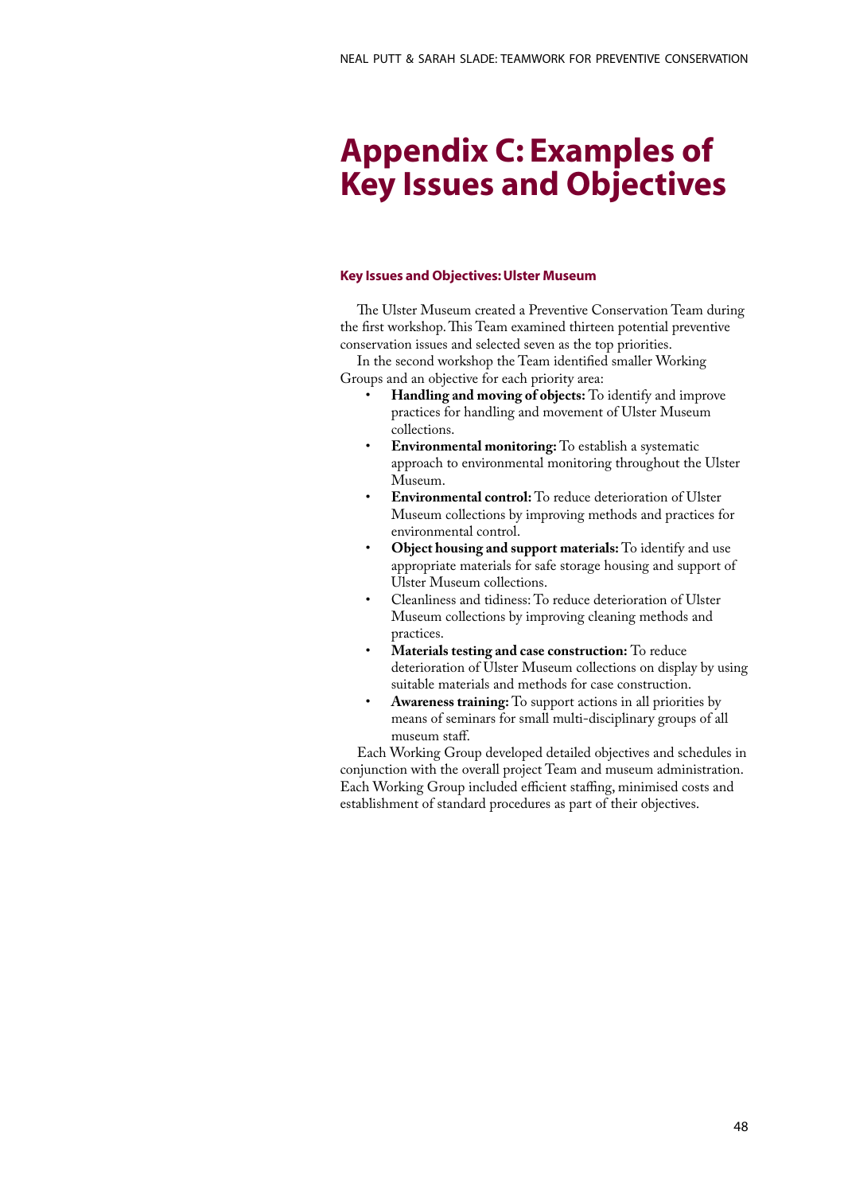# Appendix C: Examples of Key Issues and Objectives

### Key Issues and Objectives: Ulster Museum

The Ulster Museum created a Preventive Conservation Team during the first workshop. This Team examined thirteen potential preventive conservation issues and selected seven as the top priorities.

In the second workshop the Team identified smaller Working Groups and an objective for each priority area:

- **Handling and moving of objects:** To identify and improve practices for handling and movement of Ulster Museum collections.
- **Environmental monitoring:** To establish a systematic approach to environmental monitoring throughout the Ulster Museum.
- **Environmental control:** To reduce deterioration of Ulster Museum collections by improving methods and practices for environmental control.
- **Object housing and support materials:** To identify and use appropriate materials for safe storage housing and support of Ulster Museum collections.
- Cleanliness and tidiness: To reduce deterioration of Ulster Museum collections by improving cleaning methods and practices.
- **Materials testing and case construction:** To reduce deterioration of Ulster Museum collections on display by using suitable materials and methods for case construction.
- **Awareness training:** To support actions in all priorities by means of seminars for small multi-disciplinary groups of all museum staff.

Each Working Group developed detailed objectives and schedules in conjunction with the overall project Team and museum administration. Each Working Group included efficient staffing, minimised costs and establishment of standard procedures as part of their objectives.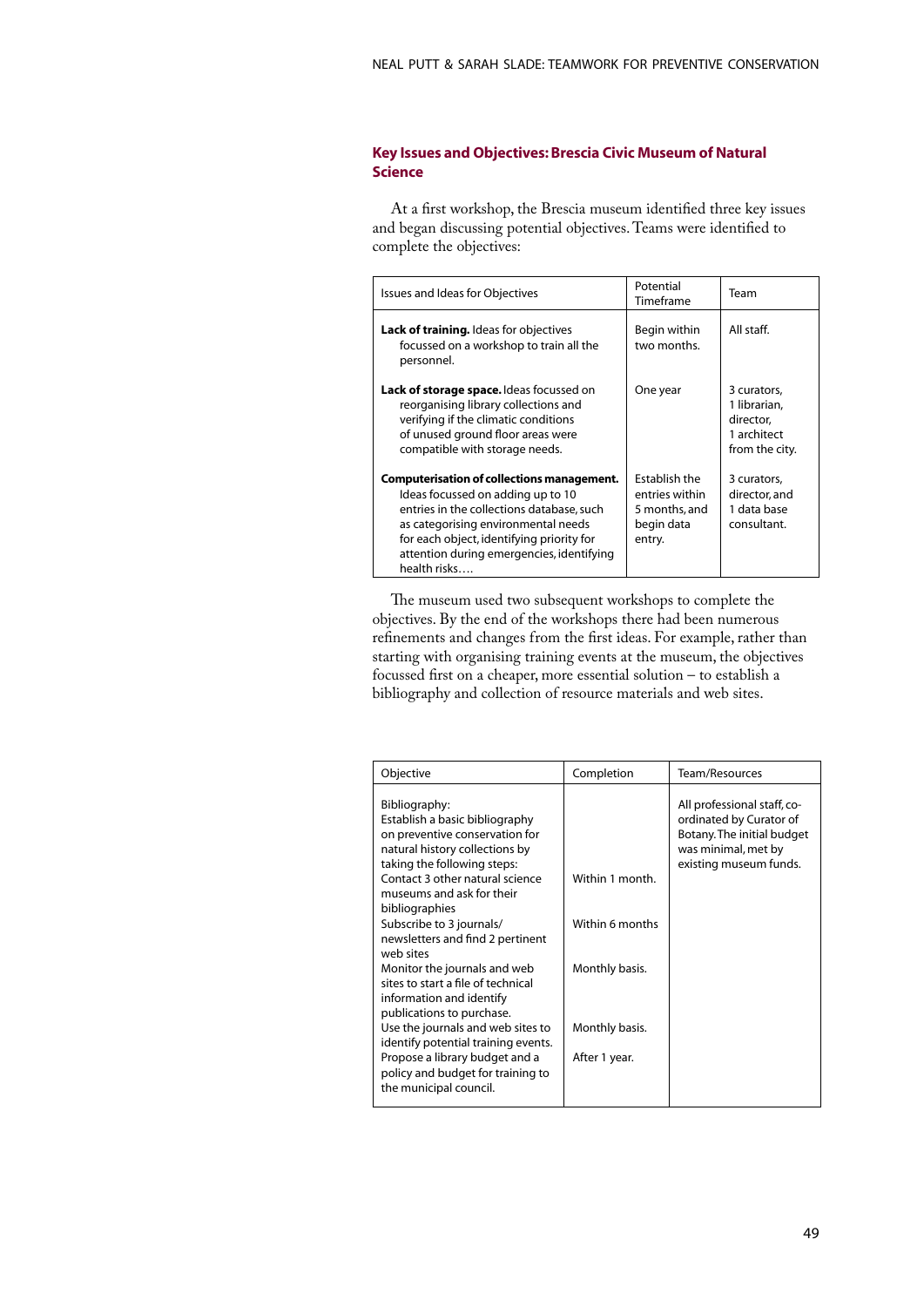### Key Issues and Objectives: Brescia Civic Museum of Natural Science

At a first workshop, the Brescia museum identified three key issues and began discussing potential objectives. Teams were identified to complete the objectives:

| Issues and Ideas for Objectives | Potential Timeframe | Team |
|---|---|---|
| **Lack of training.** Ideas for objectives focussed on a workshop to train all the personnel. | Begin within two months. | All staff. |
| **Lack of storage space.** Ideas focussed on reorganising library collections and verifying if the climatic conditions of unused ground floor areas were compatible with storage needs. | One year | 3 curators, 1 librarian, director, 1 architect from the city. |
| **Computerisation of collections management.** Ideas focussed on adding up to 10 entries in the collections database, such as categorising environmental needs for each object, identifying priority for attention during emergencies, identifying health risks…. | Establish the entries within 5 months, and begin data entry. | 3 curators, director, and 1 data base consultant. |

The museum used two subsequent workshops to complete the objectives. By the end of the workshops there had been numerous refinements and changes from the first ideas. For example, rather than starting with organising training events at the museum, the objectives focussed first on a cheaper, more essential solution – to establish a bibliography and collection of resource materials and web sites.

| Objective | Completion | Team/Resources |
|---|---|---|
| Bibliography: Establish a basic bibliography on preventive conservation for natural history collections by taking the following steps: | | All professional staff, co-ordinated by Curator of Botany. The initial budget was minimal, met by existing museum funds. |
| Contact 3 other natural science museums and ask for their bibliographies | Within 1 month. | |
| Subscribe to 3 journals/ newsletters and find 2 pertinent web sites | Within 6 months | |
| Monitor the journals and web sites to start a file of technical information and identify publications to purchase. | Monthly basis. | |
| Use the journals and web sites to identify potential training events. | Monthly basis. | |
| Propose a library budget and a policy and budget for training to the municipal council. | After 1 year. | |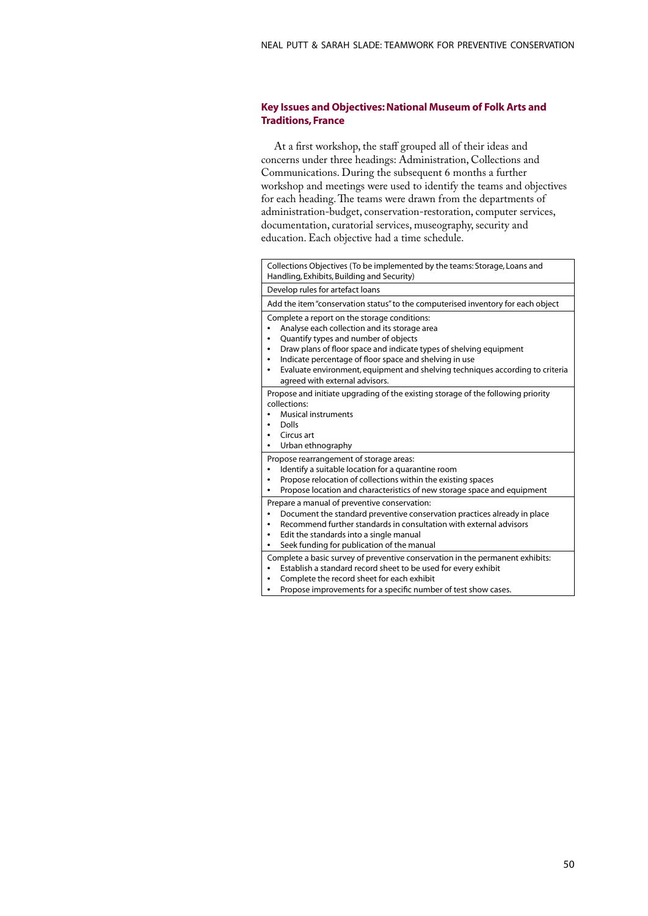### Key Issues and Objectives: National Museum of Folk Arts and Traditions, France

At a first workshop, the staff grouped all of their ideas and concerns under three headings: Administration, Collections and Communications. During the subsequent 6 months a further workshop and meetings were used to identify the teams and objectives for each heading. The teams were drawn from the departments of administration-budget, conservation-restoration, computer services, documentation, curatorial services, museography, security and education. Each objective had a time schedule.

| Collections Objectives (To be implemented by the teams: Storage, Loans and Handling, Exhibits, Building and Security) |
|---|
| Develop rules for artefact loans |
| Add the item "conservation status" to the computerised inventory for each object |
| Complete a report on the storage conditions:<br>• Analyse each collection and its storage area<br>• Quantify types and number of objects<br>• Draw plans of floor space and indicate types of shelving equipment<br>• Indicate percentage of floor space and shelving in use<br>• Evaluate environment, equipment and shelving techniques according to criteria agreed with external advisors. |
| Propose and initiate upgrading of the existing storage of the following priority collections:<br>• Musical instruments<br>• Dolls<br>• Circus art<br>• Urban ethnography |
| Propose rearrangement of storage areas:<br>• Identify a suitable location for a quarantine room<br>• Propose relocation of collections within the existing spaces<br>• Propose location and characteristics of new storage space and equipment |
| Prepare a manual of preventive conservation:<br>• Document the standard preventive conservation practices already in place<br>• Recommend further standards in consultation with external advisors<br>• Edit the standards into a single manual<br>• Seek funding for publication of the manual |
| Complete a basic survey of preventive conservation in the permanent exhibits:<br>• Establish a standard record sheet to be used for every exhibit<br>• Complete the record sheet for each exhibit<br>• Propose improvements for a specific number of test show cases. |